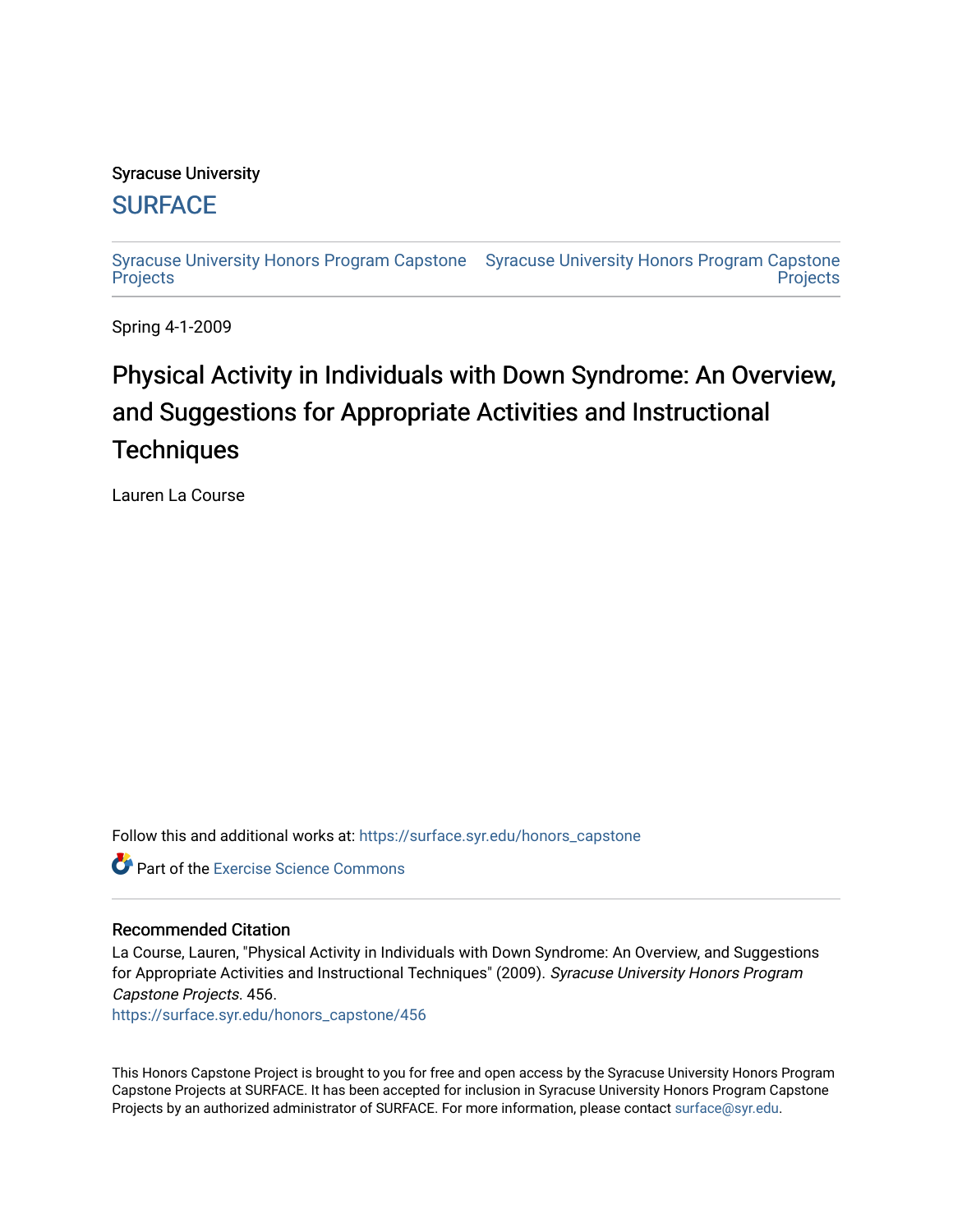Syracuse University

SURFACE

Syracuse University Honors Program Capstone Projects | Syracuse University Honors Program Capstone Projects

Spring 4-1-2009

# Physical Activity in Individuals with Down Syndrome: An Overview, and Suggestions for Appropriate Activities and Instructional Techniques

Lauren La Course

Follow this and additional works at: https://surface.syr.edu/honors_capstone

Part of the Exercise Science Commons

## Recommended Citation

La Course, Lauren, "Physical Activity in Individuals with Down Syndrome: An Overview, and Suggestions for Appropriate Activities and Instructional Techniques" (2009). *Syracuse University Honors Program Capstone Projects*. 456.
https://surface.syr.edu/honors_capstone/456

This Honors Capstone Project is brought to you for free and open access by the Syracuse University Honors Program Capstone Projects at SURFACE. It has been accepted for inclusion in Syracuse University Honors Program Capstone Projects by an authorized administrator of SURFACE. For more information, please contact surface@syr.edu.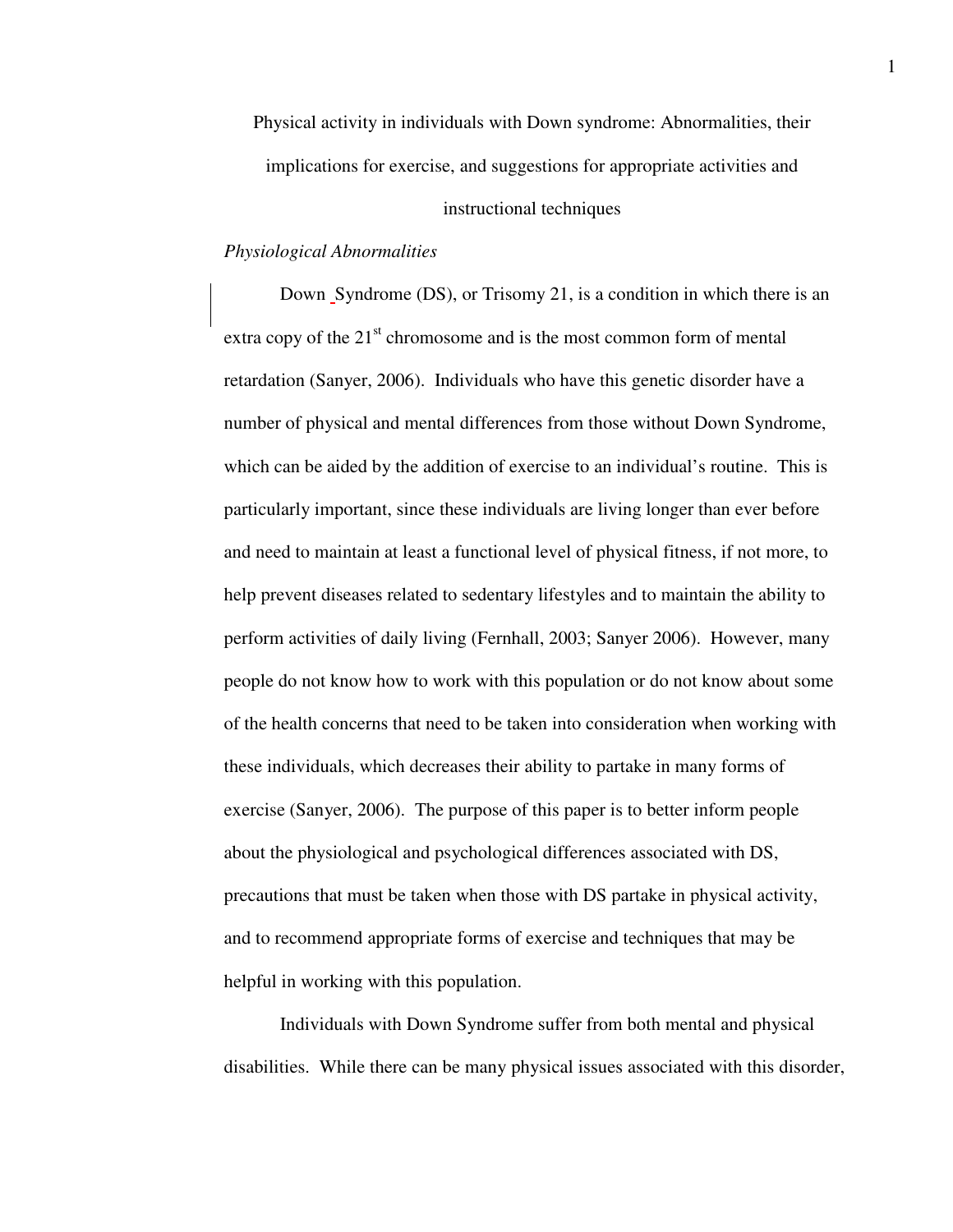Physical activity in individuals with Down syndrome: Abnormalities, their implications for exercise, and suggestions for appropriate activities and instructional techniques

*Physiological Abnormalities*

Down Syndrome (DS), or Trisomy 21, is a condition in which there is an extra copy of the 21st chromosome and is the most common form of mental retardation (Sanyer, 2006). Individuals who have this genetic disorder have a number of physical and mental differences from those without Down Syndrome, which can be aided by the addition of exercise to an individual's routine. This is particularly important, since these individuals are living longer than ever before and need to maintain at least a functional level of physical fitness, if not more, to help prevent diseases related to sedentary lifestyles and to maintain the ability to perform activities of daily living (Fernhall, 2003; Sanyer 2006). However, many people do not know how to work with this population or do not know about some of the health concerns that need to be taken into consideration when working with these individuals, which decreases their ability to partake in many forms of exercise (Sanyer, 2006). The purpose of this paper is to better inform people about the physiological and psychological differences associated with DS, precautions that must be taken when those with DS partake in physical activity, and to recommend appropriate forms of exercise and techniques that may be helpful in working with this population.

Individuals with Down Syndrome suffer from both mental and physical disabilities. While there can be many physical issues associated with this disorder,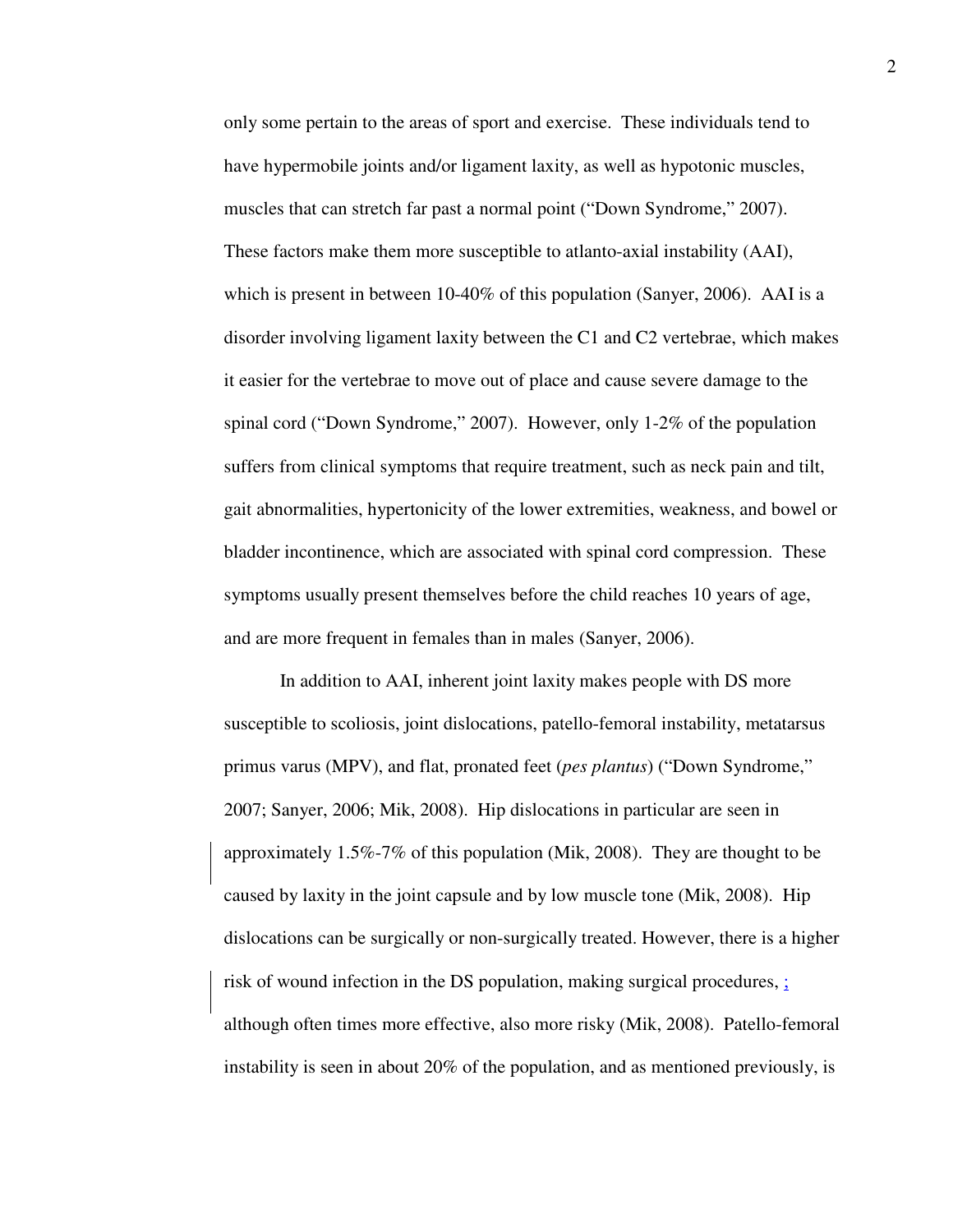only some pertain to the areas of sport and exercise. These individuals tend to have hypermobile joints and/or ligament laxity, as well as hypotonic muscles, muscles that can stretch far past a normal point ("Down Syndrome," 2007). These factors make them more susceptible to atlanto-axial instability (AAI), which is present in between 10-40% of this population (Sanyer, 2006). AAI is a disorder involving ligament laxity between the C1 and C2 vertebrae, which makes it easier for the vertebrae to move out of place and cause severe damage to the spinal cord ("Down Syndrome," 2007). However, only 1-2% of the population suffers from clinical symptoms that require treatment, such as neck pain and tilt, gait abnormalities, hypertonicity of the lower extremities, weakness, and bowel or bladder incontinence, which are associated with spinal cord compression. These symptoms usually present themselves before the child reaches 10 years of age, and are more frequent in females than in males (Sanyer, 2006).

In addition to AAI, inherent joint laxity makes people with DS more susceptible to scoliosis, joint dislocations, patello-femoral instability, metatarsus primus varus (MPV), and flat, pronated feet (*pes plantus*) ("Down Syndrome," 2007; Sanyer, 2006; Mik, 2008). Hip dislocations in particular are seen in approximately 1.5%-7% of this population (Mik, 2008). They are thought to be caused by laxity in the joint capsule and by low muscle tone (Mik, 2008). Hip dislocations can be surgically or non-surgically treated. However, there is a higher risk of wound infection in the DS population, making surgical procedures, ; although often times more effective, also more risky (Mik, 2008). Patello-femoral instability is seen in about 20% of the population, and as mentioned previously, is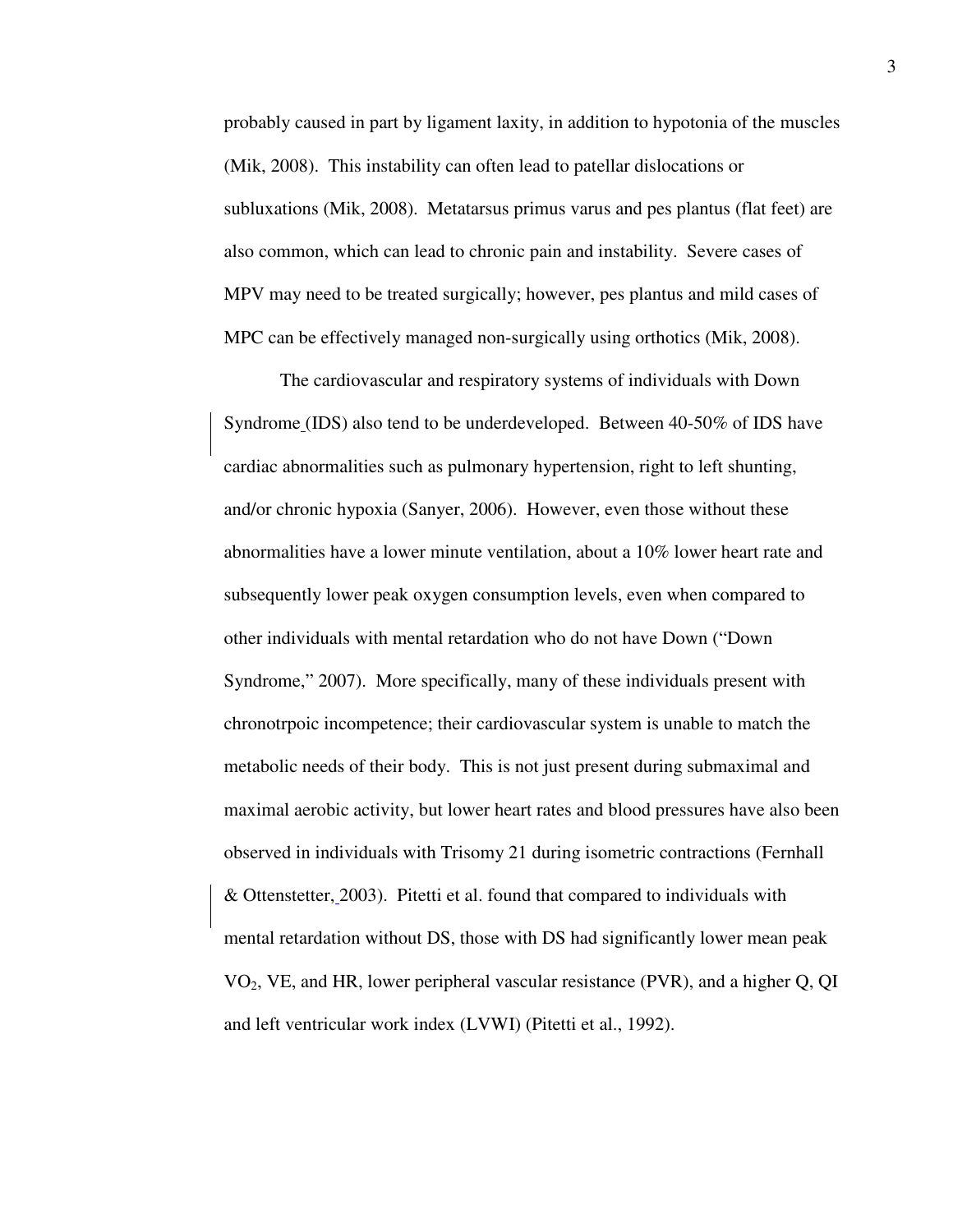probably caused in part by ligament laxity, in addition to hypotonia of the muscles (Mik, 2008). This instability can often lead to patellar dislocations or subluxations (Mik, 2008). Metatarsus primus varus and pes plantus (flat feet) are also common, which can lead to chronic pain and instability. Severe cases of MPV may need to be treated surgically; however, pes plantus and mild cases of MPC can be effectively managed non-surgically using orthotics (Mik, 2008).

The cardiovascular and respiratory systems of individuals with Down Syndrome (IDS) also tend to be underdeveloped. Between 40-50% of IDS have cardiac abnormalities such as pulmonary hypertension, right to left shunting, and/or chronic hypoxia (Sanyer, 2006). However, even those without these abnormalities have a lower minute ventilation, about a 10% lower heart rate and subsequently lower peak oxygen consumption levels, even when compared to other individuals with mental retardation who do not have Down ("Down Syndrome," 2007). More specifically, many of these individuals present with chronotrpoic incompetence; their cardiovascular system is unable to match the metabolic needs of their body. This is not just present during submaximal and maximal aerobic activity, but lower heart rates and blood pressures have also been observed in individuals with Trisomy 21 during isometric contractions (Fernhall & Ottenstetter, 2003). Pitetti et al. found that compared to individuals with mental retardation without DS, those with DS had significantly lower mean peak $VO_2$, VE, and HR, lower peripheral vascular resistance (PVR), and a higher Q, QI and left ventricular work index (LVWI) (Pitetti et al., 1992).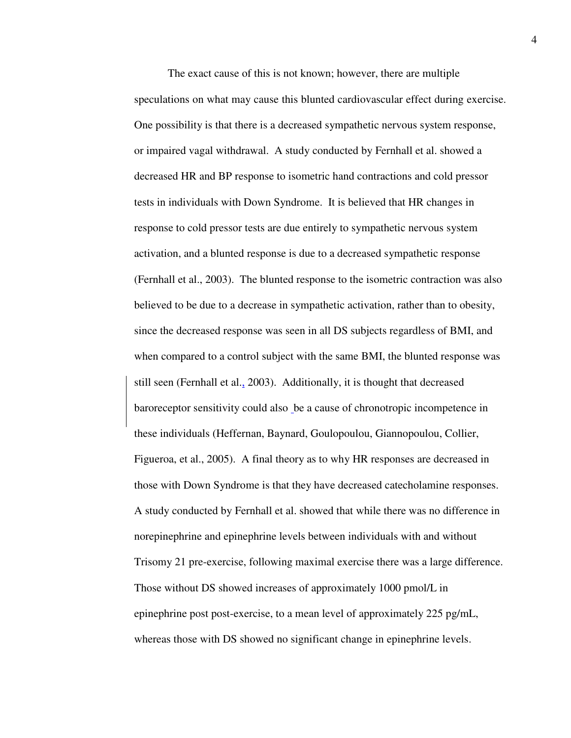The exact cause of this is not known; however, there are multiple speculations on what may cause this blunted cardiovascular effect during exercise. One possibility is that there is a decreased sympathetic nervous system response, or impaired vagal withdrawal. A study conducted by Fernhall et al. showed a decreased HR and BP response to isometric hand contractions and cold pressor tests in individuals with Down Syndrome. It is believed that HR changes in response to cold pressor tests are due entirely to sympathetic nervous system activation, and a blunted response is due to a decreased sympathetic response (Fernhall et al., 2003). The blunted response to the isometric contraction was also believed to be due to a decrease in sympathetic activation, rather than to obesity, since the decreased response was seen in all DS subjects regardless of BMI, and when compared to a control subject with the same BMI, the blunted response was still seen (Fernhall et al., 2003). Additionally, it is thought that decreased baroreceptor sensitivity could also be a cause of chronotropic incompetence in these individuals (Heffernan, Baynard, Goulopoulou, Giannopoulou, Collier, Figueroa, et al., 2005). A final theory as to why HR responses are decreased in those with Down Syndrome is that they have decreased catecholamine responses. A study conducted by Fernhall et al. showed that while there was no difference in norepinephrine and epinephrine levels between individuals with and without Trisomy 21 pre-exercise, following maximal exercise there was a large difference. Those without DS showed increases of approximately 1000 pmol/L in epinephrine post post-exercise, to a mean level of approximately 225 pg/mL, whereas those with DS showed no significant change in epinephrine levels.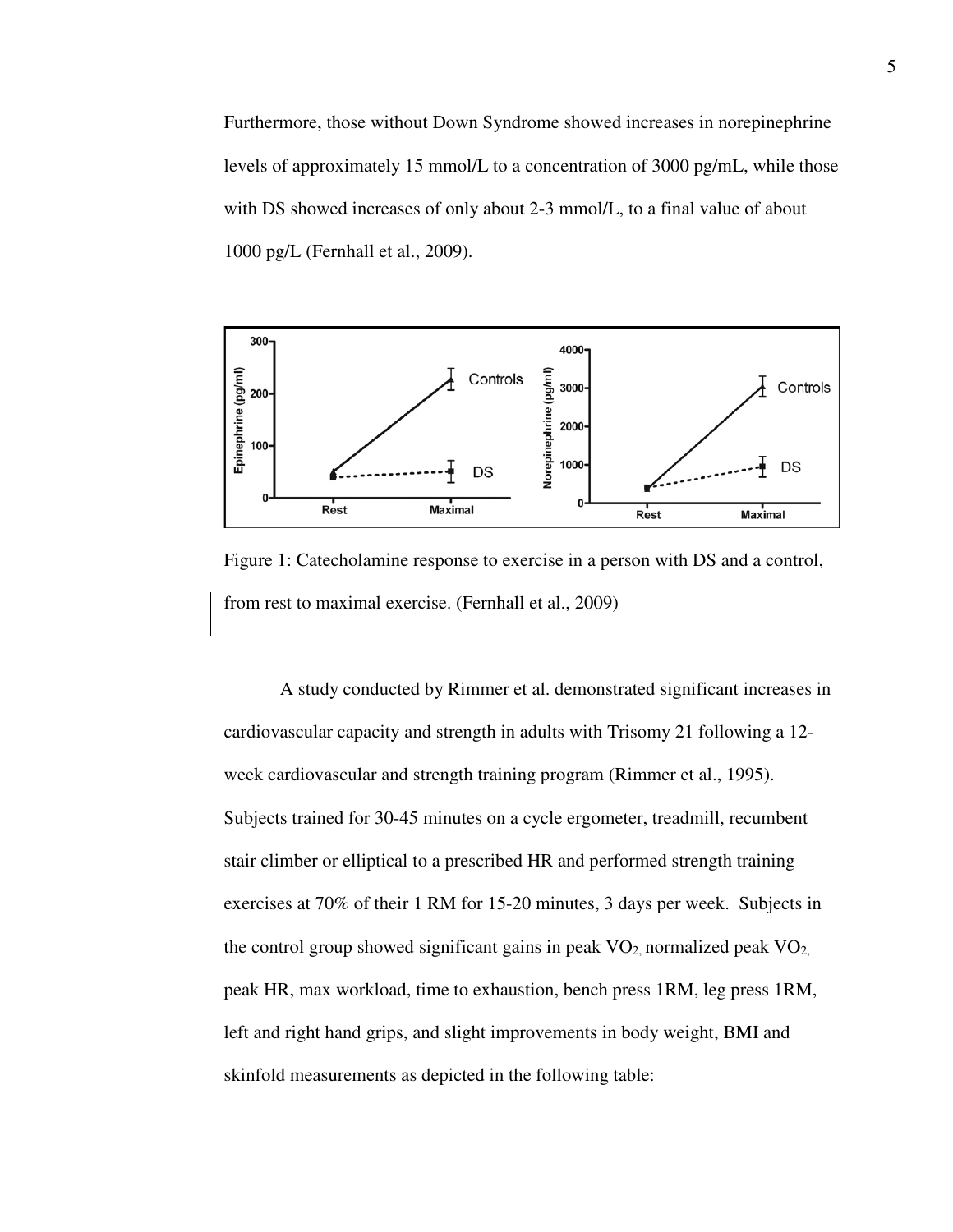Furthermore, those without Down Syndrome showed increases in norepinephrine levels of approximately 15 mmol/L to a concentration of 3000 pg/mL, while those with DS showed increases of only about 2-3 mmol/L, to a final value of about 1000 pg/L (Fernhall et al., 2009).

Figure 1: Catecholamine response to exercise in a person with DS and a control, from rest to maximal exercise. (Fernhall et al., 2009)

A study conducted by Rimmer et al. demonstrated significant increases in cardiovascular capacity and strength in adults with Trisomy 21 following a 12-week cardiovascular and strength training program (Rimmer et al., 1995). Subjects trained for 30-45 minutes on a cycle ergometer, treadmill, recumbent stair climber or elliptical to a prescribed HR and performed strength training exercises at 70% of their 1 RM for 15-20 minutes, 3 days per week. Subjects in the control group showed significant gains in peak $VO_2$, normalized peak $VO_2$, peak HR, max workload, time to exhaustion, bench press 1RM, leg press 1RM, left and right hand grips, and slight improvements in body weight, BMI and skinfold measurements as depicted in the following table: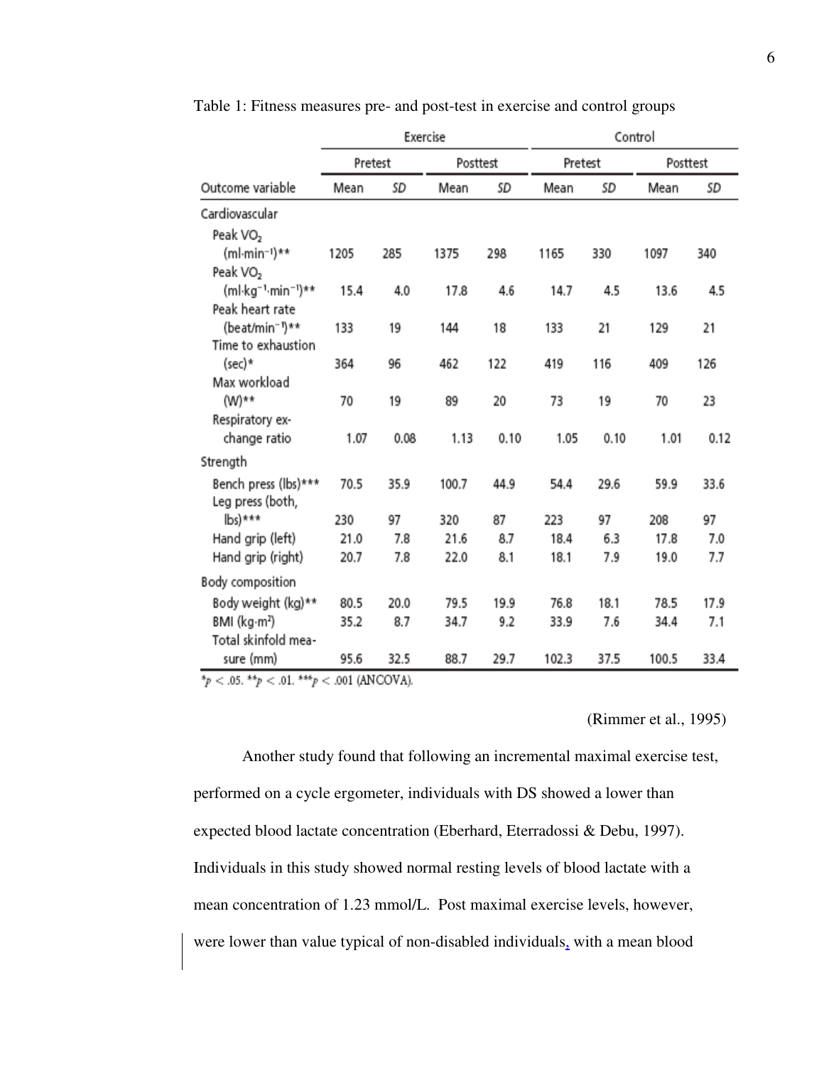Table 1: Fitness measures pre- and post-test in exercise and control groups

| | Exercise | | | | Control | | | |
|---|---|---|---|---|---|---|---|---|
| | Pretest | | Posttest | | Pretest | | Posttest | |
| Outcome variable | Mean | SD | Mean | SD | Mean | SD | Mean | SD |
| Cardiovascular | | | | | | | | |
| Peak $VO_2$ ($ml{\cdot}min^{-1}$)** | 1205 | 285 | 1375 | 298 | 1165 | 330 | 1097 | 340 |
| Peak $VO_2$ ($ml{\cdot}kg^{-1}{\cdot}min^{-1}$)** | 15.4 | 4.0 | 17.8 | 4.6 | 14.7 | 4.5 | 13.6 | 4.5 |
| Peak heart rate (beat/$min^{-1}$)** | 133 | 19 | 144 | 18 | 133 | 21 | 129 | 21 |
| Time to exhaustion (sec)* | 364 | 96 | 462 | 122 | 419 | 116 | 409 | 126 |
| Max workload (W)** | 70 | 19 | 89 | 20 | 73 | 19 | 70 | 23 |
| Respiratory exchange ratio | 1.07 | 0.08 | 1.13 | 0.10 | 1.05 | 0.10 | 1.01 | 0.12 |
| Strength | | | | | | | | |
| Bench press (lbs)*** | 70.5 | 35.9 | 100.7 | 44.9 | 54.4 | 29.6 | 59.9 | 33.6 |
| Leg press (both, lbs)*** | 230 | 97 | 320 | 87 | 223 | 97 | 208 | 97 |
| Hand grip (left) | 21.0 | 7.8 | 21.6 | 8.7 | 18.4 | 6.3 | 17.8 | 7.0 |
| Hand grip (right) | 20.7 | 7.8 | 22.0 | 8.1 | 18.1 | 7.9 | 19.0 | 7.7 |
| Body composition | | | | | | | | |
| Body weight (kg)** | 80.5 | 20.0 | 79.5 | 19.9 | 76.8 | 18.1 | 78.5 | 17.9 |
| BMI ($kg{\cdot}m^2$) | 35.2 | 8.7 | 34.7 | 9.2 | 33.9 | 7.6 | 34.4 | 7.1 |
| Total skinfold measure (mm) | 95.6 | 32.5 | 88.7 | 29.7 | 102.3 | 37.5 | 100.5 | 33.4 |

*$p < .05$. **$p < .01$. ***$p < .001$ (ANCOVA).

(Rimmer et al., 1995)

Another study found that following an incremental maximal exercise test, performed on a cycle ergometer, individuals with DS showed a lower than expected blood lactate concentration (Eberhard, Eterradossi & Debu, 1997). Individuals in this study showed normal resting levels of blood lactate with a mean concentration of 1.23 mmol/L. Post maximal exercise levels, however, were lower than value typical of non-disabled individuals, with a mean blood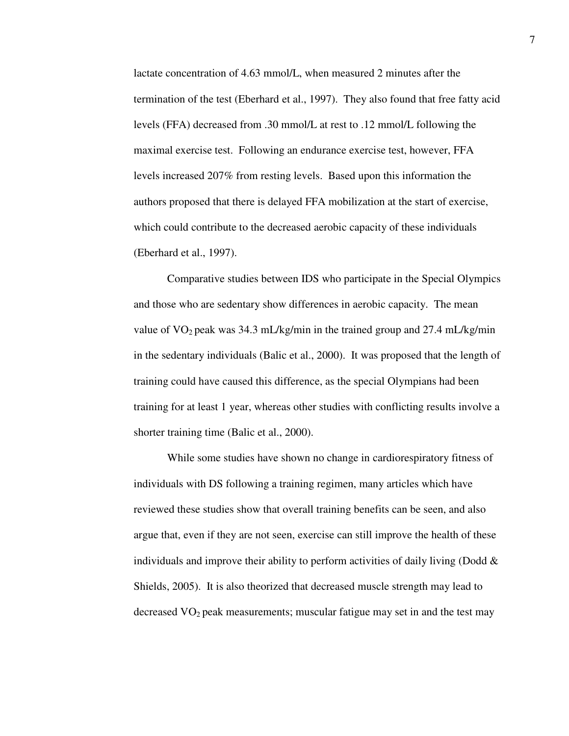lactate concentration of 4.63 mmol/L, when measured 2 minutes after the termination of the test (Eberhard et al., 1997). They also found that free fatty acid levels (FFA) decreased from .30 mmol/L at rest to .12 mmol/L following the maximal exercise test. Following an endurance exercise test, however, FFA levels increased 207% from resting levels. Based upon this information the authors proposed that there is delayed FFA mobilization at the start of exercise, which could contribute to the decreased aerobic capacity of these individuals (Eberhard et al., 1997).

Comparative studies between IDS who participate in the Special Olympics and those who are sedentary show differences in aerobic capacity. The mean value of $VO_2$ peak was 34.3 mL/kg/min in the trained group and 27.4 mL/kg/min in the sedentary individuals (Balic et al., 2000). It was proposed that the length of training could have caused this difference, as the special Olympians had been training for at least 1 year, whereas other studies with conflicting results involve a shorter training time (Balic et al., 2000).

While some studies have shown no change in cardiorespiratory fitness of individuals with DS following a training regimen, many articles which have reviewed these studies show that overall training benefits can be seen, and also argue that, even if they are not seen, exercise can still improve the health of these individuals and improve their ability to perform activities of daily living (Dodd & Shields, 2005). It is also theorized that decreased muscle strength may lead to decreased $VO_2$ peak measurements; muscular fatigue may set in and the test may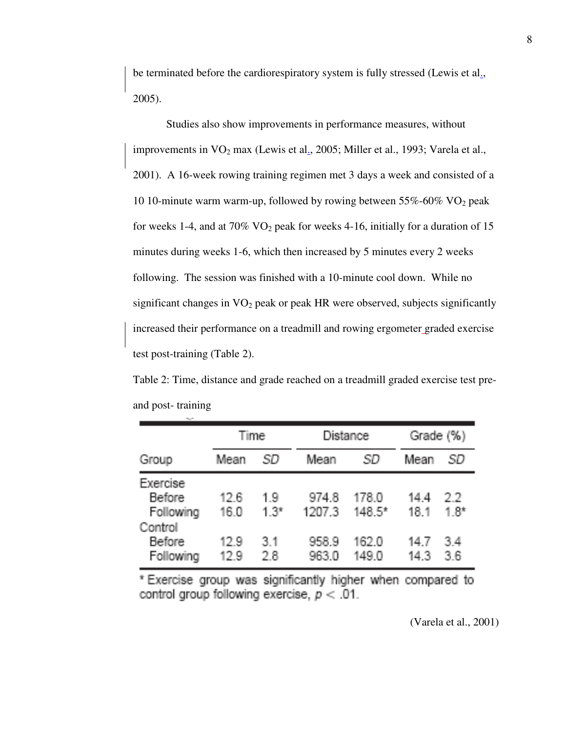be terminated before the cardiorespiratory system is fully stressed (Lewis et al., 2005).

Studies also show improvements in performance measures, without improvements in $VO_2$ max (Lewis et al., 2005; Miller et al., 1993; Varela et al., 2001). A 16-week rowing training regimen met 3 days a week and consisted of a 10 10-minute warm warm-up, followed by rowing between 55%-60% $VO_2$ peak for weeks 1-4, and at 70% $VO_2$ peak for weeks 4-16, initially for a duration of 15 minutes during weeks 1-6, which then increased by 5 minutes every 2 weeks following. The session was finished with a 10-minute cool down. While no significant changes in $VO_2$ peak or peak HR were observed, subjects significantly increased their performance on a treadmill and rowing ergometer graded exercise test post-training (Table 2).

Table 2: Time, distance and grade reached on a treadmill graded exercise test pre- and post- training

| | Time | | Distance | | Grade (%) | |
|---|---|---|---|---|---|---|
| Group | Mean | *SD* | Mean | *SD* | Mean | *SD* |
| Exercise | | | | | | |
| Before | 12.6 | 1.9 | 974.8 | 178.0 | 14.4 | 2.2 |
| Following | 16.0 | 1.3* | 1207.3 | 148.5* | 18.1 | 1.8* |
| Control | | | | | | |
| Before | 12.9 | 3.1 | 958.9 | 162.0 | 14.7 | 3.4 |
| Following | 12.9 | 2.8 | 963.0 | 149.0 | 14.3 | 3.6 |

* Exercise group was significantly higher when compared to control group following exercise, $p < .01$.

(Varela et al., 2001)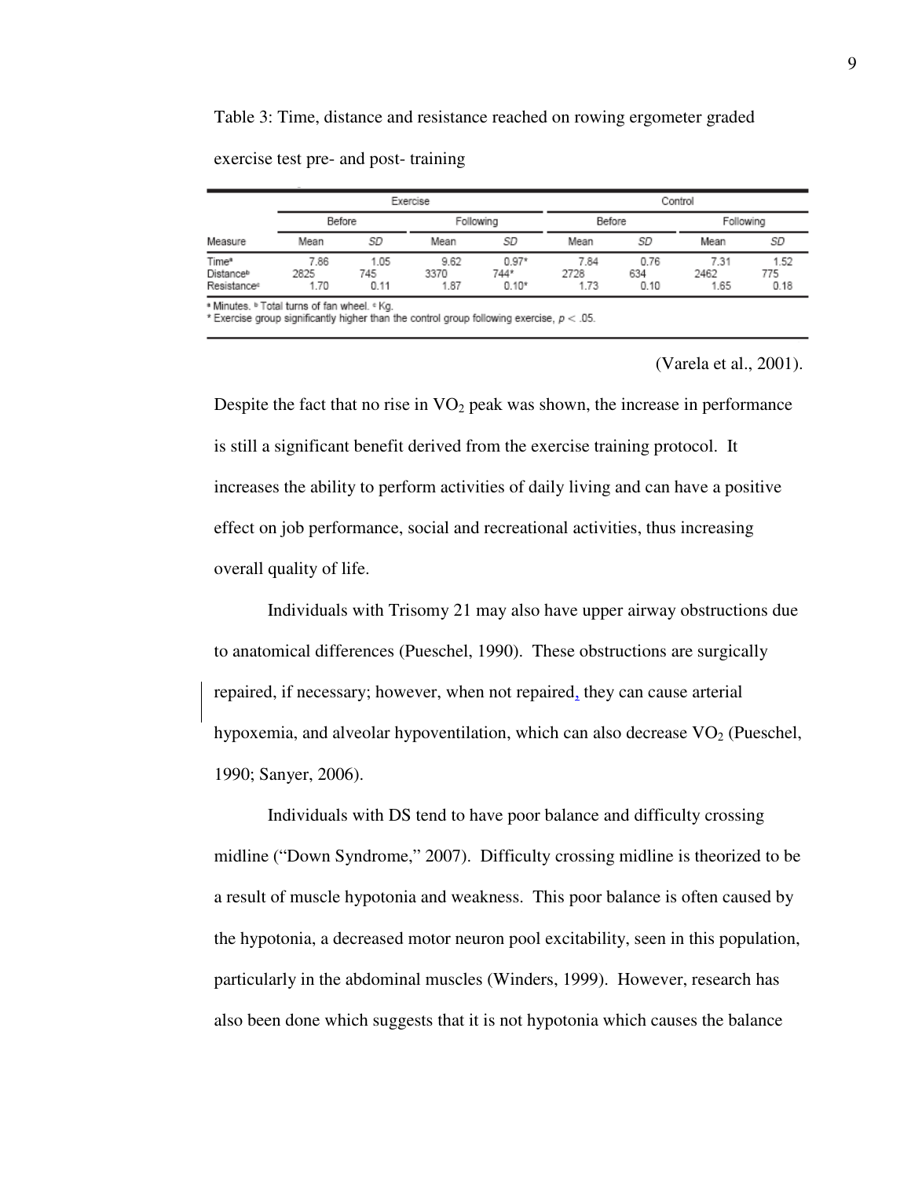Table 3: Time, distance and resistance reached on rowing ergometer graded exercise test pre- and post- training

| | Exercise | | | | Control | | | |
|---|---|---|---|---|---|---|---|---|
| | Before | | Following | | Before | | Following | |
| Measure | Mean | *SD* | Mean | *SD* | Mean | *SD* | Mean | *SD* |
| Time[a] | 7.86 | 1.05 | 9.62 | 0.97* | 7.84 | 0.76 | 7.31 | 1.52 |
| Distance[b] | 2825 | 745 | 3370 | 744* | 2728 | 634 | 2462 | 775 |
| Resistance[c] | 1.70 | 0.11 | 1.87 | 0.10* | 1.73 | 0.10 | 1.65 | 0.18 |

[a] Minutes. [b] Total turns of fan wheel. [c] Kg.
* Exercise group significantly higher than the control group following exercise, $p < .05$.

(Varela et al., 2001).

Despite the fact that no rise in $VO_2$ peak was shown, the increase in performance is still a significant benefit derived from the exercise training protocol. It increases the ability to perform activities of daily living and can have a positive effect on job performance, social and recreational activities, thus increasing overall quality of life.

Individuals with Trisomy 21 may also have upper airway obstructions due to anatomical differences (Pueschel, 1990). These obstructions are surgically repaired, if necessary; however, when not repaired, they can cause arterial hypoxemia, and alveolar hypoventilation, which can also decrease $VO_2$ (Pueschel, 1990; Sanyer, 2006).

Individuals with DS tend to have poor balance and difficulty crossing midline ("Down Syndrome," 2007). Difficulty crossing midline is theorized to be a result of muscle hypotonia and weakness. This poor balance is often caused by the hypotonia, a decreased motor neuron pool excitability, seen in this population, particularly in the abdominal muscles (Winders, 1999). However, research has also been done which suggests that it is not hypotonia which causes the balance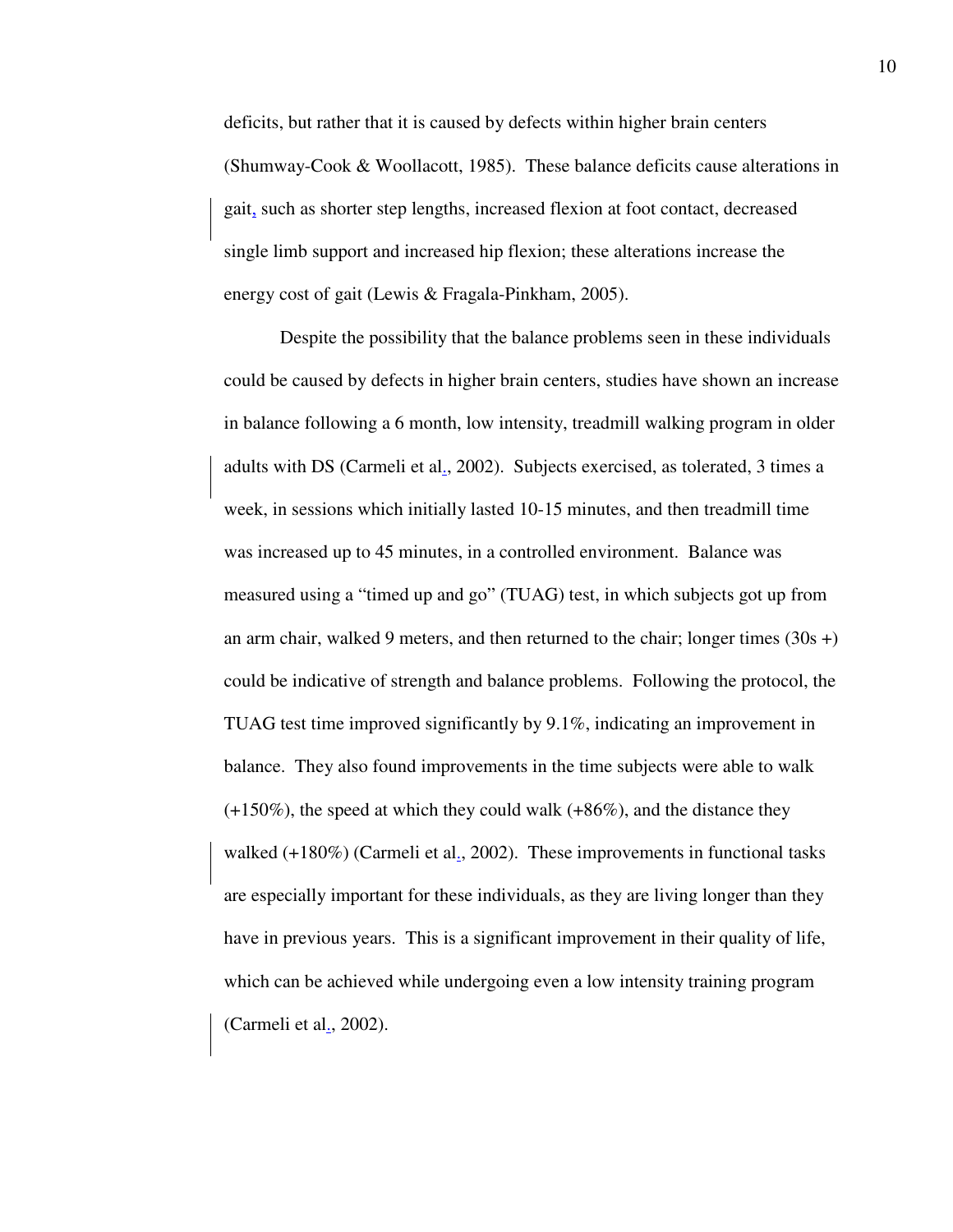deficits, but rather that it is caused by defects within higher brain centers (Shumway-Cook & Woollacott, 1985). These balance deficits cause alterations in gait, such as shorter step lengths, increased flexion at foot contact, decreased single limb support and increased hip flexion; these alterations increase the energy cost of gait (Lewis & Fragala-Pinkham, 2005).

Despite the possibility that the balance problems seen in these individuals could be caused by defects in higher brain centers, studies have shown an increase in balance following a 6 month, low intensity, treadmill walking program in older adults with DS (Carmeli et al., 2002). Subjects exercised, as tolerated, 3 times a week, in sessions which initially lasted 10-15 minutes, and then treadmill time was increased up to 45 minutes, in a controlled environment. Balance was measured using a "timed up and go" (TUAG) test, in which subjects got up from an arm chair, walked 9 meters, and then returned to the chair; longer times (30s +) could be indicative of strength and balance problems. Following the protocol, the TUAG test time improved significantly by 9.1%, indicating an improvement in balance. They also found improvements in the time subjects were able to walk (+150%), the speed at which they could walk (+86%), and the distance they walked (+180%) (Carmeli et al., 2002). These improvements in functional tasks are especially important for these individuals, as they are living longer than they have in previous years. This is a significant improvement in their quality of life, which can be achieved while undergoing even a low intensity training program (Carmeli et al., 2002).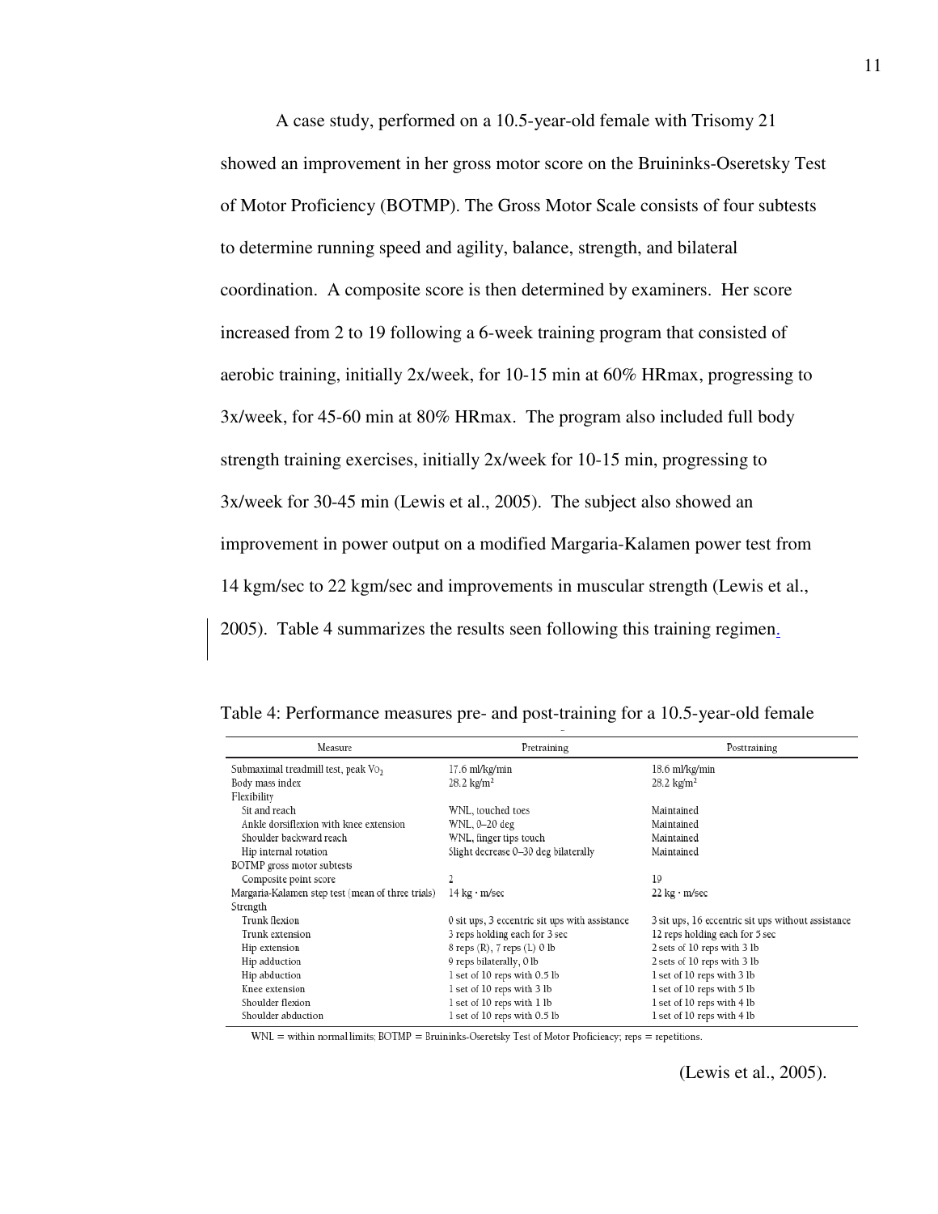A case study, performed on a 10.5-year-old female with Trisomy 21 showed an improvement in her gross motor score on the Bruininks-Oseretsky Test of Motor Proficiency (BOTMP). The Gross Motor Scale consists of four subtests to determine running speed and agility, balance, strength, and bilateral coordination. A composite score is then determined by examiners. Her score increased from 2 to 19 following a 6-week training program that consisted of aerobic training, initially 2x/week, for 10-15 min at 60% HRmax, progressing to 3x/week, for 45-60 min at 80% HRmax. The program also included full body strength training exercises, initially 2x/week for 10-15 min, progressing to 3x/week for 30-45 min (Lewis et al., 2005). The subject also showed an improvement in power output on a modified Margaria-Kalamen power test from 14 kgm/sec to 22 kgm/sec and improvements in muscular strength (Lewis et al., 2005). Table 4 summarizes the results seen following this training regimen.

Table 4: Performance measures pre- and post-training for a 10.5-year-old female

| Measure | Pretraining | Posttraining |
|---|---|---|
| Submaximal treadmill test, peak $VO_2$ | 17.6 ml/kg/min | 18.6 ml/kg/min |
| Body mass index | 28.2 kg/m² | 28.2 kg/m² |
| Flexibility | | |
| Sit and reach | WNL, touched toes | Maintained |
| Ankle dorsiflexion with knee extension | WNL, 0–20 deg | Maintained |
| Shoulder backward reach | WNL, finger tips touch | Maintained |
| Hip internal rotation | Slight decrease 0–30 deg bilaterally | Maintained |
| BOTMP gross motor subtests | | |
| Composite point score | 2 | 19 |
| Margaria-Kalamen step test (mean of three trials) | 14 kg · m/sec | 22 kg · m/sec |
| Strength | | |
| Trunk flexion | 0 sit ups, 3 eccentric sit ups with assistance | 3 sit ups, 16 eccentric sit ups without assistance |
| Trunk extension | 3 reps holding each for 3 sec | 12 reps holding each for 5 sec |
| Hip extension | 8 reps (R), 7 reps (L) 0 lb | 2 sets of 10 reps with 3 lb |
| Hip adduction | 9 reps bilaterally, 0 lb | 2 sets of 10 reps with 3 lb |
| Hip abduction | 1 set of 10 reps with 0.5 lb | 1 set of 10 reps with 3 lb |
| Knee extension | 1 set of 10 reps with 3 lb | 1 set of 10 reps with 5 lb |
| Shoulder flexion | 1 set of 10 reps with 1 lb | 1 set of 10 reps with 4 lb |
| Shoulder abduction | 1 set of 10 reps with 0.5 lb | 1 set of 10 reps with 4 lb |

WNL = within normal limits; BOTMP = Bruininks-Oseretsky Test of Motor Proficiency; reps = repetitions.

(Lewis et al., 2005).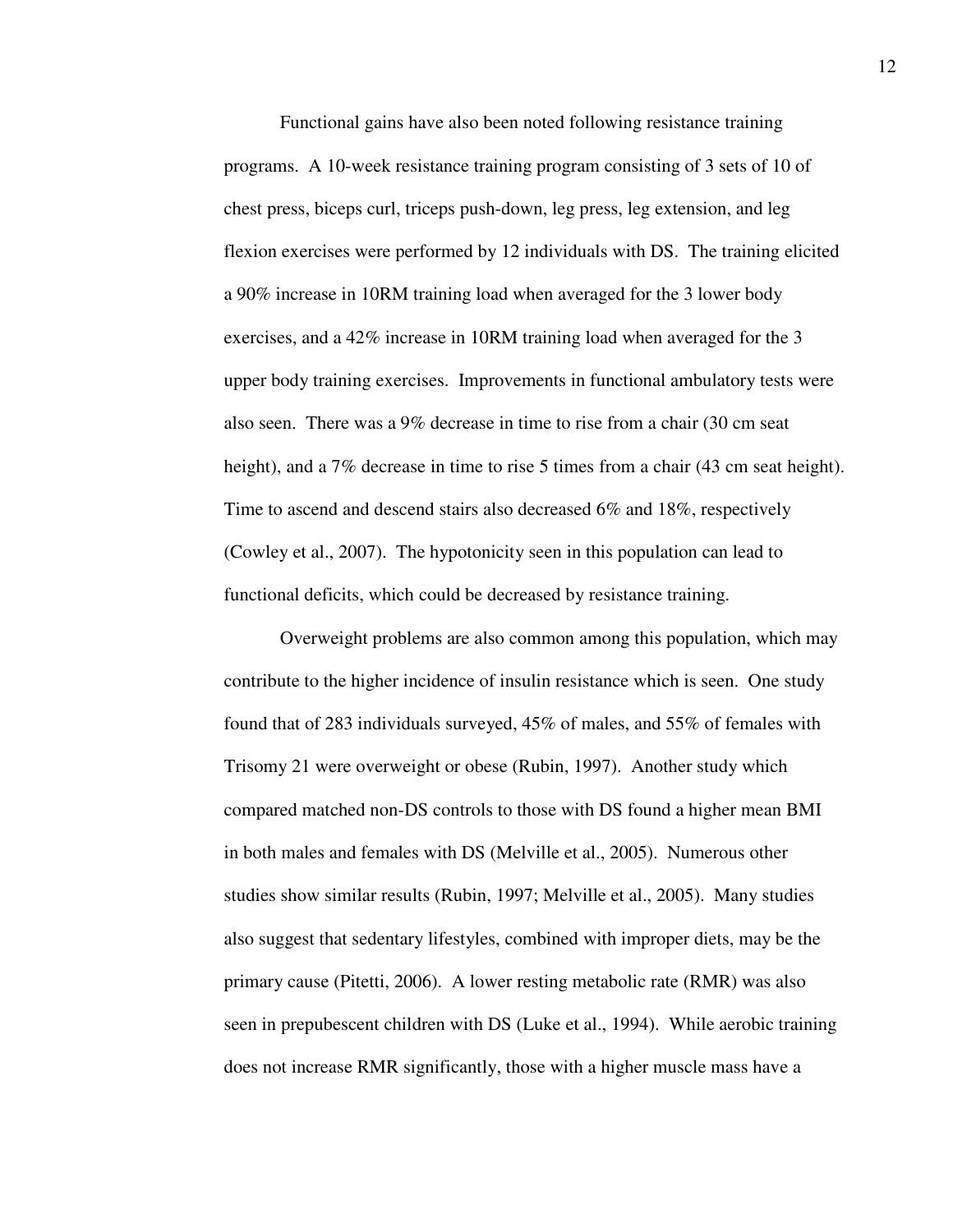Functional gains have also been noted following resistance training programs. A 10-week resistance training program consisting of 3 sets of 10 of chest press, biceps curl, triceps push-down, leg press, leg extension, and leg flexion exercises were performed by 12 individuals with DS. The training elicited a 90% increase in 10RM training load when averaged for the 3 lower body exercises, and a 42% increase in 10RM training load when averaged for the 3 upper body training exercises. Improvements in functional ambulatory tests were also seen. There was a 9% decrease in time to rise from a chair (30 cm seat height), and a 7% decrease in time to rise 5 times from a chair (43 cm seat height). Time to ascend and descend stairs also decreased 6% and 18%, respectively (Cowley et al., 2007). The hypotonicity seen in this population can lead to functional deficits, which could be decreased by resistance training.

Overweight problems are also common among this population, which may contribute to the higher incidence of insulin resistance which is seen. One study found that of 283 individuals surveyed, 45% of males, and 55% of females with Trisomy 21 were overweight or obese (Rubin, 1997). Another study which compared matched non-DS controls to those with DS found a higher mean BMI in both males and females with DS (Melville et al., 2005). Numerous other studies show similar results (Rubin, 1997; Melville et al., 2005). Many studies also suggest that sedentary lifestyles, combined with improper diets, may be the primary cause (Pitetti, 2006). A lower resting metabolic rate (RMR) was also seen in prepubescent children with DS (Luke et al., 1994). While aerobic training does not increase RMR significantly, those with a higher muscle mass have a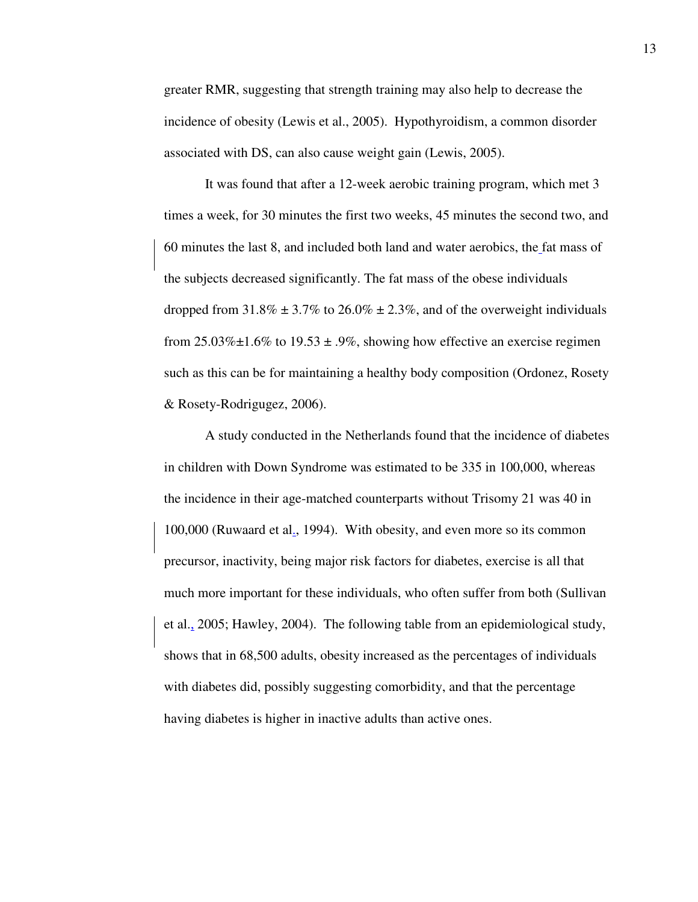greater RMR, suggesting that strength training may also help to decrease the incidence of obesity (Lewis et al., 2005). Hypothyroidism, a common disorder associated with DS, can also cause weight gain (Lewis, 2005).

It was found that after a 12-week aerobic training program, which met 3 times a week, for 30 minutes the first two weeks, 45 minutes the second two, and 60 minutes the last 8, and included both land and water aerobics, the fat mass of the subjects decreased significantly. The fat mass of the obese individuals dropped from 31.8% ± 3.7% to 26.0% ± 2.3%, and of the overweight individuals from 25.03%±1.6% to 19.53 ± .9%, showing how effective an exercise regimen such as this can be for maintaining a healthy body composition (Ordonez, Rosety & Rosety-Rodrigugez, 2006).

A study conducted in the Netherlands found that the incidence of diabetes in children with Down Syndrome was estimated to be 335 in 100,000, whereas the incidence in their age-matched counterparts without Trisomy 21 was 40 in 100,000 (Ruwaard et al., 1994). With obesity, and even more so its common precursor, inactivity, being major risk factors for diabetes, exercise is all that much more important for these individuals, who often suffer from both (Sullivan et al., 2005; Hawley, 2004). The following table from an epidemiological study, shows that in 68,500 adults, obesity increased as the percentages of individuals with diabetes did, possibly suggesting comorbidity, and that the percentage having diabetes is higher in inactive adults than active ones.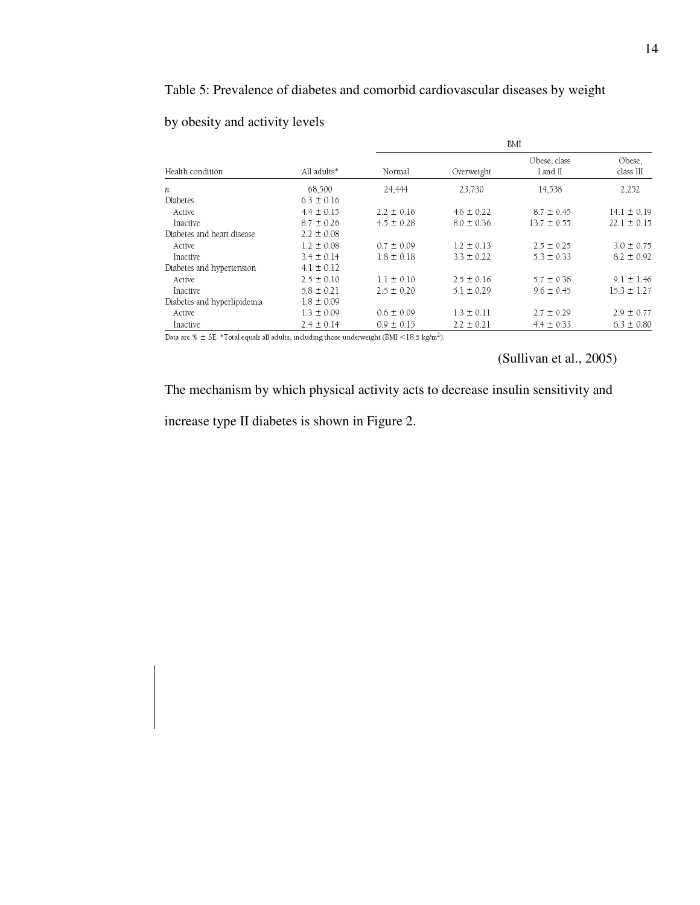Table 5: Prevalence of diabetes and comorbid cardiovascular diseases by weight by obesity and activity levels

| Health condition | All adults* | BMI | | | |
|---|---|---|---|---|---|
| | | Normal | Overweight | Obese, class I and II | Obese, class III |
| *n* | 68,500 | 24,444 | 23,730 | 14,538 | 2,252 |
| Diabetes | 6.3 ± 0.16 | | | | |
| Active | 4.4 ± 0.15 | 2.2 ± 0.16 | 4.6 ± 0.22 | 8.7 ± 0.45 | 14.1 ± 0.19 |
| Inactive | 8.7 ± 0.26 | 4.5 ± 0.28 | 8.0 ± 0.36 | 13.7 ± 0.55 | 22.1 ± 0.15 |
| Diabetes and heart disease | 2.2 ± 0.08 | | | | |
| Active | 1.2 ± 0.08 | 0.7 ± 0.09 | 1.2 ± 0.13 | 2.5 ± 0.25 | 3.0 ± 0.75 |
| Inactive | 3.4 ± 0.14 | 1.8 ± 0.18 | 3.3 ± 0.22 | 5.3 ± 0.33 | 8.2 ± 0.92 |
| Diabetes and hypertension | 4.1 ± 0.12 | | | | |
| Active | 2.5 ± 0.10 | 1.1 ± 0.10 | 2.5 ± 0.16 | 5.7 ± 0.36 | 9.1 ± 1.46 |
| Inactive | 5.8 ± 0.21 | 2.5 ± 0.20 | 5.1 ± 0.29 | 9.6 ± 0.45 | 15.3 ± 1.27 |
| Diabetes and hyperlipidemia | 1.8 ± 0.09 | | | | |
| Active | 1.3 ± 0.09 | 0.6 ± 0.09 | 1.3 ± 0.11 | 2.7 ± 0.29 | 2.9 ± 0.77 |
| Inactive | 2.4 ± 0.14 | 0.9 ± 0.15 | 2.2 ± 0.21 | 4.4 ± 0.33 | 6.3 ± 0.80 |

Data are % ± SE. *Total equals all adults, including those underweight (BMI <18.5 kg/m$^2$).

(Sullivan et al., 2005)

The mechanism by which physical activity acts to decrease insulin sensitivity and increase type II diabetes is shown in Figure 2.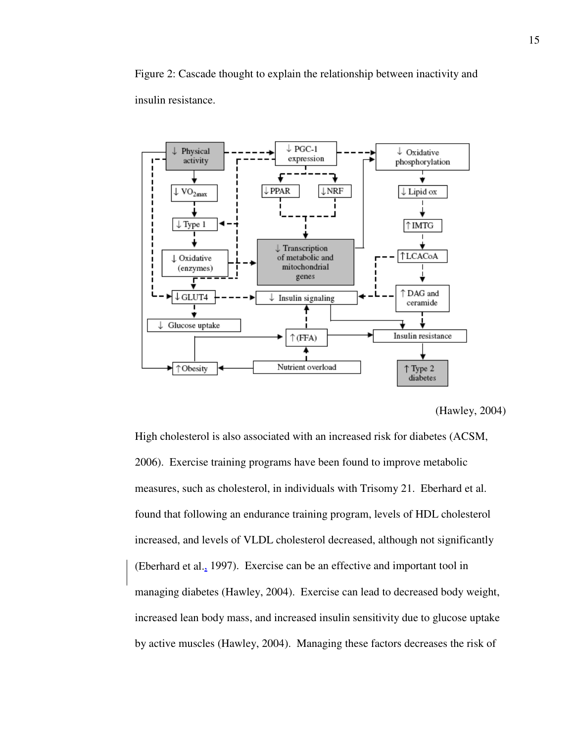Figure 2: Cascade thought to explain the relationship between inactivity and insulin resistance.

(Hawley, 2004)

High cholesterol is also associated with an increased risk for diabetes (ACSM, 2006). Exercise training programs have been found to improve metabolic measures, such as cholesterol, in individuals with Trisomy 21. Eberhard et al. found that following an endurance training program, levels of HDL cholesterol increased, and levels of VLDL cholesterol decreased, although not significantly (Eberhard et al., 1997). Exercise can be an effective and important tool in managing diabetes (Hawley, 2004). Exercise can lead to decreased body weight, increased lean body mass, and increased insulin sensitivity due to glucose uptake by active muscles (Hawley, 2004). Managing these factors decreases the risk of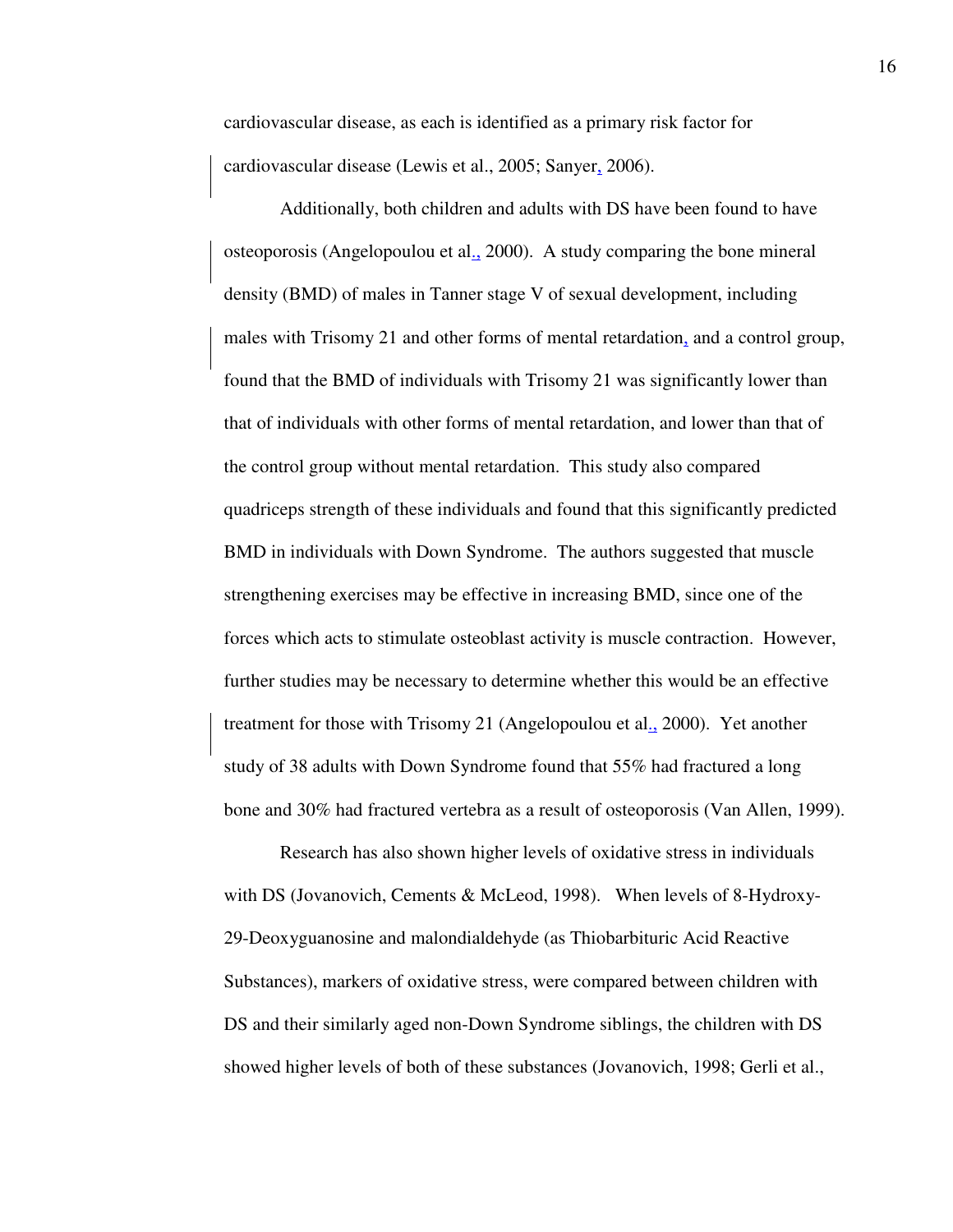cardiovascular disease, as each is identified as a primary risk factor for cardiovascular disease (Lewis et al., 2005; Sanyer, 2006).

Additionally, both children and adults with DS have been found to have osteoporosis (Angelopoulou et al., 2000). A study comparing the bone mineral density (BMD) of males in Tanner stage V of sexual development, including males with Trisomy 21 and other forms of mental retardation, and a control group, found that the BMD of individuals with Trisomy 21 was significantly lower than that of individuals with other forms of mental retardation, and lower than that of the control group without mental retardation. This study also compared quadriceps strength of these individuals and found that this significantly predicted BMD in individuals with Down Syndrome. The authors suggested that muscle strengthening exercises may be effective in increasing BMD, since one of the forces which acts to stimulate osteoblast activity is muscle contraction. However, further studies may be necessary to determine whether this would be an effective treatment for those with Trisomy 21 (Angelopoulou et al., 2000). Yet another study of 38 adults with Down Syndrome found that 55% had fractured a long bone and 30% had fractured vertebra as a result of osteoporosis (Van Allen, 1999).

Research has also shown higher levels of oxidative stress in individuals with DS (Jovanovich, Cements & McLeod, 1998). When levels of 8-Hydroxy-29-Deoxyguanosine and malondialdehyde (as Thiobarbituric Acid Reactive Substances), markers of oxidative stress, were compared between children with DS and their similarly aged non-Down Syndrome siblings, the children with DS showed higher levels of both of these substances (Jovanovich, 1998; Gerli et al.,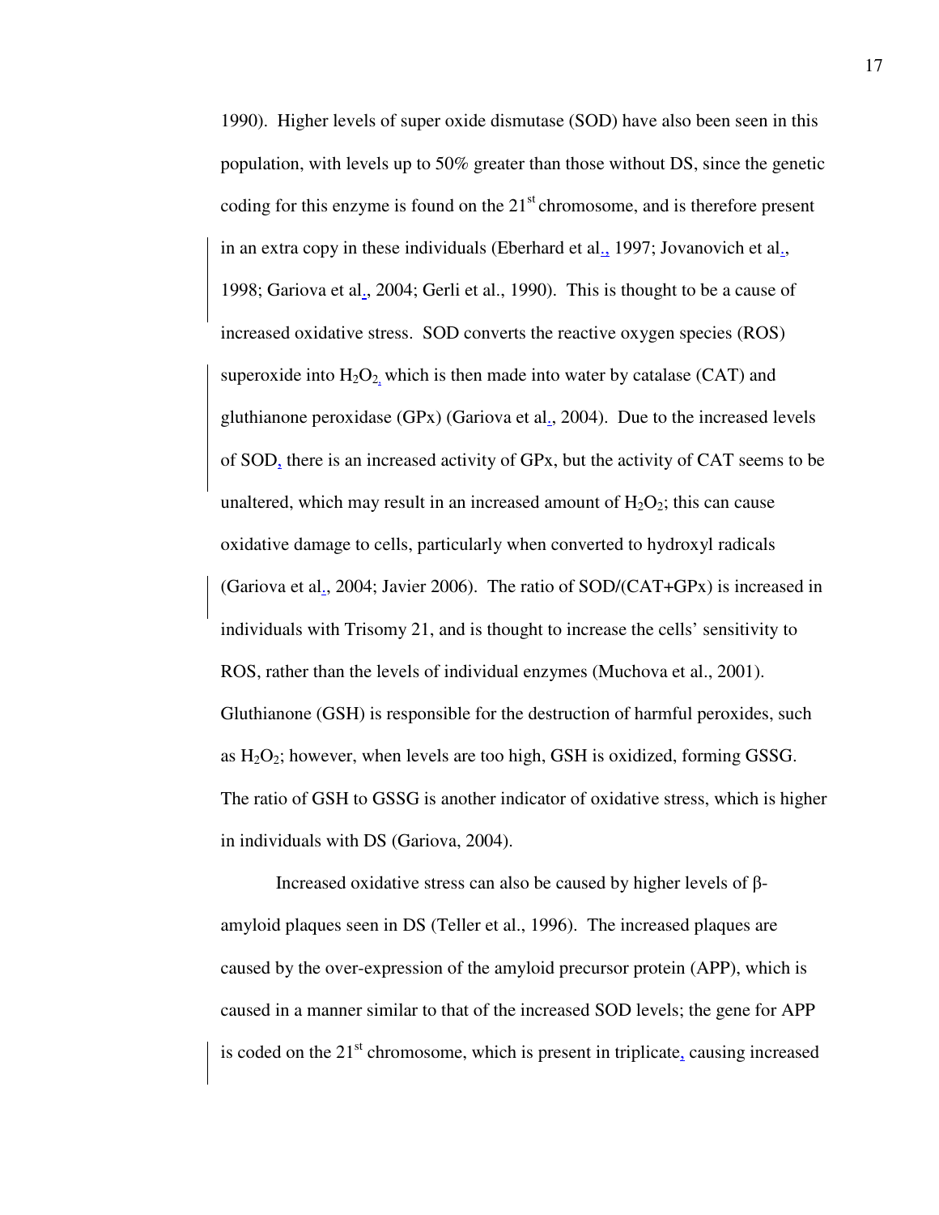1990). Higher levels of super oxide dismutase (SOD) have also been seen in this population, with levels up to 50% greater than those without DS, since the genetic coding for this enzyme is found on the 21st chromosome, and is therefore present in an extra copy in these individuals (Eberhard et al., 1997; Jovanovich et al., 1998; Gariova et al., 2004; Gerli et al., 1990). This is thought to be a cause of increased oxidative stress. SOD converts the reactive oxygen species (ROS) superoxide into $H_2O_2$, which is then made into water by catalase (CAT) and gluthianone peroxidase (GPx) (Gariova et al., 2004). Due to the increased levels of SOD, there is an increased activity of GPx, but the activity of CAT seems to be unaltered, which may result in an increased amount of $H_2O_2$; this can cause oxidative damage to cells, particularly when converted to hydroxyl radicals (Gariova et al., 2004; Javier 2006). The ratio of SOD/(CAT+GPx) is increased in individuals with Trisomy 21, and is thought to increase the cells' sensitivity to ROS, rather than the levels of individual enzymes (Muchova et al., 2001). Gluthianone (GSH) is responsible for the destruction of harmful peroxides, such as $H_2O_2$; however, when levels are too high, GSH is oxidized, forming GSSG. The ratio of GSH to GSSG is another indicator of oxidative stress, which is higher in individuals with DS (Gariova, 2004).

Increased oxidative stress can also be caused by higher levels of β-amyloid plaques seen in DS (Teller et al., 1996). The increased plaques are caused by the over-expression of the amyloid precursor protein (APP), which is caused in a manner similar to that of the increased SOD levels; the gene for APP is coded on the 21st chromosome, which is present in triplicate, causing increased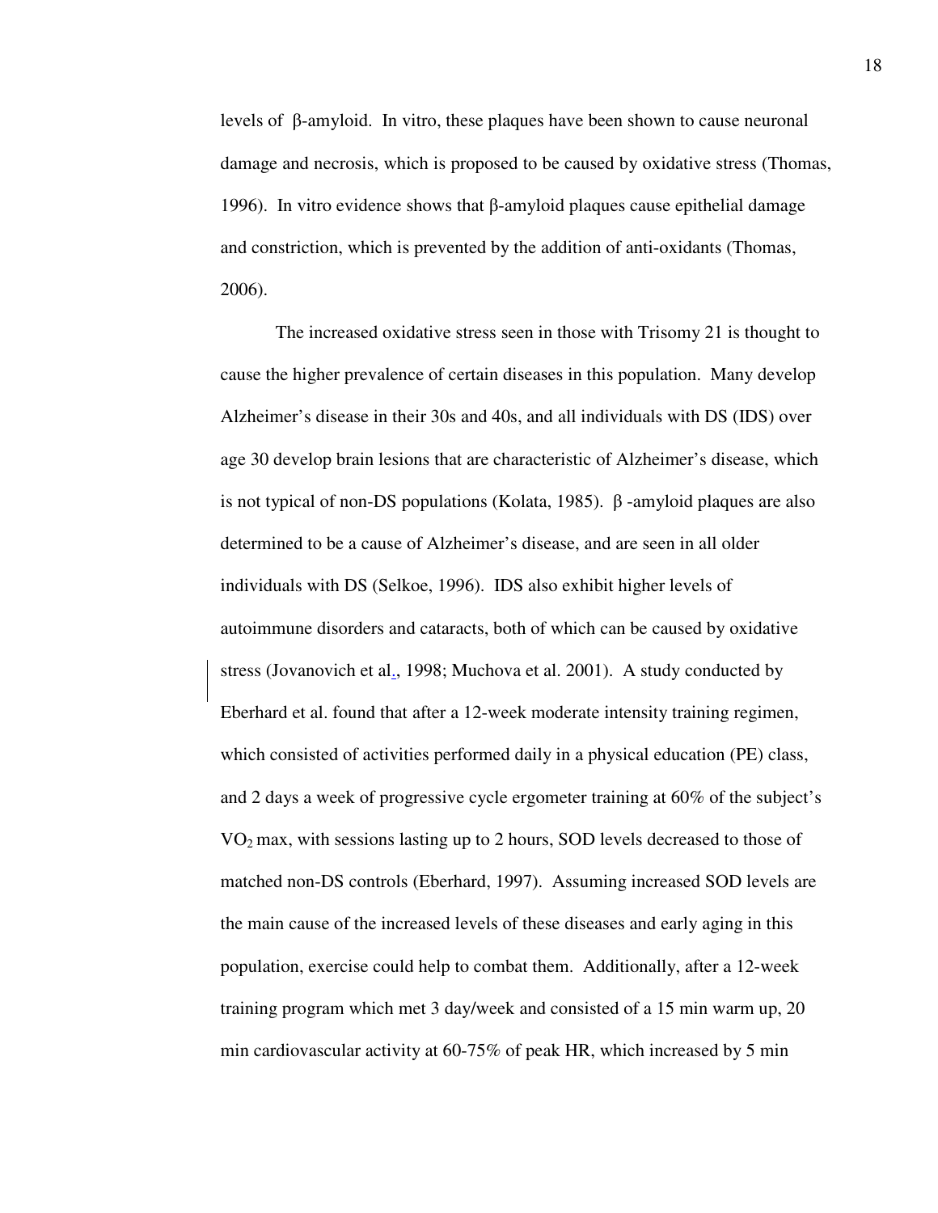levels of β-amyloid. In vitro, these plaques have been shown to cause neuronal damage and necrosis, which is proposed to be caused by oxidative stress (Thomas, 1996). In vitro evidence shows that β-amyloid plaques cause epithelial damage and constriction, which is prevented by the addition of anti-oxidants (Thomas, 2006).

The increased oxidative stress seen in those with Trisomy 21 is thought to cause the higher prevalence of certain diseases in this population. Many develop Alzheimer's disease in their 30s and 40s, and all individuals with DS (IDS) over age 30 develop brain lesions that are characteristic of Alzheimer's disease, which is not typical of non-DS populations (Kolata, 1985). β -amyloid plaques are also determined to be a cause of Alzheimer's disease, and are seen in all older individuals with DS (Selkoe, 1996). IDS also exhibit higher levels of autoimmune disorders and cataracts, both of which can be caused by oxidative stress (Jovanovich et al., 1998; Muchova et al. 2001). A study conducted by Eberhard et al. found that after a 12-week moderate intensity training regimen, which consisted of activities performed daily in a physical education (PE) class, and 2 days a week of progressive cycle ergometer training at 60% of the subject's $VO_2$ max, with sessions lasting up to 2 hours, SOD levels decreased to those of matched non-DS controls (Eberhard, 1997). Assuming increased SOD levels are the main cause of the increased levels of these diseases and early aging in this population, exercise could help to combat them. Additionally, after a 12-week training program which met 3 day/week and consisted of a 15 min warm up, 20 min cardiovascular activity at 60-75% of peak HR, which increased by 5 min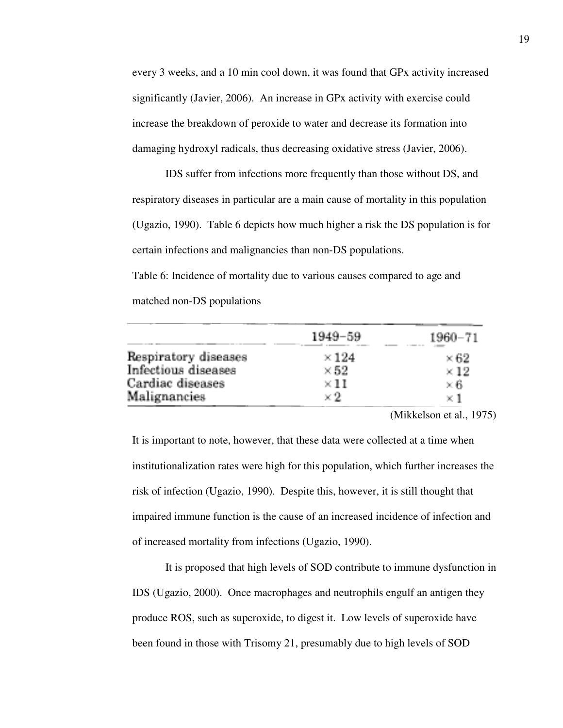every 3 weeks, and a 10 min cool down, it was found that GPx activity increased significantly (Javier, 2006). An increase in GPx activity with exercise could increase the breakdown of peroxide to water and decrease its formation into damaging hydroxyl radicals, thus decreasing oxidative stress (Javier, 2006).

IDS suffer from infections more frequently than those without DS, and respiratory diseases in particular are a main cause of mortality in this population (Ugazio, 1990). Table 6 depicts how much higher a risk the DS population is for certain infections and malignancies than non-DS populations.

Table 6: Incidence of mortality due to various causes compared to age and matched non-DS populations

| | 1949–59 | 1960–71 |
|---|---|---|
| Respiratory diseases | ×124 | ×62 |
| Infectious diseases | ×52 | ×12 |
| Cardiac diseases | ×11 | ×6 |
| Malignancies | ×2 | ×1 |

(Mikkelson et al., 1975)

It is important to note, however, that these data were collected at a time when institutionalization rates were high for this population, which further increases the risk of infection (Ugazio, 1990). Despite this, however, it is still thought that impaired immune function is the cause of an increased incidence of infection and of increased mortality from infections (Ugazio, 1990).

It is proposed that high levels of SOD contribute to immune dysfunction in IDS (Ugazio, 2000). Once macrophages and neutrophils engulf an antigen they produce ROS, such as superoxide, to digest it. Low levels of superoxide have been found in those with Trisomy 21, presumably due to high levels of SOD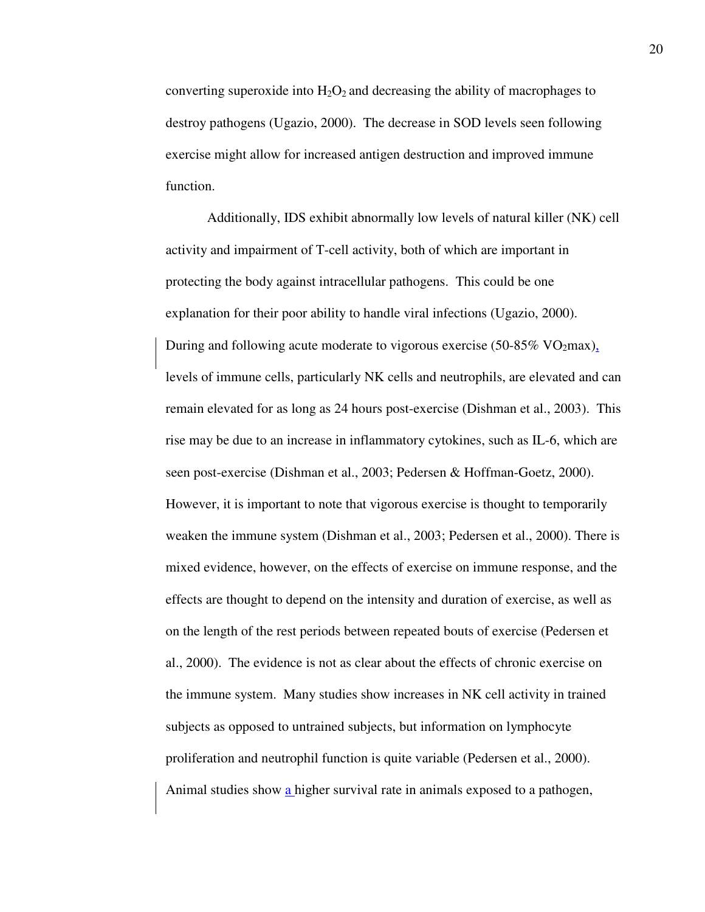converting superoxide into $H_2O_2$ and decreasing the ability of macrophages to destroy pathogens (Ugazio, 2000). The decrease in SOD levels seen following exercise might allow for increased antigen destruction and improved immune function.

Additionally, IDS exhibit abnormally low levels of natural killer (NK) cell activity and impairment of T-cell activity, both of which are important in protecting the body against intracellular pathogens. This could be one explanation for their poor ability to handle viral infections (Ugazio, 2000). During and following acute moderate to vigorous exercise (50-85% $VO_2$max), levels of immune cells, particularly NK cells and neutrophils, are elevated and can remain elevated for as long as 24 hours post-exercise (Dishman et al., 2003). This rise may be due to an increase in inflammatory cytokines, such as IL-6, which are seen post-exercise (Dishman et al., 2003; Pedersen & Hoffman-Goetz, 2000). However, it is important to note that vigorous exercise is thought to temporarily weaken the immune system (Dishman et al., 2003; Pedersen et al., 2000). There is mixed evidence, however, on the effects of exercise on immune response, and the effects are thought to depend on the intensity and duration of exercise, as well as on the length of the rest periods between repeated bouts of exercise (Pedersen et al., 2000). The evidence is not as clear about the effects of chronic exercise on the immune system. Many studies show increases in NK cell activity in trained subjects as opposed to untrained subjects, but information on lymphocyte proliferation and neutrophil function is quite variable (Pedersen et al., 2000). Animal studies show a higher survival rate in animals exposed to a pathogen,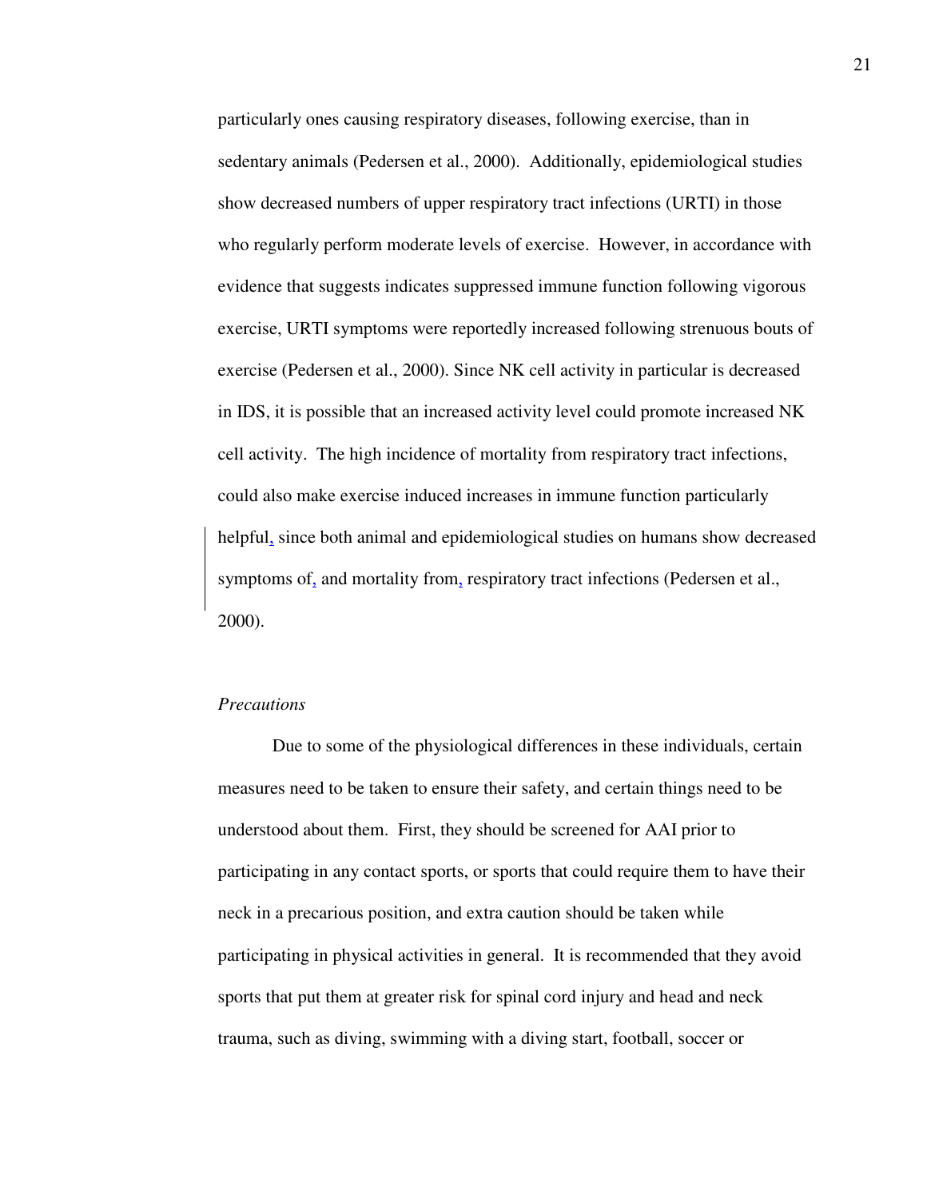particularly ones causing respiratory diseases, following exercise, than in sedentary animals (Pedersen et al., 2000). Additionally, epidemiological studies show decreased numbers of upper respiratory tract infections (URTI) in those who regularly perform moderate levels of exercise. However, in accordance with evidence that suggests indicates suppressed immune function following vigorous exercise, URTI symptoms were reportedly increased following strenuous bouts of exercise (Pedersen et al., 2000). Since NK cell activity in particular is decreased in IDS, it is possible that an increased activity level could promote increased NK cell activity. The high incidence of mortality from respiratory tract infections, could also make exercise induced increases in immune function particularly helpful, since both animal and epidemiological studies on humans show decreased symptoms of, and mortality from, respiratory tract infections (Pedersen et al., 2000).

*Precautions*

Due to some of the physiological differences in these individuals, certain measures need to be taken to ensure their safety, and certain things need to be understood about them. First, they should be screened for AAI prior to participating in any contact sports, or sports that could require them to have their neck in a precarious position, and extra caution should be taken while participating in physical activities in general. It is recommended that they avoid sports that put them at greater risk for spinal cord injury and head and neck trauma, such as diving, swimming with a diving start, football, soccer or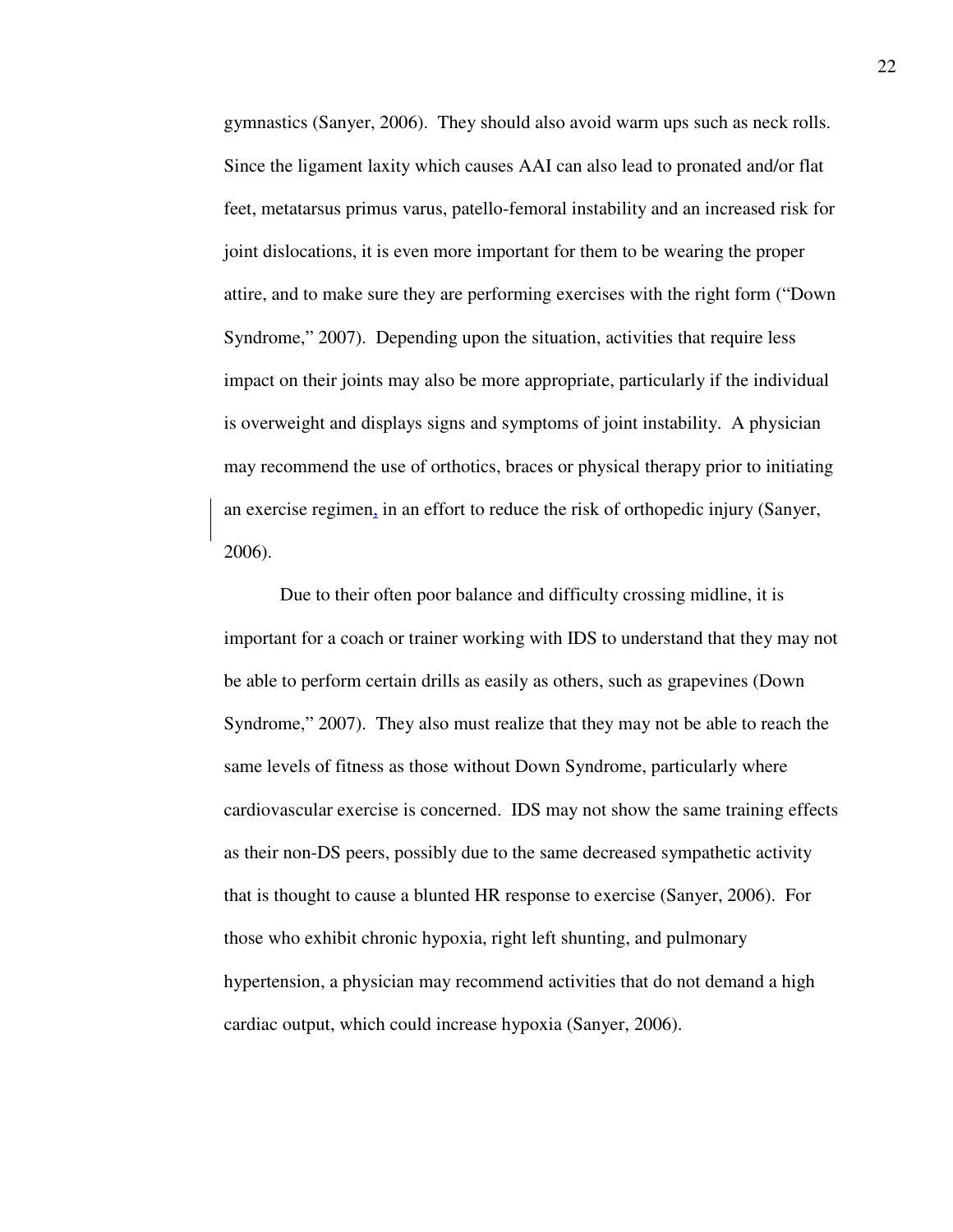gymnastics (Sanyer, 2006). They should also avoid warm ups such as neck rolls. Since the ligament laxity which causes AAI can also lead to pronated and/or flat feet, metatarsus primus varus, patello-femoral instability and an increased risk for joint dislocations, it is even more important for them to be wearing the proper attire, and to make sure they are performing exercises with the right form ("Down Syndrome," 2007). Depending upon the situation, activities that require less impact on their joints may also be more appropriate, particularly if the individual is overweight and displays signs and symptoms of joint instability. A physician may recommend the use of orthotics, braces or physical therapy prior to initiating an exercise regimen, in an effort to reduce the risk of orthopedic injury (Sanyer, 2006).

Due to their often poor balance and difficulty crossing midline, it is important for a coach or trainer working with IDS to understand that they may not be able to perform certain drills as easily as others, such as grapevines (Down Syndrome," 2007). They also must realize that they may not be able to reach the same levels of fitness as those without Down Syndrome, particularly where cardiovascular exercise is concerned. IDS may not show the same training effects as their non-DS peers, possibly due to the same decreased sympathetic activity that is thought to cause a blunted HR response to exercise (Sanyer, 2006). For those who exhibit chronic hypoxia, right left shunting, and pulmonary hypertension, a physician may recommend activities that do not demand a high cardiac output, which could increase hypoxia (Sanyer, 2006).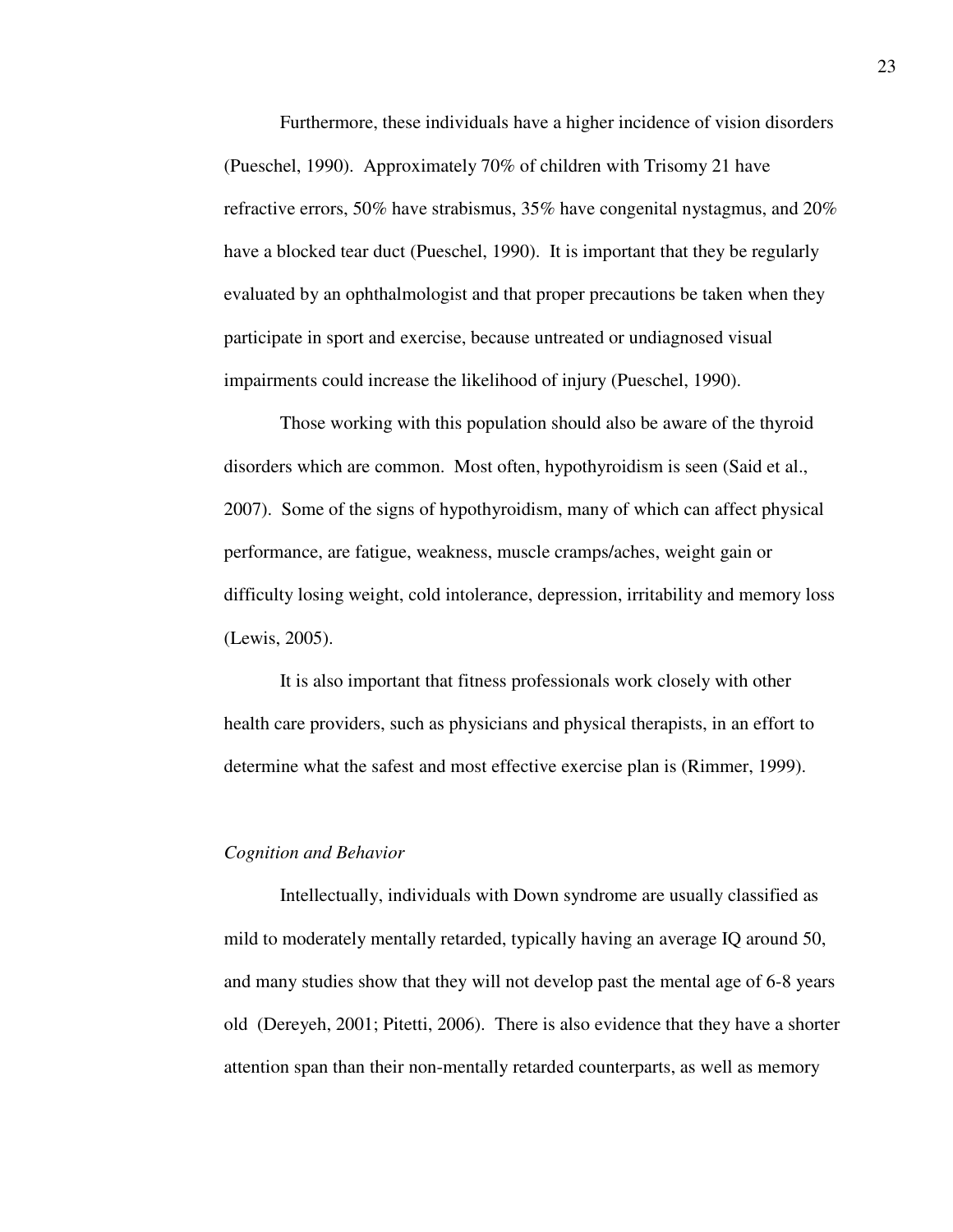Furthermore, these individuals have a higher incidence of vision disorders (Pueschel, 1990). Approximately 70% of children with Trisomy 21 have refractive errors, 50% have strabismus, 35% have congenital nystagmus, and 20% have a blocked tear duct (Pueschel, 1990). It is important that they be regularly evaluated by an ophthalmologist and that proper precautions be taken when they participate in sport and exercise, because untreated or undiagnosed visual impairments could increase the likelihood of injury (Pueschel, 1990).

Those working with this population should also be aware of the thyroid disorders which are common. Most often, hypothyroidism is seen (Said et al., 2007). Some of the signs of hypothyroidism, many of which can affect physical performance, are fatigue, weakness, muscle cramps/aches, weight gain or difficulty losing weight, cold intolerance, depression, irritability and memory loss (Lewis, 2005).

It is also important that fitness professionals work closely with other health care providers, such as physicians and physical therapists, in an effort to determine what the safest and most effective exercise plan is (Rimmer, 1999).

*Cognition and Behavior*

Intellectually, individuals with Down syndrome are usually classified as mild to moderately mentally retarded, typically having an average IQ around 50, and many studies show that they will not develop past the mental age of 6-8 years old (Dereyeh, 2001; Pitetti, 2006). There is also evidence that they have a shorter attention span than their non-mentally retarded counterparts, as well as memory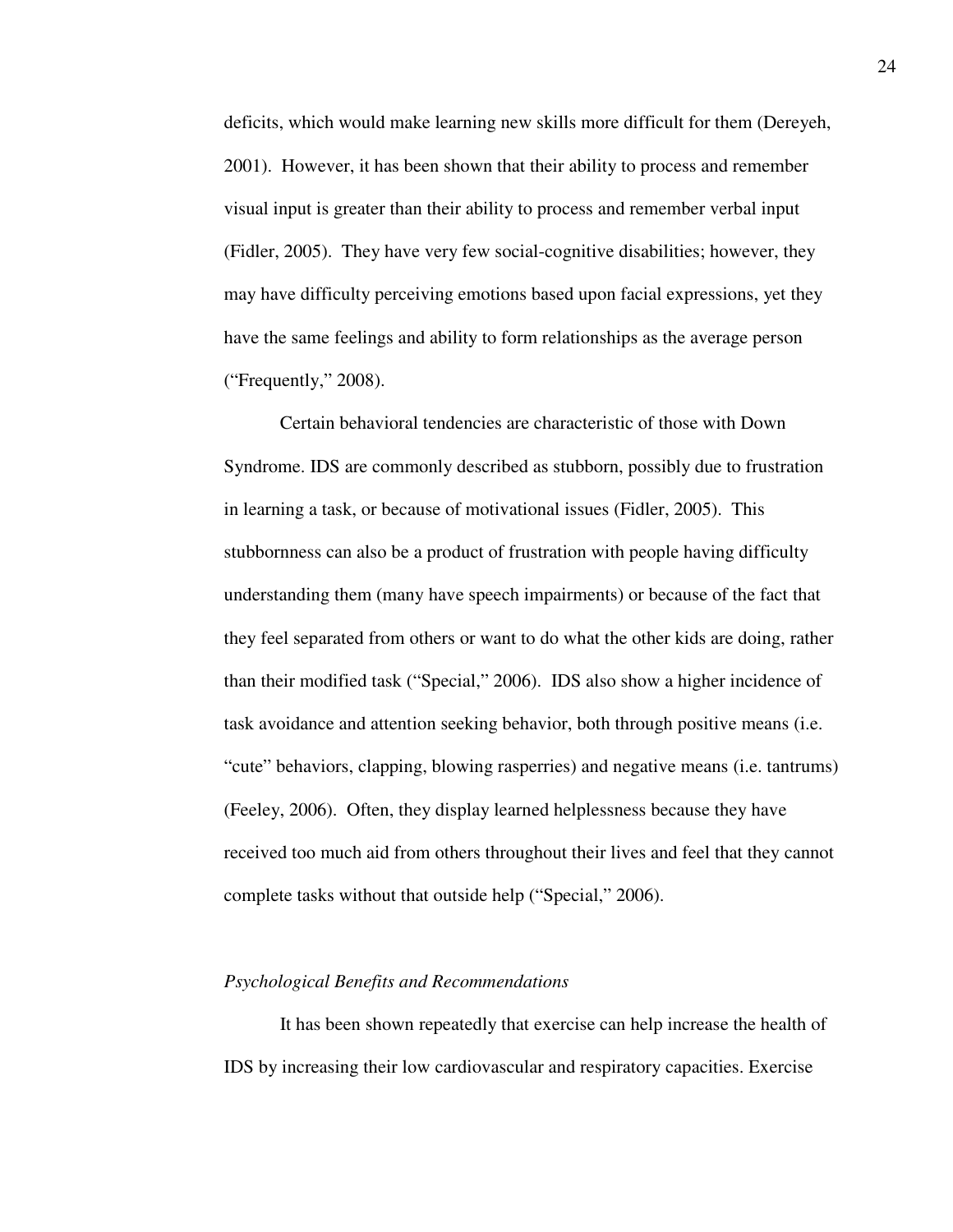deficits, which would make learning new skills more difficult for them (Dereyeh, 2001). However, it has been shown that their ability to process and remember visual input is greater than their ability to process and remember verbal input (Fidler, 2005). They have very few social-cognitive disabilities; however, they may have difficulty perceiving emotions based upon facial expressions, yet they have the same feelings and ability to form relationships as the average person ("Frequently," 2008).

Certain behavioral tendencies are characteristic of those with Down Syndrome. IDS are commonly described as stubborn, possibly due to frustration in learning a task, or because of motivational issues (Fidler, 2005). This stubbornness can also be a product of frustration with people having difficulty understanding them (many have speech impairments) or because of the fact that they feel separated from others or want to do what the other kids are doing, rather than their modified task ("Special," 2006). IDS also show a higher incidence of task avoidance and attention seeking behavior, both through positive means (i.e. "cute" behaviors, clapping, blowing rasperries) and negative means (i.e. tantrums) (Feeley, 2006). Often, they display learned helplessness because they have received too much aid from others throughout their lives and feel that they cannot complete tasks without that outside help ("Special," 2006).

*Psychological Benefits and Recommendations*

It has been shown repeatedly that exercise can help increase the health of IDS by increasing their low cardiovascular and respiratory capacities. Exercise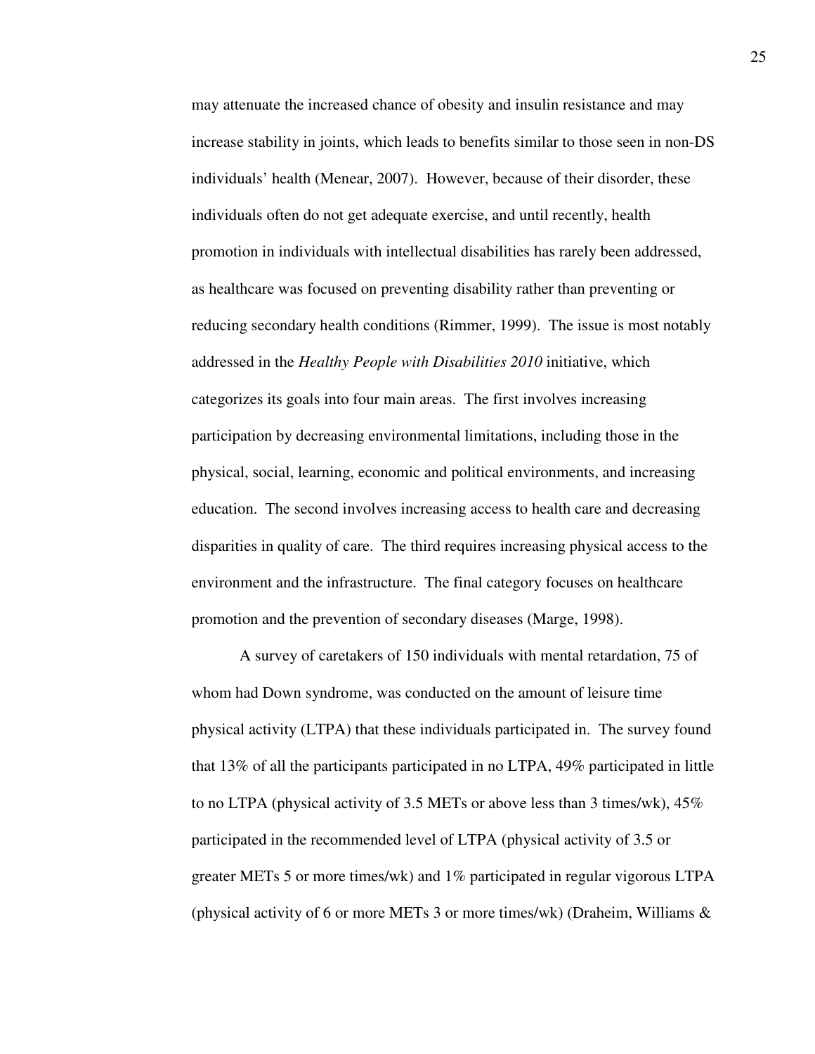may attenuate the increased chance of obesity and insulin resistance and may increase stability in joints, which leads to benefits similar to those seen in non-DS individuals' health (Menear, 2007). However, because of their disorder, these individuals often do not get adequate exercise, and until recently, health promotion in individuals with intellectual disabilities has rarely been addressed, as healthcare was focused on preventing disability rather than preventing or reducing secondary health conditions (Rimmer, 1999). The issue is most notably addressed in the *Healthy People with Disabilities 2010* initiative, which categorizes its goals into four main areas. The first involves increasing participation by decreasing environmental limitations, including those in the physical, social, learning, economic and political environments, and increasing education. The second involves increasing access to health care and decreasing disparities in quality of care. The third requires increasing physical access to the environment and the infrastructure. The final category focuses on healthcare promotion and the prevention of secondary diseases (Marge, 1998).

A survey of caretakers of 150 individuals with mental retardation, 75 of whom had Down syndrome, was conducted on the amount of leisure time physical activity (LTPA) that these individuals participated in. The survey found that 13% of all the participants participated in no LTPA, 49% participated in little to no LTPA (physical activity of 3.5 METs or above less than 3 times/wk), 45% participated in the recommended level of LTPA (physical activity of 3.5 or greater METs 5 or more times/wk) and 1% participated in regular vigorous LTPA (physical activity of 6 or more METs 3 or more times/wk) (Draheim, Williams &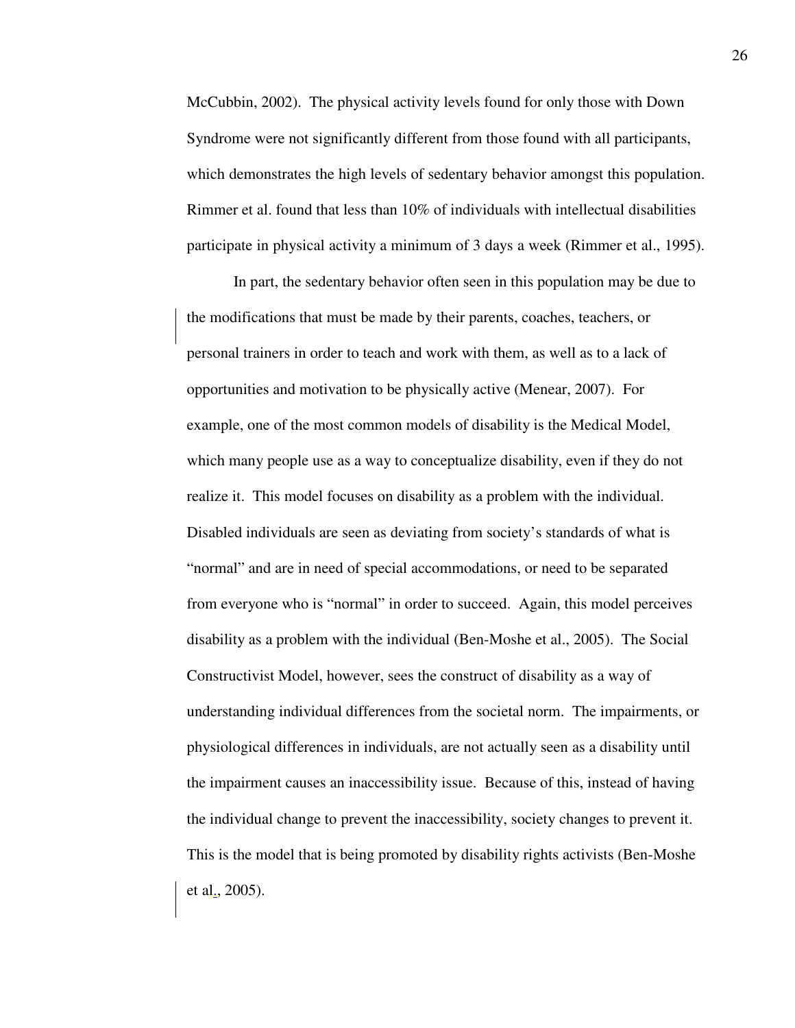McCubbin, 2002). The physical activity levels found for only those with Down Syndrome were not significantly different from those found with all participants, which demonstrates the high levels of sedentary behavior amongst this population. Rimmer et al. found that less than 10% of individuals with intellectual disabilities participate in physical activity a minimum of 3 days a week (Rimmer et al., 1995).

In part, the sedentary behavior often seen in this population may be due to the modifications that must be made by their parents, coaches, teachers, or personal trainers in order to teach and work with them, as well as to a lack of opportunities and motivation to be physically active (Menear, 2007). For example, one of the most common models of disability is the Medical Model, which many people use as a way to conceptualize disability, even if they do not realize it. This model focuses on disability as a problem with the individual. Disabled individuals are seen as deviating from society's standards of what is "normal" and are in need of special accommodations, or need to be separated from everyone who is "normal" in order to succeed. Again, this model perceives disability as a problem with the individual (Ben-Moshe et al., 2005). The Social Constructivist Model, however, sees the construct of disability as a way of understanding individual differences from the societal norm. The impairments, or physiological differences in individuals, are not actually seen as a disability until the impairment causes an inaccessibility issue. Because of this, instead of having the individual change to prevent the inaccessibility, society changes to prevent it. This is the model that is being promoted by disability rights activists (Ben-Moshe et al., 2005).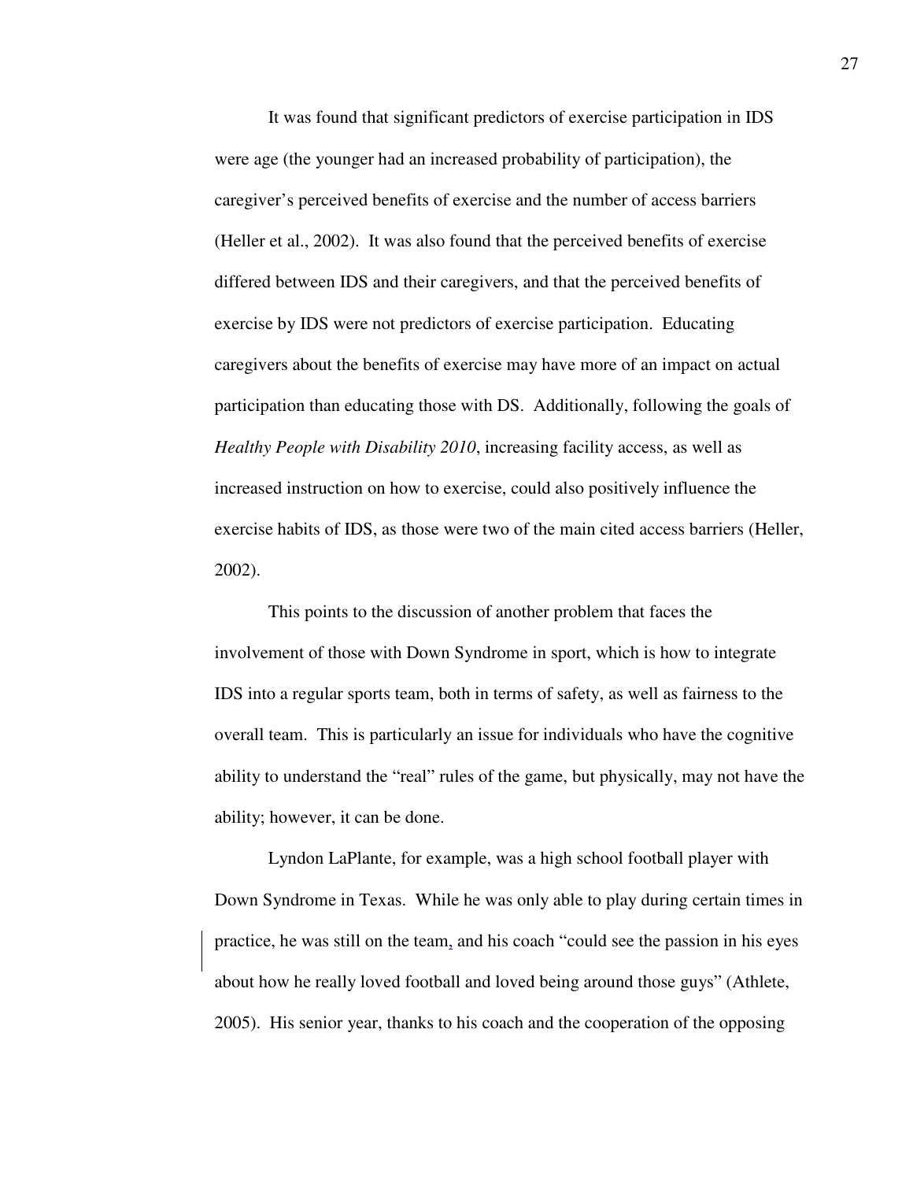It was found that significant predictors of exercise participation in IDS were age (the younger had an increased probability of participation), the caregiver's perceived benefits of exercise and the number of access barriers (Heller et al., 2002). It was also found that the perceived benefits of exercise differed between IDS and their caregivers, and that the perceived benefits of exercise by IDS were not predictors of exercise participation. Educating caregivers about the benefits of exercise may have more of an impact on actual participation than educating those with DS. Additionally, following the goals of *Healthy People with Disability 2010*, increasing facility access, as well as increased instruction on how to exercise, could also positively influence the exercise habits of IDS, as those were two of the main cited access barriers (Heller, 2002).

This points to the discussion of another problem that faces the involvement of those with Down Syndrome in sport, which is how to integrate IDS into a regular sports team, both in terms of safety, as well as fairness to the overall team. This is particularly an issue for individuals who have the cognitive ability to understand the "real" rules of the game, but physically, may not have the ability; however, it can be done.

Lyndon LaPlante, for example, was a high school football player with Down Syndrome in Texas. While he was only able to play during certain times in practice, he was still on the team, and his coach "could see the passion in his eyes about how he really loved football and loved being around those guys" (Athlete, 2005). His senior year, thanks to his coach and the cooperation of the opposing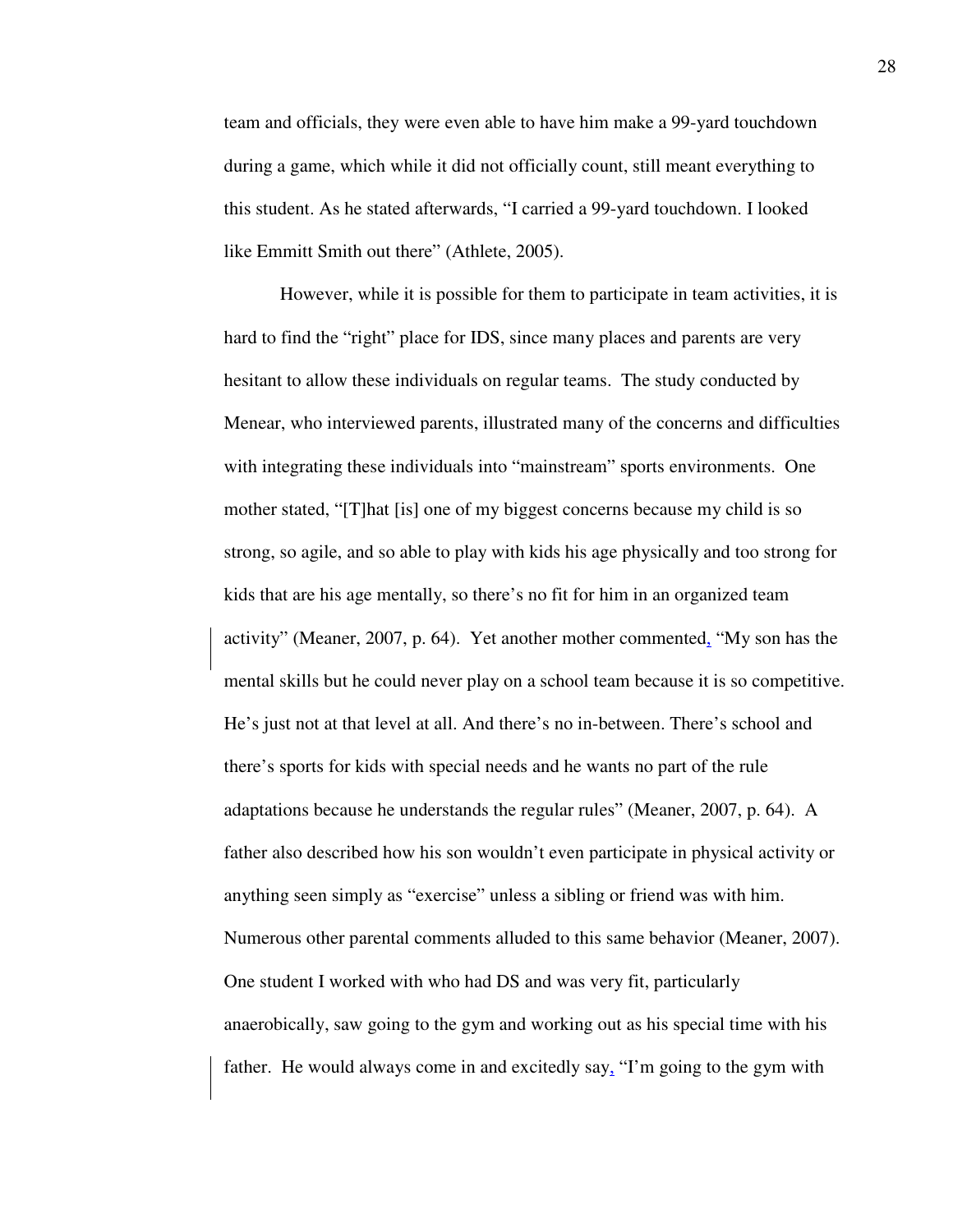team and officials, they were even able to have him make a 99-yard touchdown during a game, which while it did not officially count, still meant everything to this student. As he stated afterwards, "I carried a 99-yard touchdown. I looked like Emmitt Smith out there" (Athlete, 2005).

However, while it is possible for them to participate in team activities, it is hard to find the "right" place for IDS, since many places and parents are very hesitant to allow these individuals on regular teams. The study conducted by Menear, who interviewed parents, illustrated many of the concerns and difficulties with integrating these individuals into "mainstream" sports environments. One mother stated, "[T]hat [is] one of my biggest concerns because my child is so strong, so agile, and so able to play with kids his age physically and too strong for kids that are his age mentally, so there's no fit for him in an organized team activity" (Meaner, 2007, p. 64). Yet another mother commented, "My son has the mental skills but he could never play on a school team because it is so competitive. He's just not at that level at all. And there's no in-between. There's school and there's sports for kids with special needs and he wants no part of the rule adaptations because he understands the regular rules" (Meaner, 2007, p. 64). A father also described how his son wouldn't even participate in physical activity or anything seen simply as "exercise" unless a sibling or friend was with him. Numerous other parental comments alluded to this same behavior (Meaner, 2007). One student I worked with who had DS and was very fit, particularly anaerobically, saw going to the gym and working out as his special time with his father. He would always come in and excitedly say, "I'm going to the gym with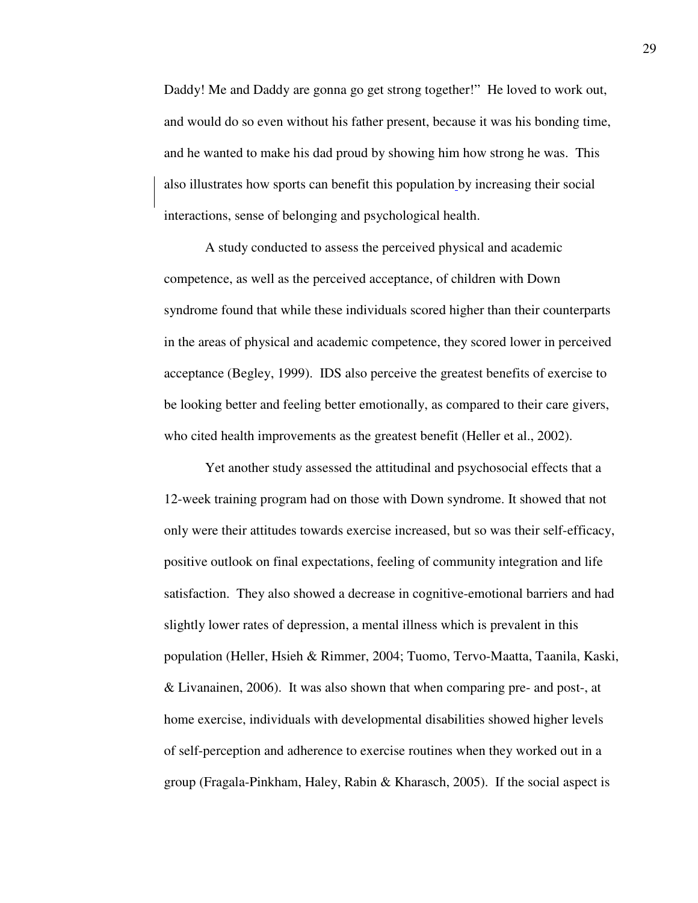Daddy! Me and Daddy are gonna go get strong together!" He loved to work out, and would do so even without his father present, because it was his bonding time, and he wanted to make his dad proud by showing him how strong he was. This also illustrates how sports can benefit this population by increasing their social interactions, sense of belonging and psychological health.

A study conducted to assess the perceived physical and academic competence, as well as the perceived acceptance, of children with Down syndrome found that while these individuals scored higher than their counterparts in the areas of physical and academic competence, they scored lower in perceived acceptance (Begley, 1999). IDS also perceive the greatest benefits of exercise to be looking better and feeling better emotionally, as compared to their care givers, who cited health improvements as the greatest benefit (Heller et al., 2002).

Yet another study assessed the attitudinal and psychosocial effects that a 12-week training program had on those with Down syndrome. It showed that not only were their attitudes towards exercise increased, but so was their self-efficacy, positive outlook on final expectations, feeling of community integration and life satisfaction. They also showed a decrease in cognitive-emotional barriers and had slightly lower rates of depression, a mental illness which is prevalent in this population (Heller, Hsieh & Rimmer, 2004; Tuomo, Tervo-Maatta, Taanila, Kaski, & Livanainen, 2006). It was also shown that when comparing pre- and post-, at home exercise, individuals with developmental disabilities showed higher levels of self-perception and adherence to exercise routines when they worked out in a group (Fragala-Pinkham, Haley, Rabin & Kharasch, 2005). If the social aspect is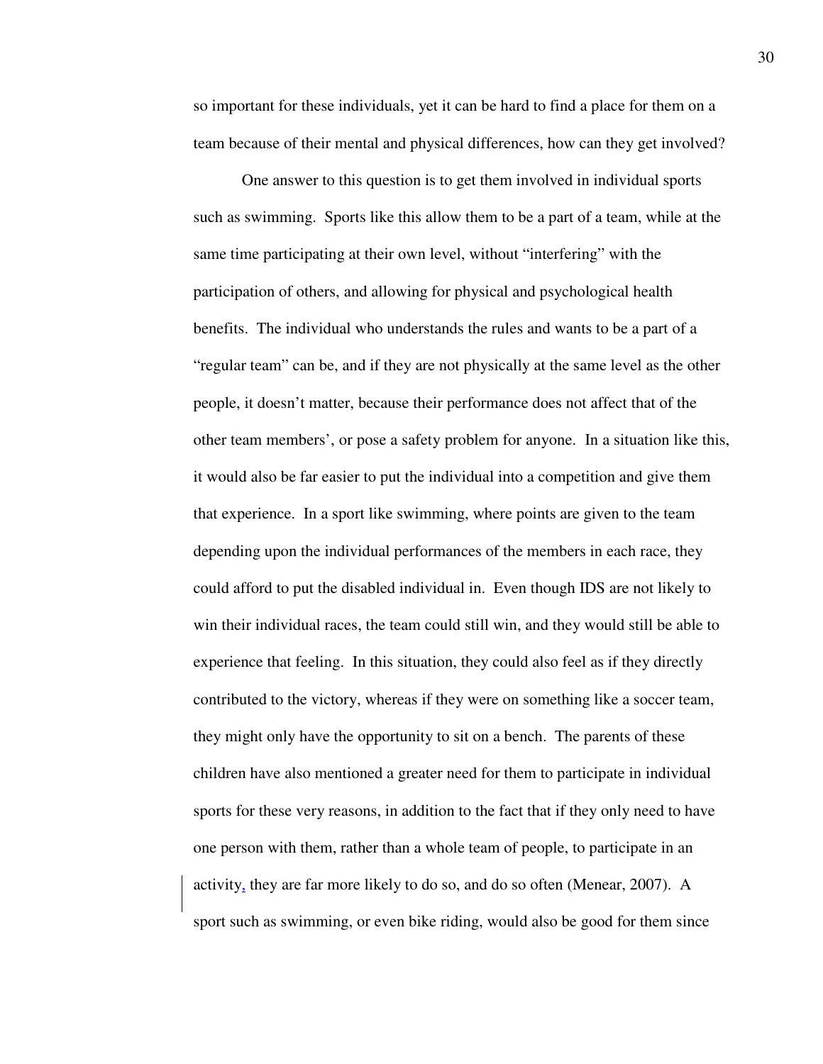so important for these individuals, yet it can be hard to find a place for them on a team because of their mental and physical differences, how can they get involved?

One answer to this question is to get them involved in individual sports such as swimming. Sports like this allow them to be a part of a team, while at the same time participating at their own level, without "interfering" with the participation of others, and allowing for physical and psychological health benefits. The individual who understands the rules and wants to be a part of a "regular team" can be, and if they are not physically at the same level as the other people, it doesn't matter, because their performance does not affect that of the other team members', or pose a safety problem for anyone. In a situation like this, it would also be far easier to put the individual into a competition and give them that experience. In a sport like swimming, where points are given to the team depending upon the individual performances of the members in each race, they could afford to put the disabled individual in. Even though IDS are not likely to win their individual races, the team could still win, and they would still be able to experience that feeling. In this situation, they could also feel as if they directly contributed to the victory, whereas if they were on something like a soccer team, they might only have the opportunity to sit on a bench. The parents of these children have also mentioned a greater need for them to participate in individual sports for these very reasons, in addition to the fact that if they only need to have one person with them, rather than a whole team of people, to participate in an activity, they are far more likely to do so, and do so often (Menear, 2007). A sport such as swimming, or even bike riding, would also be good for them since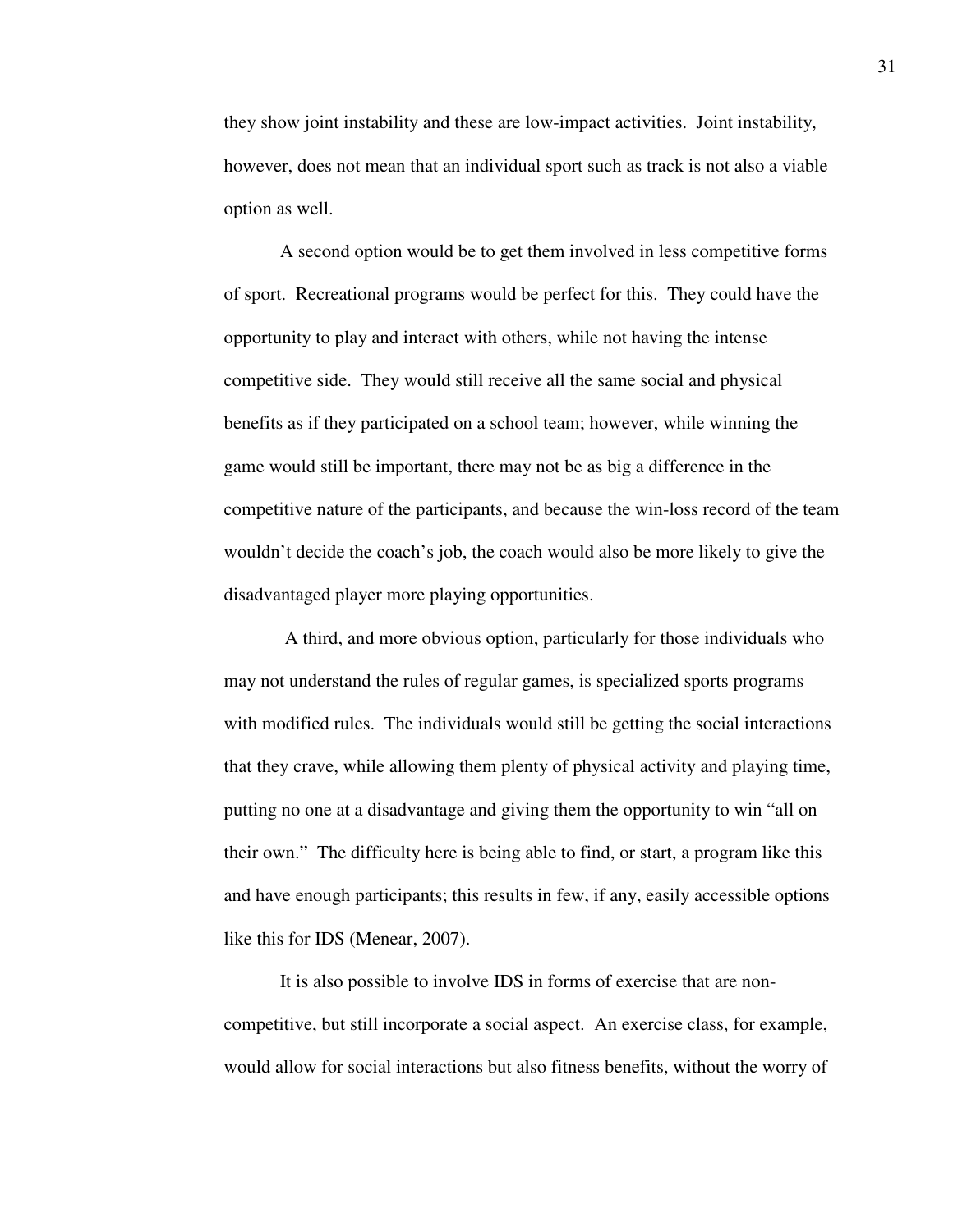they show joint instability and these are low-impact activities. Joint instability, however, does not mean that an individual sport such as track is not also a viable option as well.

A second option would be to get them involved in less competitive forms of sport. Recreational programs would be perfect for this. They could have the opportunity to play and interact with others, while not having the intense competitive side. They would still receive all the same social and physical benefits as if they participated on a school team; however, while winning the game would still be important, there may not be as big a difference in the competitive nature of the participants, and because the win-loss record of the team wouldn't decide the coach's job, the coach would also be more likely to give the disadvantaged player more playing opportunities.

A third, and more obvious option, particularly for those individuals who may not understand the rules of regular games, is specialized sports programs with modified rules. The individuals would still be getting the social interactions that they crave, while allowing them plenty of physical activity and playing time, putting no one at a disadvantage and giving them the opportunity to win "all on their own." The difficulty here is being able to find, or start, a program like this and have enough participants; this results in few, if any, easily accessible options like this for IDS (Menear, 2007).

It is also possible to involve IDS in forms of exercise that are non-competitive, but still incorporate a social aspect. An exercise class, for example, would allow for social interactions but also fitness benefits, without the worry of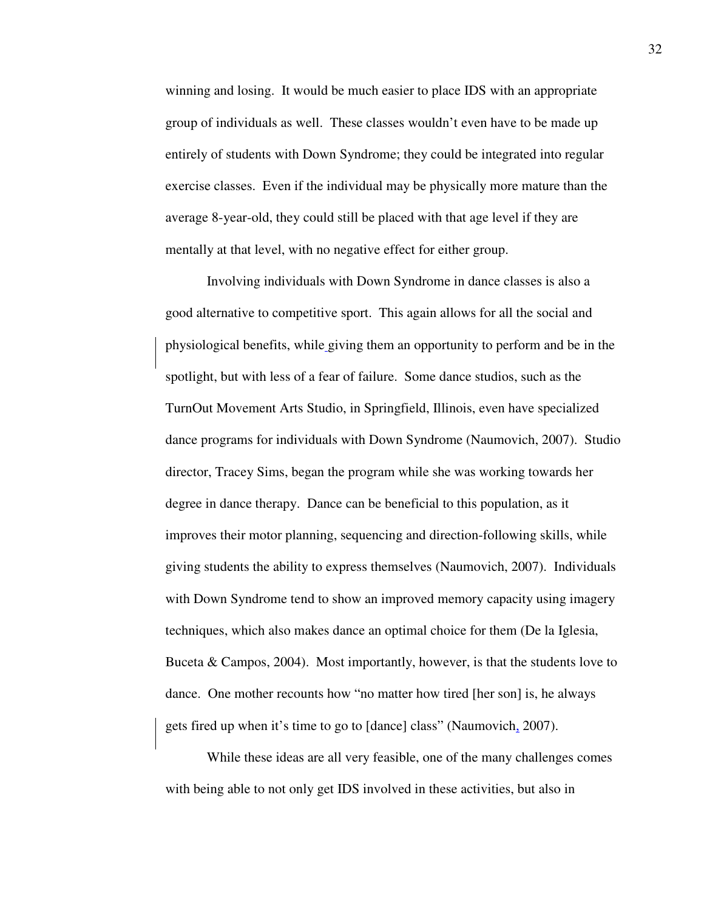winning and losing. It would be much easier to place IDS with an appropriate group of individuals as well. These classes wouldn't even have to be made up entirely of students with Down Syndrome; they could be integrated into regular exercise classes. Even if the individual may be physically more mature than the average 8-year-old, they could still be placed with that age level if they are mentally at that level, with no negative effect for either group.

Involving individuals with Down Syndrome in dance classes is also a good alternative to competitive sport. This again allows for all the social and physiological benefits, while giving them an opportunity to perform and be in the spotlight, but with less of a fear of failure. Some dance studios, such as the TurnOut Movement Arts Studio, in Springfield, Illinois, even have specialized dance programs for individuals with Down Syndrome (Naumovich, 2007). Studio director, Tracey Sims, began the program while she was working towards her degree in dance therapy. Dance can be beneficial to this population, as it improves their motor planning, sequencing and direction-following skills, while giving students the ability to express themselves (Naumovich, 2007). Individuals with Down Syndrome tend to show an improved memory capacity using imagery techniques, which also makes dance an optimal choice for them (De la Iglesia, Buceta & Campos, 2004). Most importantly, however, is that the students love to dance. One mother recounts how "no matter how tired [her son] is, he always gets fired up when it's time to go to [dance] class" (Naumovich, 2007).

While these ideas are all very feasible, one of the many challenges comes with being able to not only get IDS involved in these activities, but also in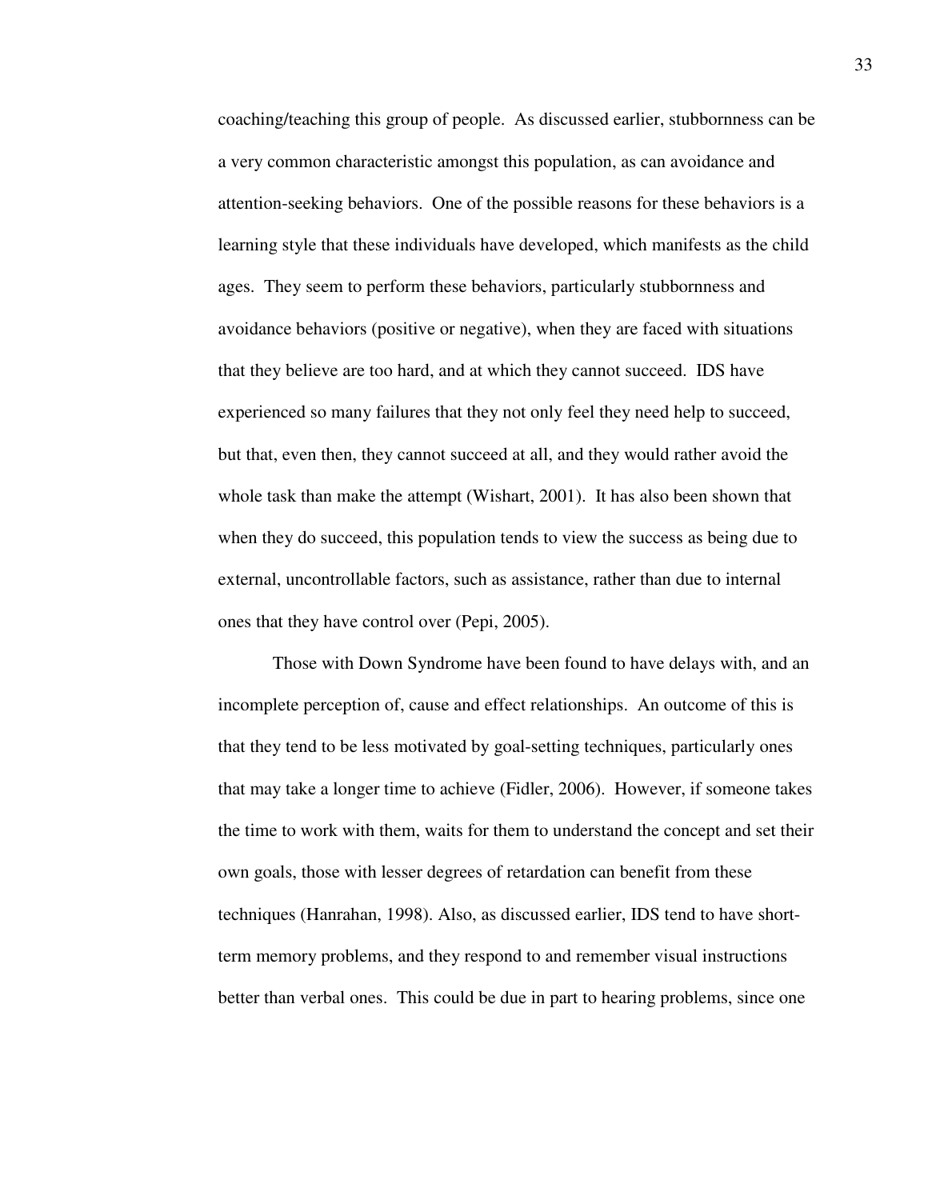coaching/teaching this group of people. As discussed earlier, stubbornness can be a very common characteristic amongst this population, as can avoidance and attention-seeking behaviors. One of the possible reasons for these behaviors is a learning style that these individuals have developed, which manifests as the child ages. They seem to perform these behaviors, particularly stubbornness and avoidance behaviors (positive or negative), when they are faced with situations that they believe are too hard, and at which they cannot succeed. IDS have experienced so many failures that they not only feel they need help to succeed, but that, even then, they cannot succeed at all, and they would rather avoid the whole task than make the attempt (Wishart, 2001). It has also been shown that when they do succeed, this population tends to view the success as being due to external, uncontrollable factors, such as assistance, rather than due to internal ones that they have control over (Pepi, 2005).

Those with Down Syndrome have been found to have delays with, and an incomplete perception of, cause and effect relationships. An outcome of this is that they tend to be less motivated by goal-setting techniques, particularly ones that may take a longer time to achieve (Fidler, 2006). However, if someone takes the time to work with them, waits for them to understand the concept and set their own goals, those with lesser degrees of retardation can benefit from these techniques (Hanrahan, 1998). Also, as discussed earlier, IDS tend to have short-term memory problems, and they respond to and remember visual instructions better than verbal ones. This could be due in part to hearing problems, since one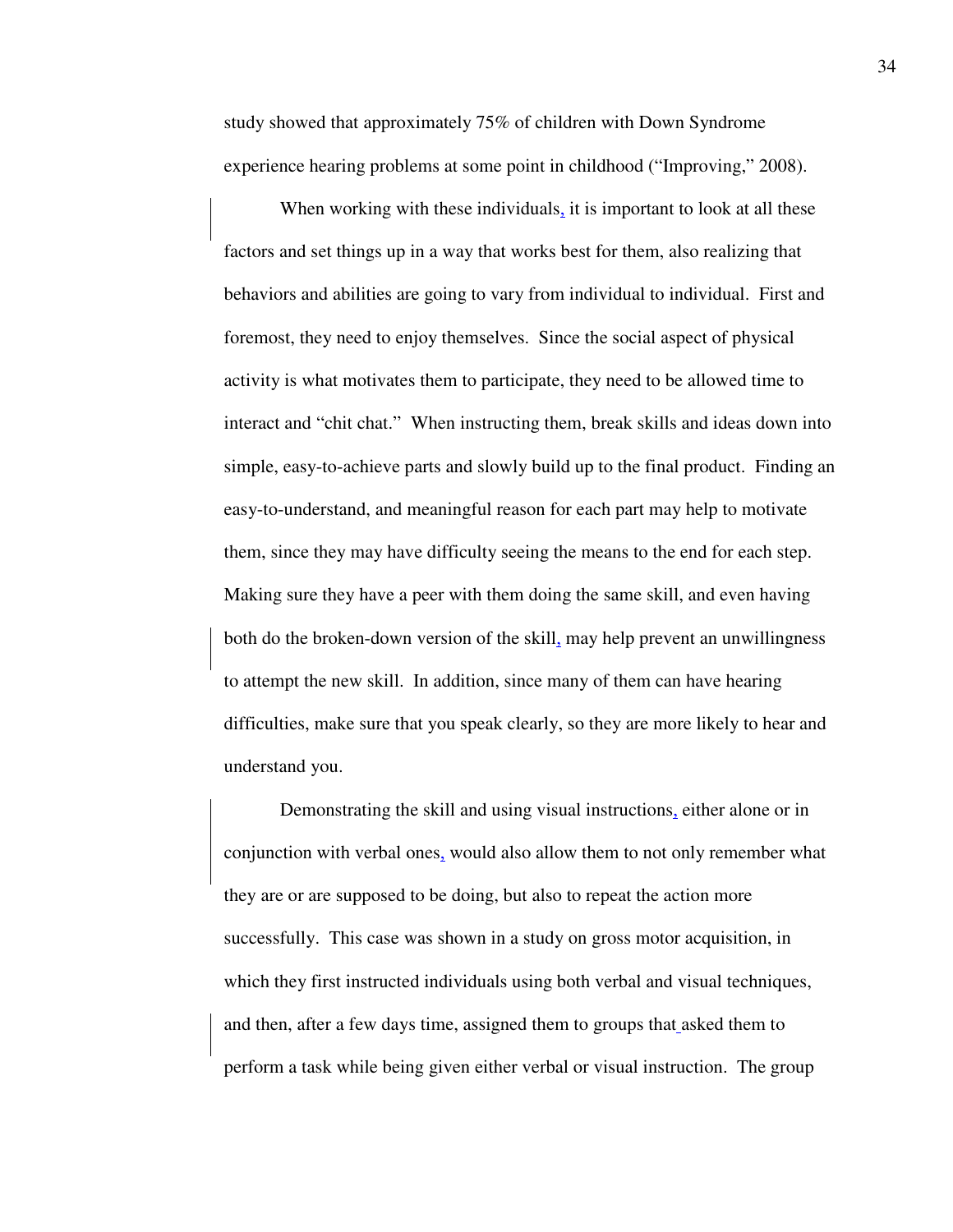study showed that approximately 75% of children with Down Syndrome experience hearing problems at some point in childhood ("Improving," 2008).

When working with these individuals, it is important to look at all these factors and set things up in a way that works best for them, also realizing that behaviors and abilities are going to vary from individual to individual. First and foremost, they need to enjoy themselves. Since the social aspect of physical activity is what motivates them to participate, they need to be allowed time to interact and "chit chat." When instructing them, break skills and ideas down into simple, easy-to-achieve parts and slowly build up to the final product. Finding an easy-to-understand, and meaningful reason for each part may help to motivate them, since they may have difficulty seeing the means to the end for each step. Making sure they have a peer with them doing the same skill, and even having both do the broken-down version of the skill, may help prevent an unwillingness to attempt the new skill. In addition, since many of them can have hearing difficulties, make sure that you speak clearly, so they are more likely to hear and understand you.

Demonstrating the skill and using visual instructions, either alone or in conjunction with verbal ones, would also allow them to not only remember what they are or are supposed to be doing, but also to repeat the action more successfully. This case was shown in a study on gross motor acquisition, in which they first instructed individuals using both verbal and visual techniques, and then, after a few days time, assigned them to groups that asked them to perform a task while being given either verbal or visual instruction. The group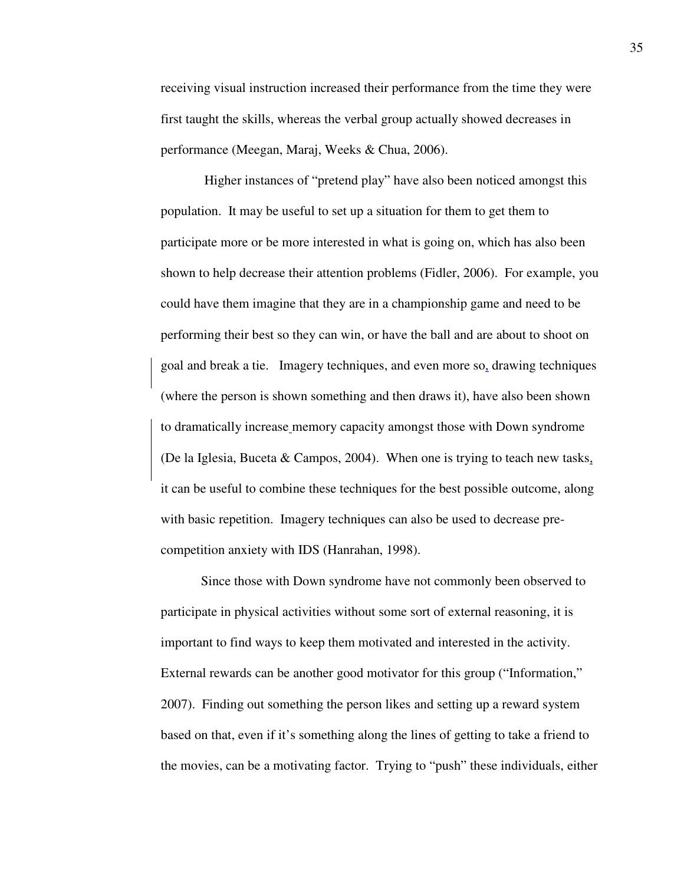receiving visual instruction increased their performance from the time they were first taught the skills, whereas the verbal group actually showed decreases in performance (Meegan, Maraj, Weeks & Chua, 2006).

Higher instances of "pretend play" have also been noticed amongst this population. It may be useful to set up a situation for them to get them to participate more or be more interested in what is going on, which has also been shown to help decrease their attention problems (Fidler, 2006). For example, you could have them imagine that they are in a championship game and need to be performing their best so they can win, or have the ball and are about to shoot on goal and break a tie. Imagery techniques, and even more so, drawing techniques (where the person is shown something and then draws it), have also been shown to dramatically increase memory capacity amongst those with Down syndrome (De la Iglesia, Buceta & Campos, 2004). When one is trying to teach new tasks, it can be useful to combine these techniques for the best possible outcome, along with basic repetition. Imagery techniques can also be used to decrease pre-competition anxiety with IDS (Hanrahan, 1998).

Since those with Down syndrome have not commonly been observed to participate in physical activities without some sort of external reasoning, it is important to find ways to keep them motivated and interested in the activity. External rewards can be another good motivator for this group ("Information," 2007). Finding out something the person likes and setting up a reward system based on that, even if it's something along the lines of getting to take a friend to the movies, can be a motivating factor. Trying to "push" these individuals, either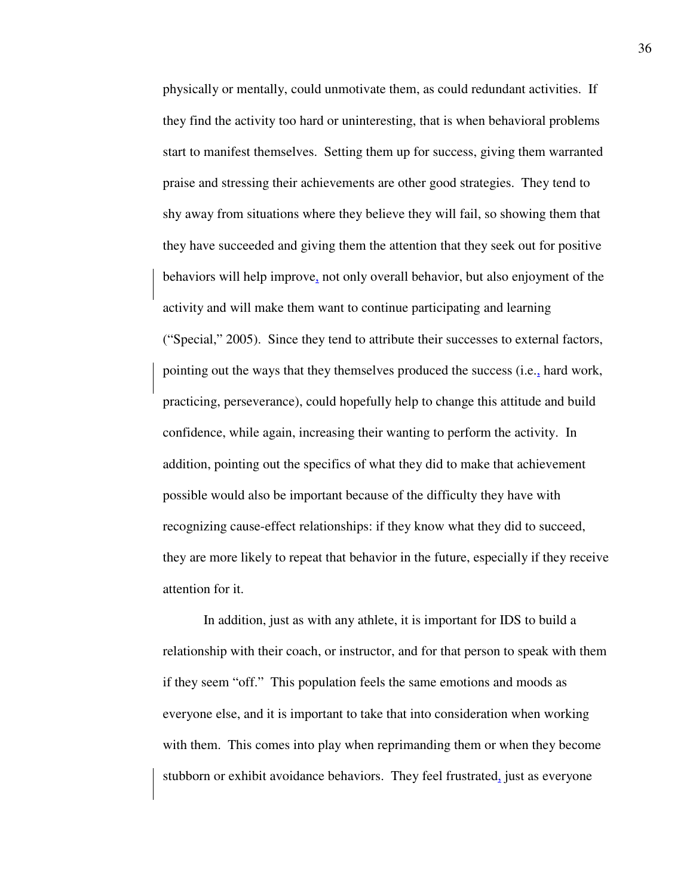physically or mentally, could unmotivate them, as could redundant activities. If they find the activity too hard or uninteresting, that is when behavioral problems start to manifest themselves. Setting them up for success, giving them warranted praise and stressing their achievements are other good strategies. They tend to shy away from situations where they believe they will fail, so showing them that they have succeeded and giving them the attention that they seek out for positive behaviors will help improve, not only overall behavior, but also enjoyment of the activity and will make them want to continue participating and learning ("Special," 2005). Since they tend to attribute their successes to external factors, pointing out the ways that they themselves produced the success (i.e., hard work, practicing, perseverance), could hopefully help to change this attitude and build confidence, while again, increasing their wanting to perform the activity. In addition, pointing out the specifics of what they did to make that achievement possible would also be important because of the difficulty they have with recognizing cause-effect relationships: if they know what they did to succeed, they are more likely to repeat that behavior in the future, especially if they receive attention for it.

In addition, just as with any athlete, it is important for IDS to build a relationship with their coach, or instructor, and for that person to speak with them if they seem "off." This population feels the same emotions and moods as everyone else, and it is important to take that into consideration when working with them. This comes into play when reprimanding them or when they become stubborn or exhibit avoidance behaviors. They feel frustrated, just as everyone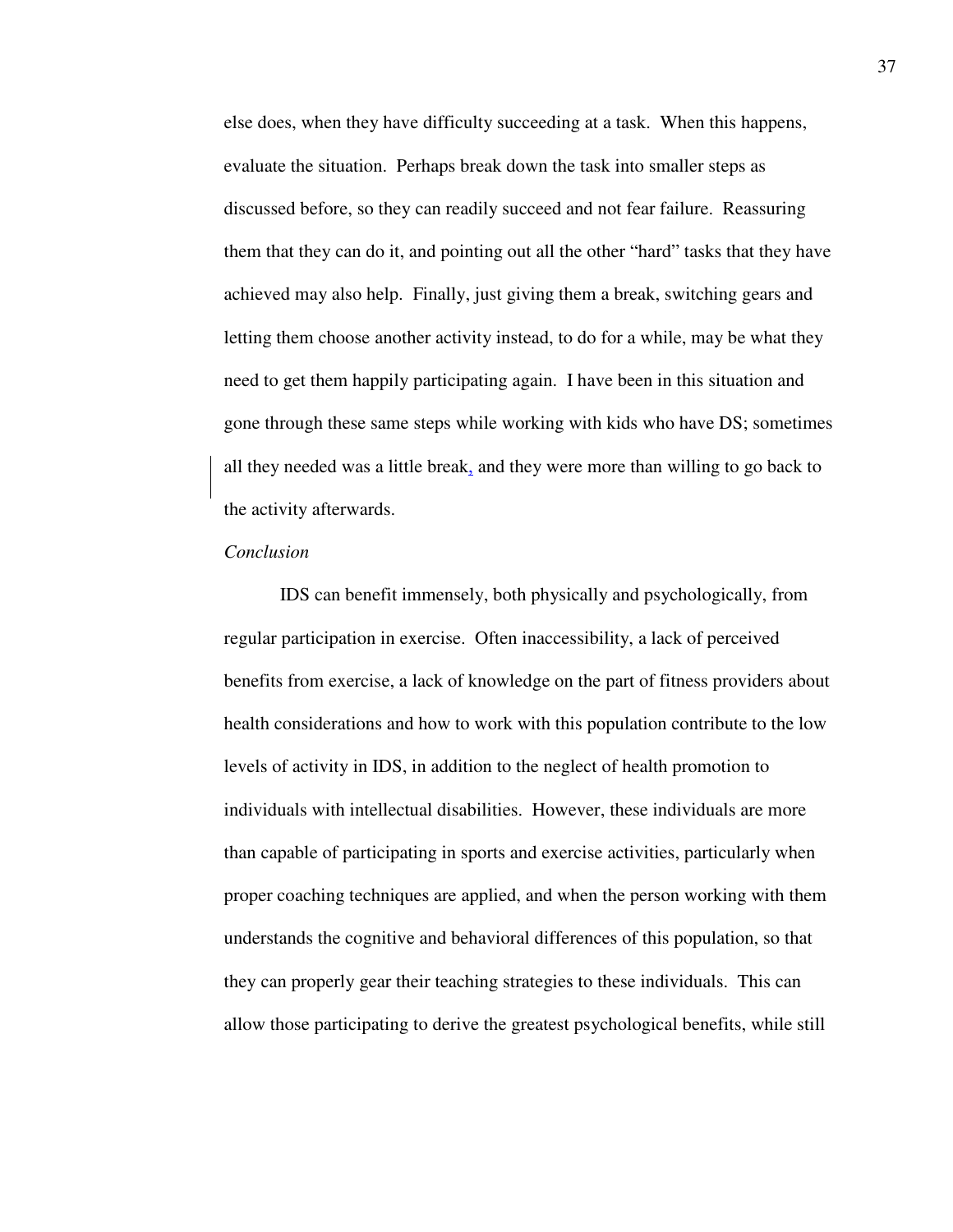else does, when they have difficulty succeeding at a task. When this happens, evaluate the situation. Perhaps break down the task into smaller steps as discussed before, so they can readily succeed and not fear failure. Reassuring them that they can do it, and pointing out all the other "hard" tasks that they have achieved may also help. Finally, just giving them a break, switching gears and letting them choose another activity instead, to do for a while, may be what they need to get them happily participating again. I have been in this situation and gone through these same steps while working with kids who have DS; sometimes all they needed was a little break, and they were more than willing to go back to the activity afterwards.

*Conclusion*

IDS can benefit immensely, both physically and psychologically, from regular participation in exercise. Often inaccessibility, a lack of perceived benefits from exercise, a lack of knowledge on the part of fitness providers about health considerations and how to work with this population contribute to the low levels of activity in IDS, in addition to the neglect of health promotion to individuals with intellectual disabilities. However, these individuals are more than capable of participating in sports and exercise activities, particularly when proper coaching techniques are applied, and when the person working with them understands the cognitive and behavioral differences of this population, so that they can properly gear their teaching strategies to these individuals. This can allow those participating to derive the greatest psychological benefits, while still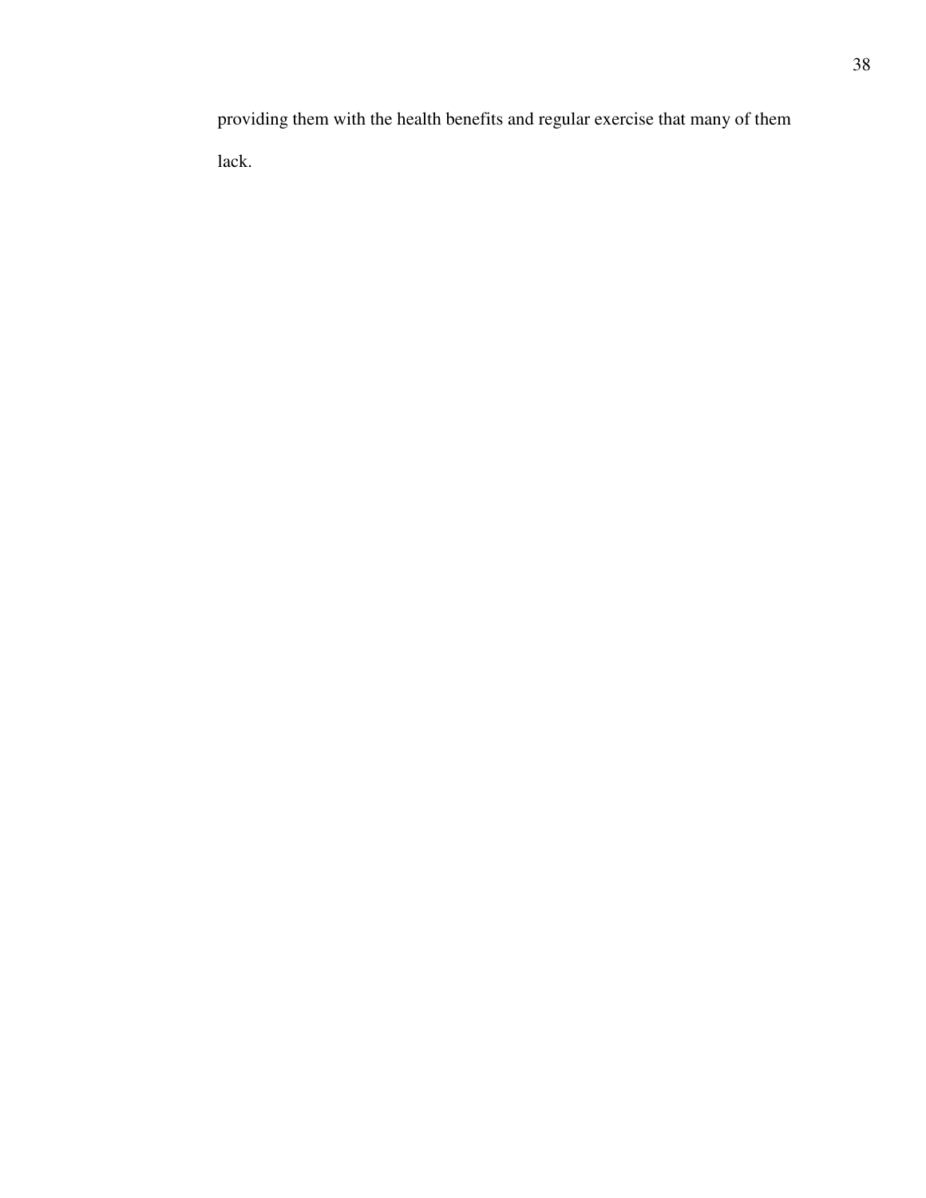providing them with the health benefits and regular exercise that many of them lack.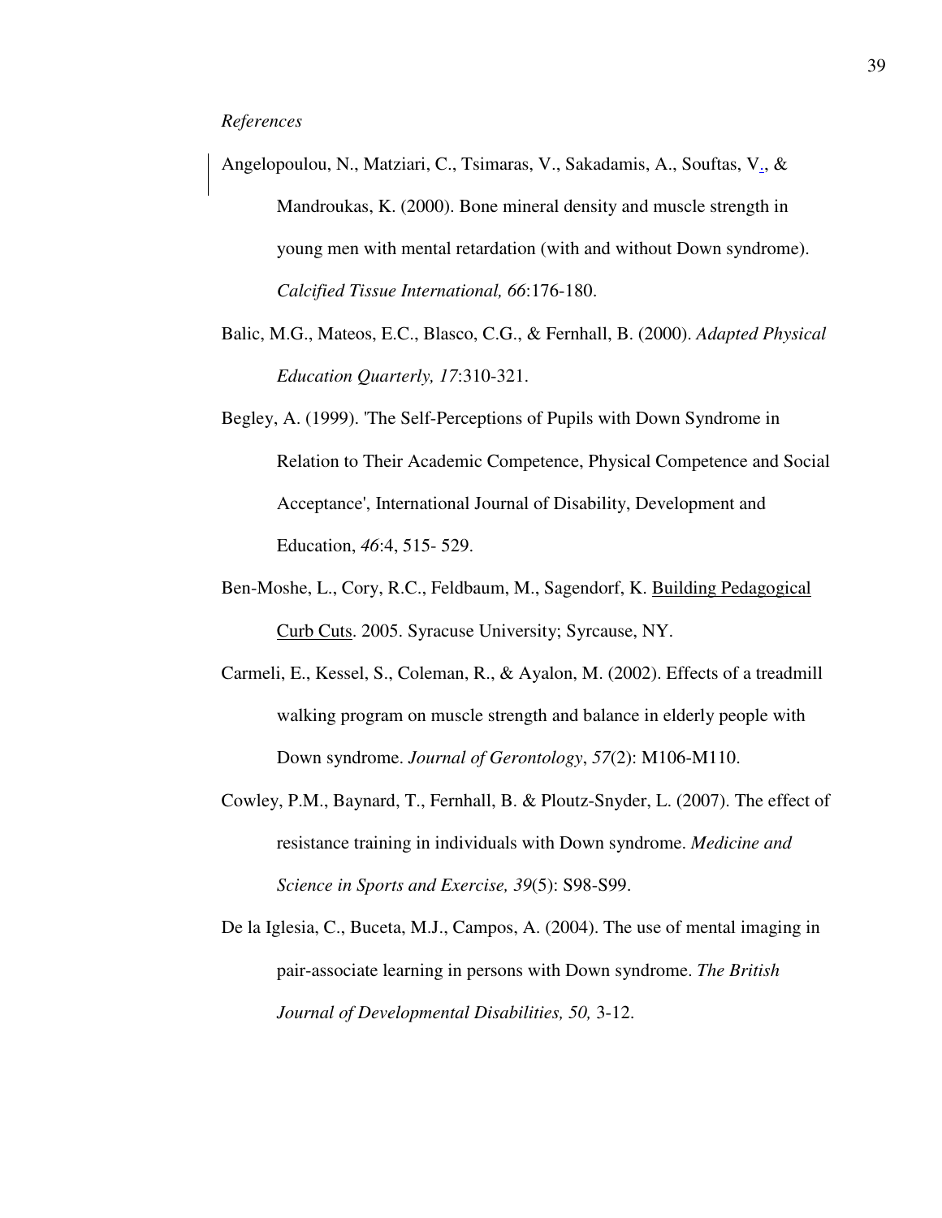*References*

Angelopoulou, N., Matziari, C., Tsimaras, V., Sakadamis, A., Souftas, V., & Mandroukas, K. (2000). Bone mineral density and muscle strength in young men with mental retardation (with and without Down syndrome). *Calcified Tissue International, 66*:176-180.

Balic, M.G., Mateos, E.C., Blasco, C.G., & Fernhall, B. (2000). *Adapted Physical Education Quarterly, 17*:310-321.

Begley, A. (1999). 'The Self-Perceptions of Pupils with Down Syndrome in Relation to Their Academic Competence, Physical Competence and Social Acceptance', International Journal of Disability, Development and Education, *46*:4, 515- 529.

Ben-Moshe, L., Cory, R.C., Feldbaum, M., Sagendorf, K. Building Pedagogical Curb Cuts. 2005. Syracuse University; Syrcause, NY.

Carmeli, E., Kessel, S., Coleman, R., & Ayalon, M. (2002). Effects of a treadmill walking program on muscle strength and balance in elderly people with Down syndrome. *Journal of Gerontology*, *57*(2): M106-M110.

Cowley, P.M., Baynard, T., Fernhall, B. & Ploutz-Snyder, L. (2007). The effect of resistance training in individuals with Down syndrome. *Medicine and Science in Sports and Exercise, 39*(5): S98-S99.

De la Iglesia, C., Buceta, M.J., Campos, A. (2004). The use of mental imaging in pair-associate learning in persons with Down syndrome. *The British Journal of Developmental Disabilities, 50,* 3-12.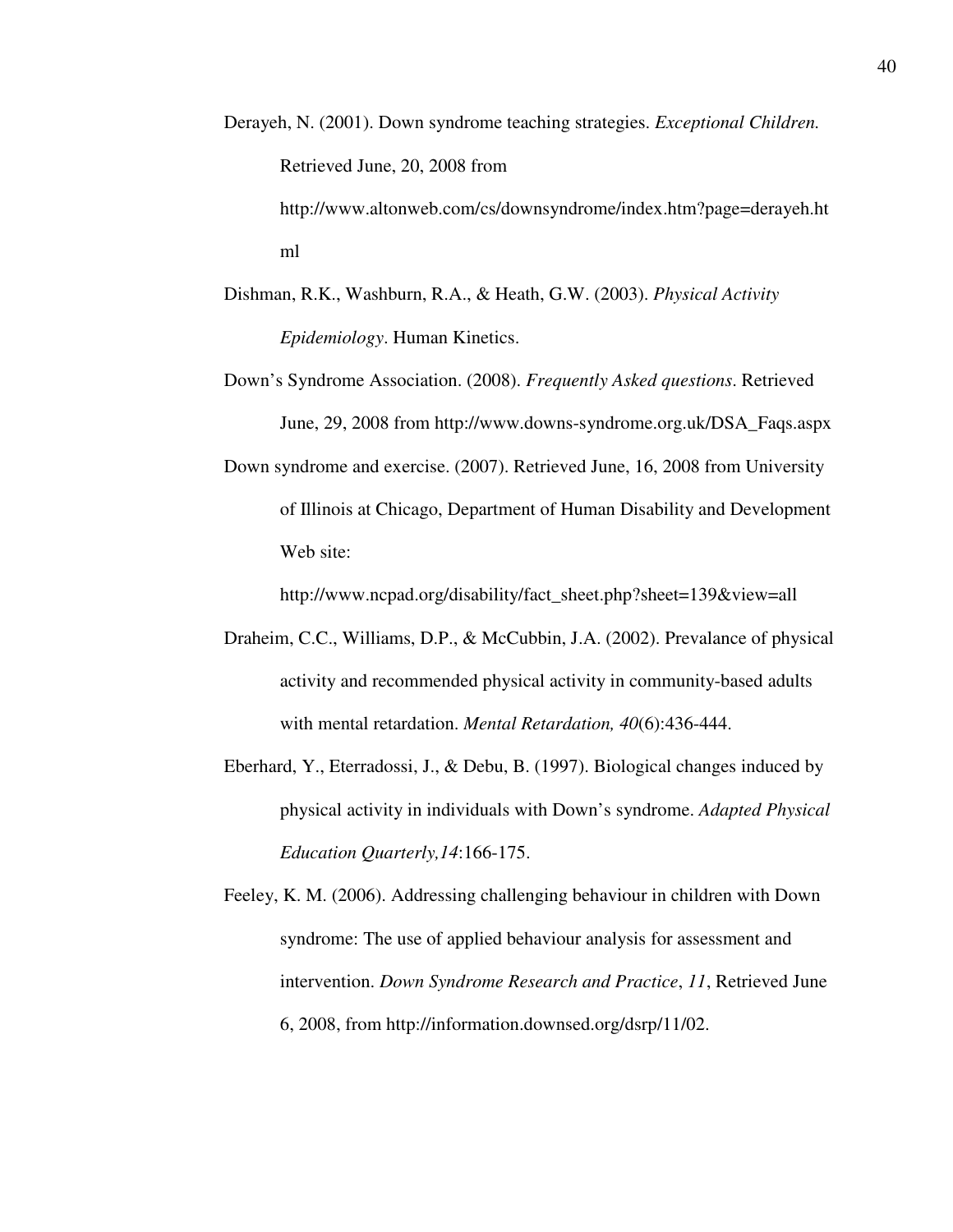Derayeh, N. (2001). Down syndrome teaching strategies. *Exceptional Children.* Retrieved June, 20, 2008 from http://www.altonweb.com/cs/downsyndrome/index.htm?page=derayeh.html

Dishman, R.K., Washburn, R.A., & Heath, G.W. (2003). *Physical Activity Epidemiology*. Human Kinetics.

Down's Syndrome Association. (2008). *Frequently Asked questions*. Retrieved June, 29, 2008 from http://www.downs-syndrome.org.uk/DSA_Faqs.aspx

Down syndrome and exercise. (2007). Retrieved June, 16, 2008 from University of Illinois at Chicago, Department of Human Disability and Development Web site: http://www.ncpad.org/disability/fact_sheet.php?sheet=139&view=all

Draheim, C.C., Williams, D.P., & McCubbin, J.A. (2002). Prevalance of physical activity and recommended physical activity in community-based adults with mental retardation. *Mental Retardation, 40*(6):436-444.

Eberhard, Y., Eterradossi, J., & Debu, B. (1997). Biological changes induced by physical activity in individuals with Down's syndrome. *Adapted Physical Education Quarterly,14*:166-175.

Feeley, K. M. (2006). Addressing challenging behaviour in children with Down syndrome: The use of applied behaviour analysis for assessment and intervention. *Down Syndrome Research and Practice*, *11*, Retrieved June 6, 2008, from http://information.downsed.org/dsrp/11/02.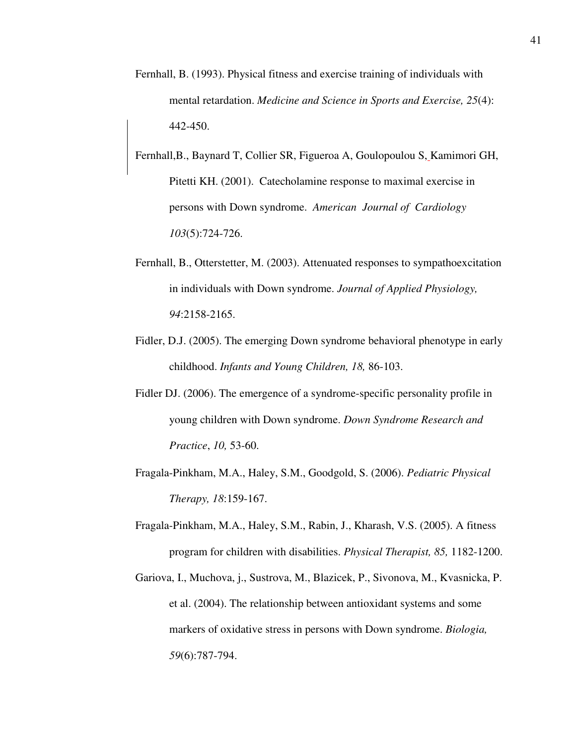Fernhall, B. (1993). Physical fitness and exercise training of individuals with mental retardation. *Medicine and Science in Sports and Exercise, 25*(4): 442-450.

Fernhall,B., Baynard T, Collier SR, Figueroa A, Goulopoulou S, Kamimori GH, Pitetti KH. (2001). Catecholamine response to maximal exercise in persons with Down syndrome. *American Journal of Cardiology 103*(5):724-726.

Fernhall, B., Otterstetter, M. (2003). Attenuated responses to sympathoexcitation in individuals with Down syndrome. *Journal of Applied Physiology, 94*:2158-2165.

Fidler, D.J. (2005). The emerging Down syndrome behavioral phenotype in early childhood. *Infants and Young Children, 18,* 86-103.

Fidler DJ. (2006). The emergence of a syndrome-specific personality profile in young children with Down syndrome. *Down Syndrome Research and Practice*, *10,* 53-60.

Fragala-Pinkham, M.A., Haley, S.M., Goodgold, S. (2006). *Pediatric Physical Therapy, 18*:159-167.

Fragala-Pinkham, M.A., Haley, S.M., Rabin, J., Kharash, V.S. (2005). A fitness program for children with disabilities. *Physical Therapist, 85,* 1182-1200.

Gariova, I., Muchova, j., Sustrova, M., Blazicek, P., Sivonova, M., Kvasnicka, P. et al. (2004). The relationship between antioxidant systems and some markers of oxidative stress in persons with Down syndrome. *Biologia, 59*(6):787-794.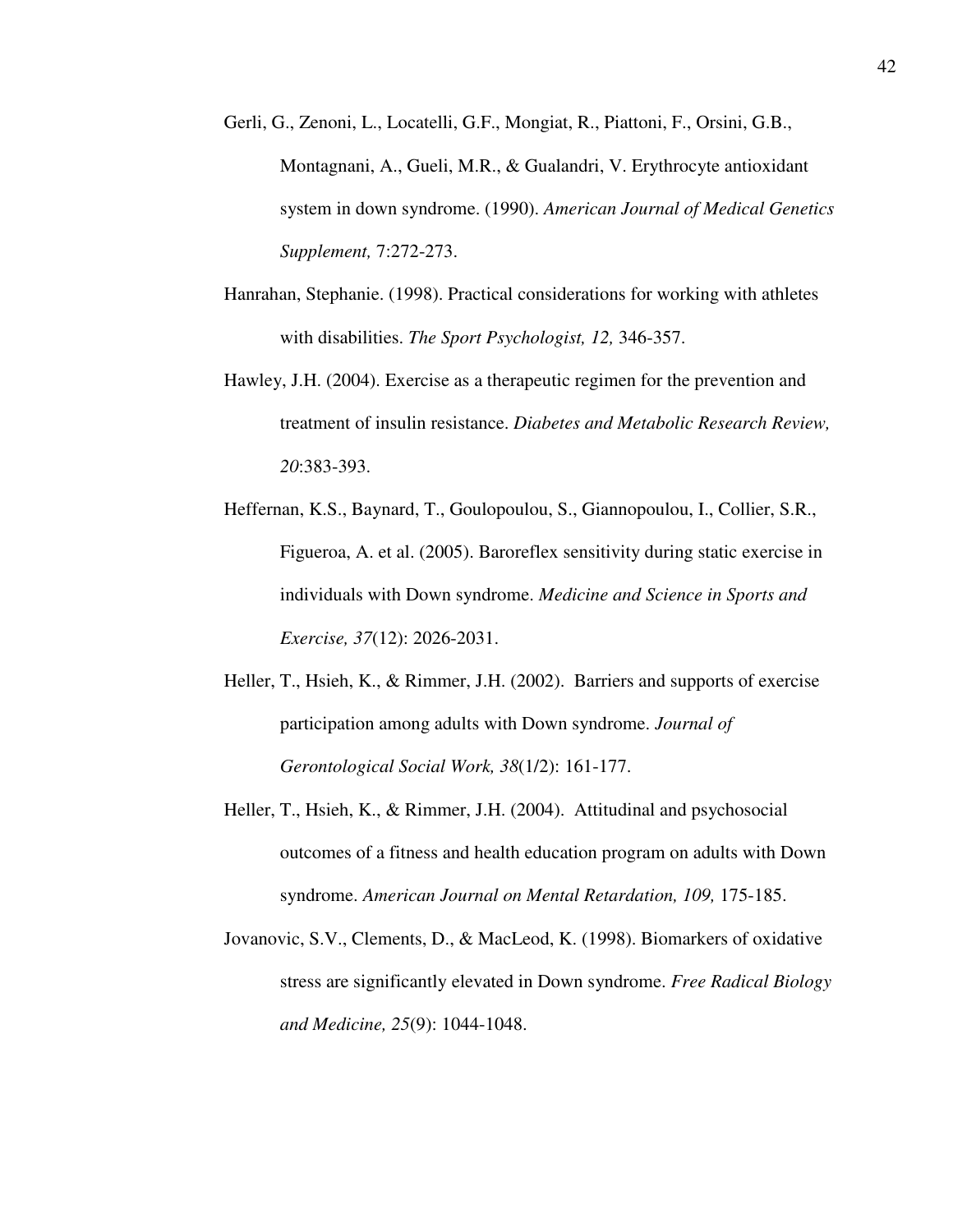Gerli, G., Zenoni, L., Locatelli, G.F., Mongiat, R., Piattoni, F., Orsini, G.B., Montagnani, A., Gueli, M.R., & Gualandri, V. Erythrocyte antioxidant system in down syndrome. (1990). *American Journal of Medical Genetics Supplement,* 7:272-273.

Hanrahan, Stephanie. (1998). Practical considerations for working with athletes with disabilities. *The Sport Psychologist, 12,* 346-357.

Hawley, J.H. (2004). Exercise as a therapeutic regimen for the prevention and treatment of insulin resistance. *Diabetes and Metabolic Research Review, 20*:383-393.

Heffernan, K.S., Baynard, T., Goulopoulou, S., Giannopoulou, I., Collier, S.R., Figueroa, A. et al. (2005). Baroreflex sensitivity during static exercise in individuals with Down syndrome. *Medicine and Science in Sports and Exercise, 37*(12): 2026-2031.

Heller, T., Hsieh, K., & Rimmer, J.H. (2002). Barriers and supports of exercise participation among adults with Down syndrome. *Journal of Gerontological Social Work, 38*(1/2): 161-177.

Heller, T., Hsieh, K., & Rimmer, J.H. (2004). Attitudinal and psychosocial outcomes of a fitness and health education program on adults with Down syndrome. *American Journal on Mental Retardation, 109,* 175-185.

Jovanovic, S.V., Clements, D., & MacLeod, K. (1998). Biomarkers of oxidative stress are significantly elevated in Down syndrome. *Free Radical Biology and Medicine, 25*(9): 1044-1048.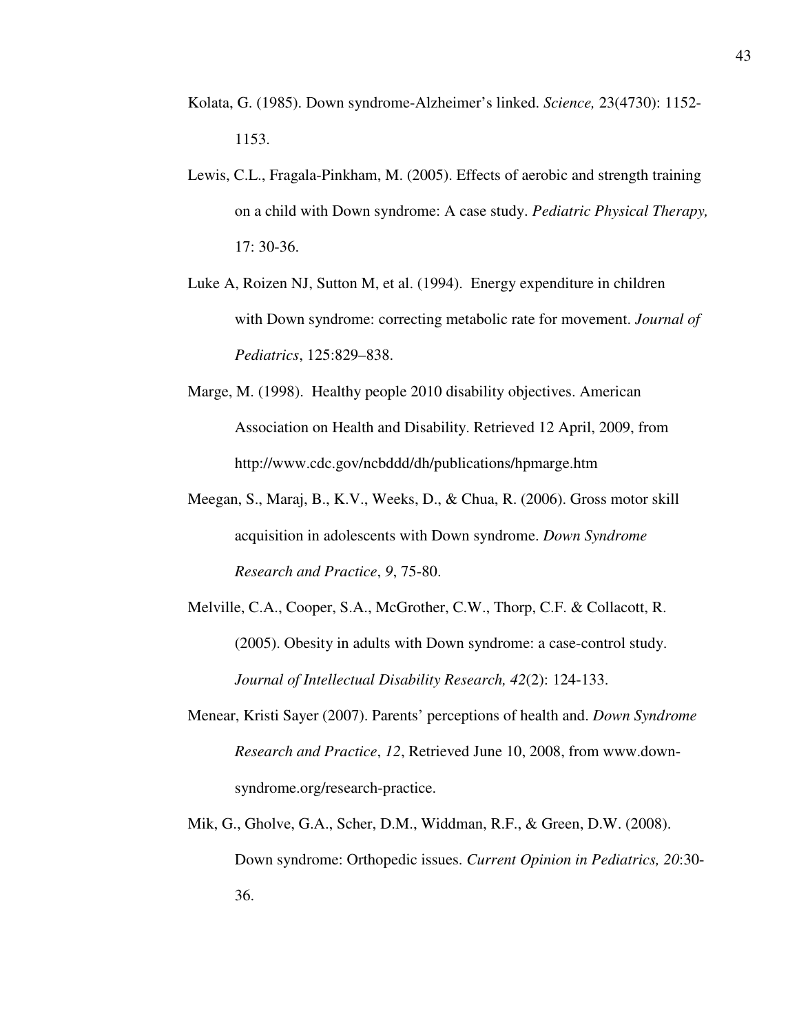Kolata, G. (1985). Down syndrome-Alzheimer's linked. *Science,* 23(4730): 1152-1153.

Lewis, C.L., Fragala-Pinkham, M. (2005). Effects of aerobic and strength training on a child with Down syndrome: A case study. *Pediatric Physical Therapy,* 17: 30-36.

Luke A, Roizen NJ, Sutton M, et al. (1994). Energy expenditure in children with Down syndrome: correcting metabolic rate for movement. *Journal of Pediatrics*, 125:829–838.

Marge, M. (1998). Healthy people 2010 disability objectives. American Association on Health and Disability. Retrieved 12 April, 2009, from http://www.cdc.gov/ncbddd/dh/publications/hpmarge.htm

Meegan, S., Maraj, B., K.V., Weeks, D., & Chua, R. (2006). Gross motor skill acquisition in adolescents with Down syndrome. *Down Syndrome Research and Practice*, *9*, 75-80.

Melville, C.A., Cooper, S.A., McGrother, C.W., Thorp, C.F. & Collacott, R. (2005). Obesity in adults with Down syndrome: a case-control study. *Journal of Intellectual Disability Research, 42*(2): 124-133.

Menear, Kristi Sayer (2007). Parents' perceptions of health and. *Down Syndrome Research and Practice*, *12*, Retrieved June 10, 2008, from www.down-syndrome.org/research-practice.

Mik, G., Gholve, G.A., Scher, D.M., Widdman, R.F., & Green, D.W. (2008). Down syndrome: Orthopedic issues. *Current Opinion in Pediatrics, 20*:30-36.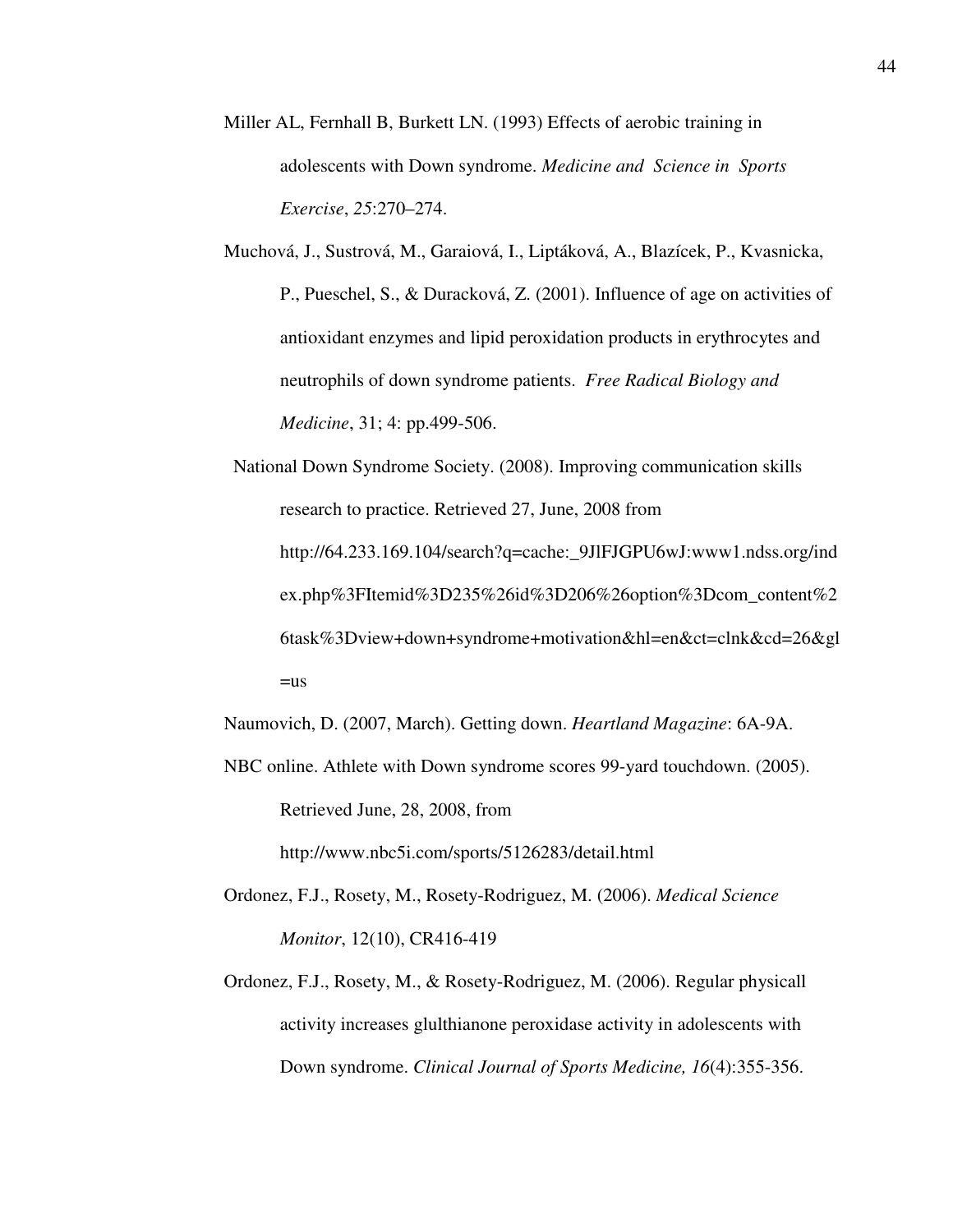Miller AL, Fernhall B, Burkett LN. (1993) Effects of aerobic training in adolescents with Down syndrome. *Medicine and Science in Sports Exercise*, *25*:270–274.

Muchová, J., Sustrová, M., Garaiová, I., Liptáková, A., Blazícek, P., Kvasnicka, P., Pueschel, S., & Duracková, Z. (2001). Influence of age on activities of antioxidant enzymes and lipid peroxidation products in erythrocytes and neutrophils of down syndrome patients. *Free Radical Biology and Medicine*, 31; 4: pp.499-506.

National Down Syndrome Society. (2008). Improving communication skills research to practice. Retrieved 27, June, 2008 from http://64.233.169.104/search?q=cache:_9JlFJGPU6wJ:www1.ndss.org/index.php%3FItemid%3D235%26id%3D206%26option%3Dcom_content%26task%3Dview+down+syndrome+motivation&hl=en&ct=clnk&cd=26&gl=us

Naumovich, D. (2007, March). Getting down. *Heartland Magazine*: 6A-9A.

NBC online. Athlete with Down syndrome scores 99-yard touchdown. (2005). Retrieved June, 28, 2008, from http://www.nbc5i.com/sports/5126283/detail.html

Ordonez, F.J., Rosety, M., Rosety-Rodriguez, M. (2006). *Medical Science Monitor*, 12(10), CR416-419

Ordonez, F.J., Rosety, M., & Rosety-Rodriguez, M. (2006). Regular physicall activity increases glulthianone peroxidase activity in adolescents with Down syndrome. *Clinical Journal of Sports Medicine, 16*(4):355-356.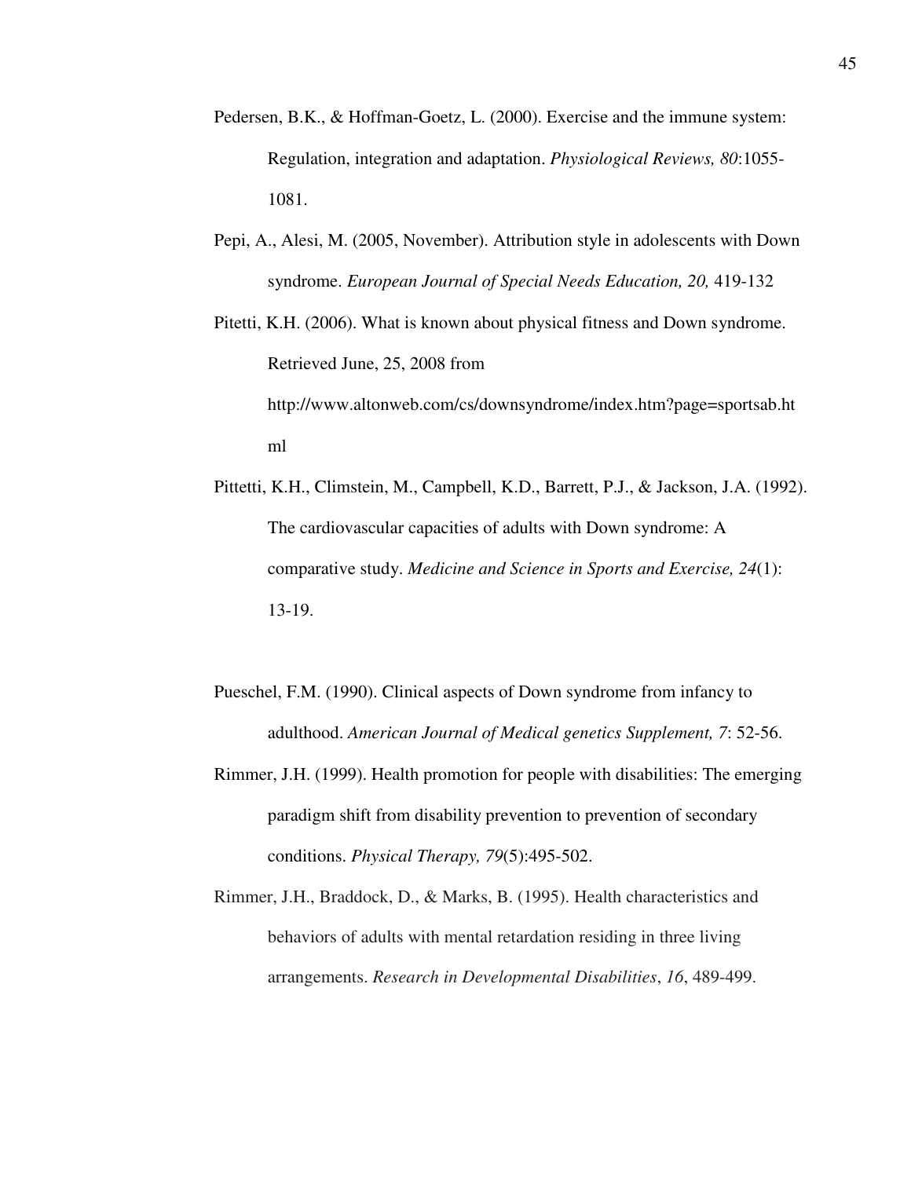Pedersen, B.K., & Hoffman-Goetz, L. (2000). Exercise and the immune system: Regulation, integration and adaptation. *Physiological Reviews, 80*:1055-1081.

Pepi, A., Alesi, M. (2005, November). Attribution style in adolescents with Down syndrome. *European Journal of Special Needs Education, 20,* 419-132

Pitetti, K.H. (2006). What is known about physical fitness and Down syndrome. Retrieved June, 25, 2008 from http://www.altonweb.com/cs/downsyndrome/index.htm?page=sportsab.html

Pittetti, K.H., Climstein, M., Campbell, K.D., Barrett, P.J., & Jackson, J.A. (1992). The cardiovascular capacities of adults with Down syndrome: A comparative study. *Medicine and Science in Sports and Exercise, 24*(1): 13-19.

Pueschel, F.M. (1990). Clinical aspects of Down syndrome from infancy to adulthood. *American Journal of Medical genetics Supplement, 7*: 52-56.

Rimmer, J.H. (1999). Health promotion for people with disabilities: The emerging paradigm shift from disability prevention to prevention of secondary conditions. *Physical Therapy, 79*(5):495-502.

Rimmer, J.H., Braddock, D., & Marks, B. (1995). Health characteristics and behaviors of adults with mental retardation residing in three living arrangements. *Research in Developmental Disabilities*, *16*, 489-499.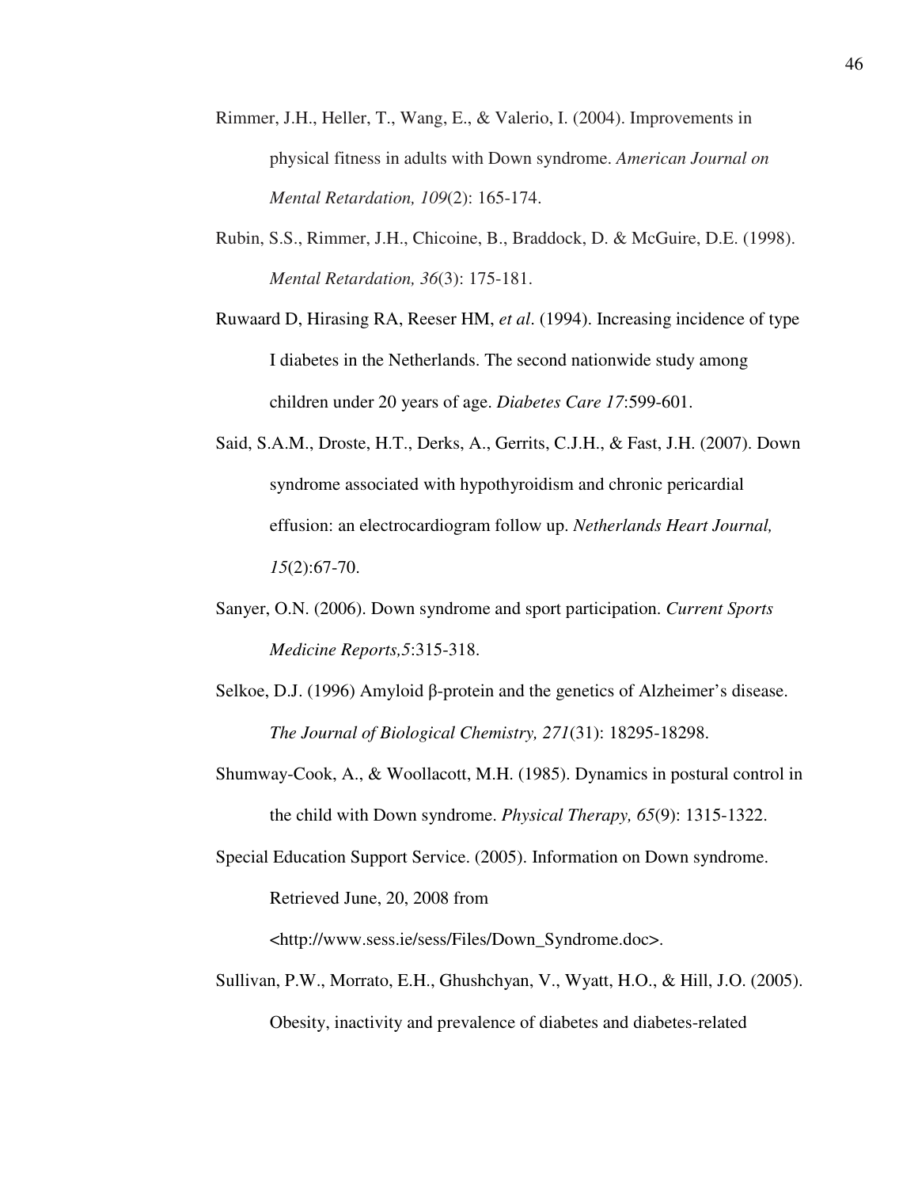Rimmer, J.H., Heller, T., Wang, E., & Valerio, I. (2004). Improvements in physical fitness in adults with Down syndrome. *American Journal on Mental Retardation, 109*(2): 165-174.

Rubin, S.S., Rimmer, J.H., Chicoine, B., Braddock, D. & McGuire, D.E. (1998). *Mental Retardation, 36*(3): 175-181.

Ruwaard D, Hirasing RA, Reeser HM, *et al*. (1994). Increasing incidence of type I diabetes in the Netherlands. The second nationwide study among children under 20 years of age. *Diabetes Care 17*:599-601.

Said, S.A.M., Droste, H.T., Derks, A., Gerrits, C.J.H., & Fast, J.H. (2007). Down syndrome associated with hypothyroidism and chronic pericardial effusion: an electrocardiogram follow up. *Netherlands Heart Journal, 15*(2):67-70.

Sanyer, O.N. (2006). Down syndrome and sport participation. *Current Sports Medicine Reports,5*:315-318.

Selkoe, D.J. (1996) Amyloid β-protein and the genetics of Alzheimer's disease. *The Journal of Biological Chemistry, 271*(31): 18295-18298.

Shumway-Cook, A., & Woollacott, M.H. (1985). Dynamics in postural control in the child with Down syndrome. *Physical Therapy, 65*(9): 1315-1322.

Special Education Support Service. (2005). Information on Down syndrome. Retrieved June, 20, 2008 from <http://www.sess.ie/sess/Files/Down_Syndrome.doc>.

Sullivan, P.W., Morrato, E.H., Ghushchyan, V., Wyatt, H.O., & Hill, J.O. (2005). Obesity, inactivity and prevalence of diabetes and diabetes-related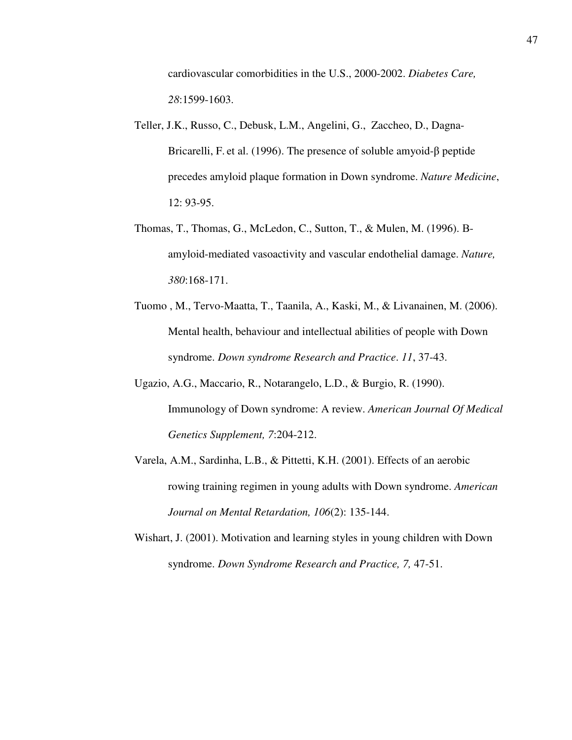cardiovascular comorbidities in the U.S., 2000-2002. *Diabetes Care, 28*:1599-1603.

Teller, J.K., Russo, C., Debusk, L.M., Angelini, G., Zaccheo, D., Dagna-Bricarelli, F. et al. (1996). The presence of soluble amyoid-β peptide precedes amyloid plaque formation in Down syndrome. *Nature Medicine*, 12: 93-95.

Thomas, T., Thomas, G., McLedon, C., Sutton, T., & Mulen, M. (1996). B-amyloid-mediated vasoactivity and vascular endothelial damage. *Nature, 380*:168-171.

Tuomo , M., Tervo-Maatta, T., Taanila, A., Kaski, M., & Livanainen, M. (2006). Mental health, behaviour and intellectual abilities of people with Down syndrome. *Down syndrome Research and Practice*. *11*, 37-43.

Ugazio, A.G., Maccario, R., Notarangelo, L.D., & Burgio, R. (1990). Immunology of Down syndrome: A review. *American Journal Of Medical Genetics Supplement, 7*:204-212.

Varela, A.M., Sardinha, L.B., & Pittetti, K.H. (2001). Effects of an aerobic rowing training regimen in young adults with Down syndrome. *American Journal on Mental Retardation, 106*(2): 135-144.

Wishart, J. (2001). Motivation and learning styles in young children with Down syndrome. *Down Syndrome Research and Practice, 7,* 47-51.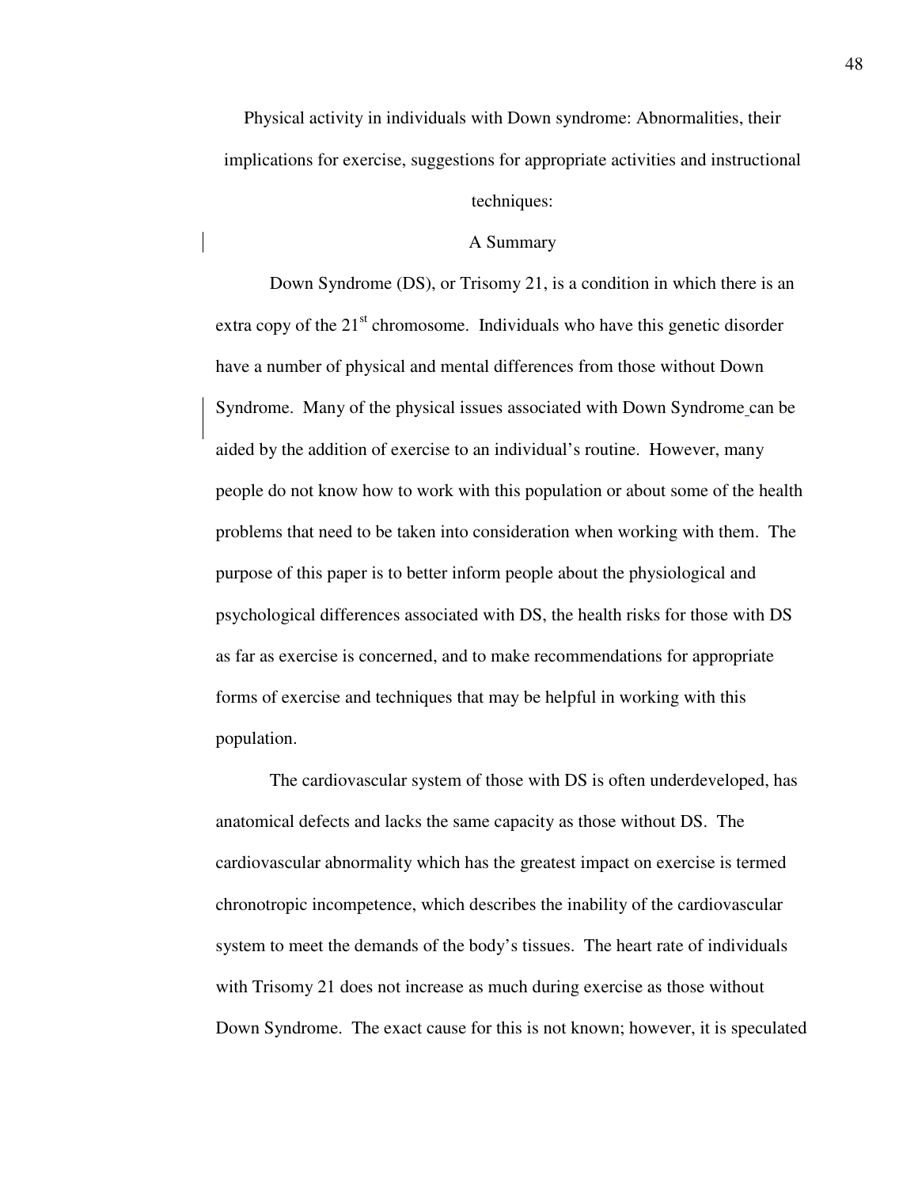# Physical activity in individuals with Down syndrome: Abnormalities, their implications for exercise, suggestions for appropriate activities and instructional techniques:

## A Summary

Down Syndrome (DS), or Trisomy 21, is a condition in which there is an extra copy of the 21st chromosome. Individuals who have this genetic disorder have a number of physical and mental differences from those without Down Syndrome. Many of the physical issues associated with Down Syndrome can be aided by the addition of exercise to an individual's routine. However, many people do not know how to work with this population or about some of the health problems that need to be taken into consideration when working with them. The purpose of this paper is to better inform people about the physiological and psychological differences associated with DS, the health risks for those with DS as far as exercise is concerned, and to make recommendations for appropriate forms of exercise and techniques that may be helpful in working with this population.

The cardiovascular system of those with DS is often underdeveloped, has anatomical defects and lacks the same capacity as those without DS. The cardiovascular abnormality which has the greatest impact on exercise is termed chronotropic incompetence, which describes the inability of the cardiovascular system to meet the demands of the body's tissues. The heart rate of individuals with Trisomy 21 does not increase as much during exercise as those without Down Syndrome. The exact cause for this is not known; however, it is speculated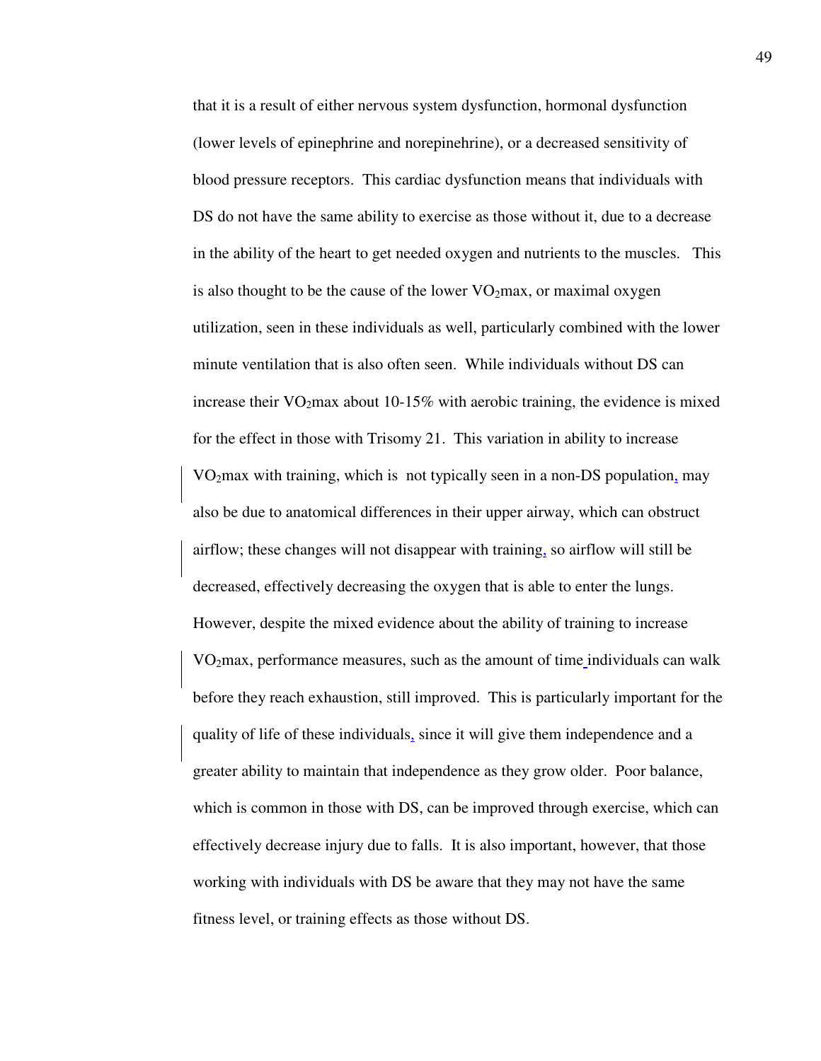that it is a result of either nervous system dysfunction, hormonal dysfunction (lower levels of epinephrine and norepinehrine), or a decreased sensitivity of blood pressure receptors. This cardiac dysfunction means that individuals with DS do not have the same ability to exercise as those without it, due to a decrease in the ability of the heart to get needed oxygen and nutrients to the muscles. This is also thought to be the cause of the lower $VO_2$max, or maximal oxygen utilization, seen in these individuals as well, particularly combined with the lower minute ventilation that is also often seen. While individuals without DS can increase their $VO_2$max about 10-15% with aerobic training, the evidence is mixed for the effect in those with Trisomy 21. This variation in ability to increase $VO_2$max with training, which is not typically seen in a non-DS population, may also be due to anatomical differences in their upper airway, which can obstruct airflow; these changes will not disappear with training, so airflow will still be decreased, effectively decreasing the oxygen that is able to enter the lungs. However, despite the mixed evidence about the ability of training to increase $VO_2$max, performance measures, such as the amount of time individuals can walk before they reach exhaustion, still improved. This is particularly important for the quality of life of these individuals, since it will give them independence and a greater ability to maintain that independence as they grow older. Poor balance, which is common in those with DS, can be improved through exercise, which can effectively decrease injury due to falls. It is also important, however, that those working with individuals with DS be aware that they may not have the same fitness level, or training effects as those without DS.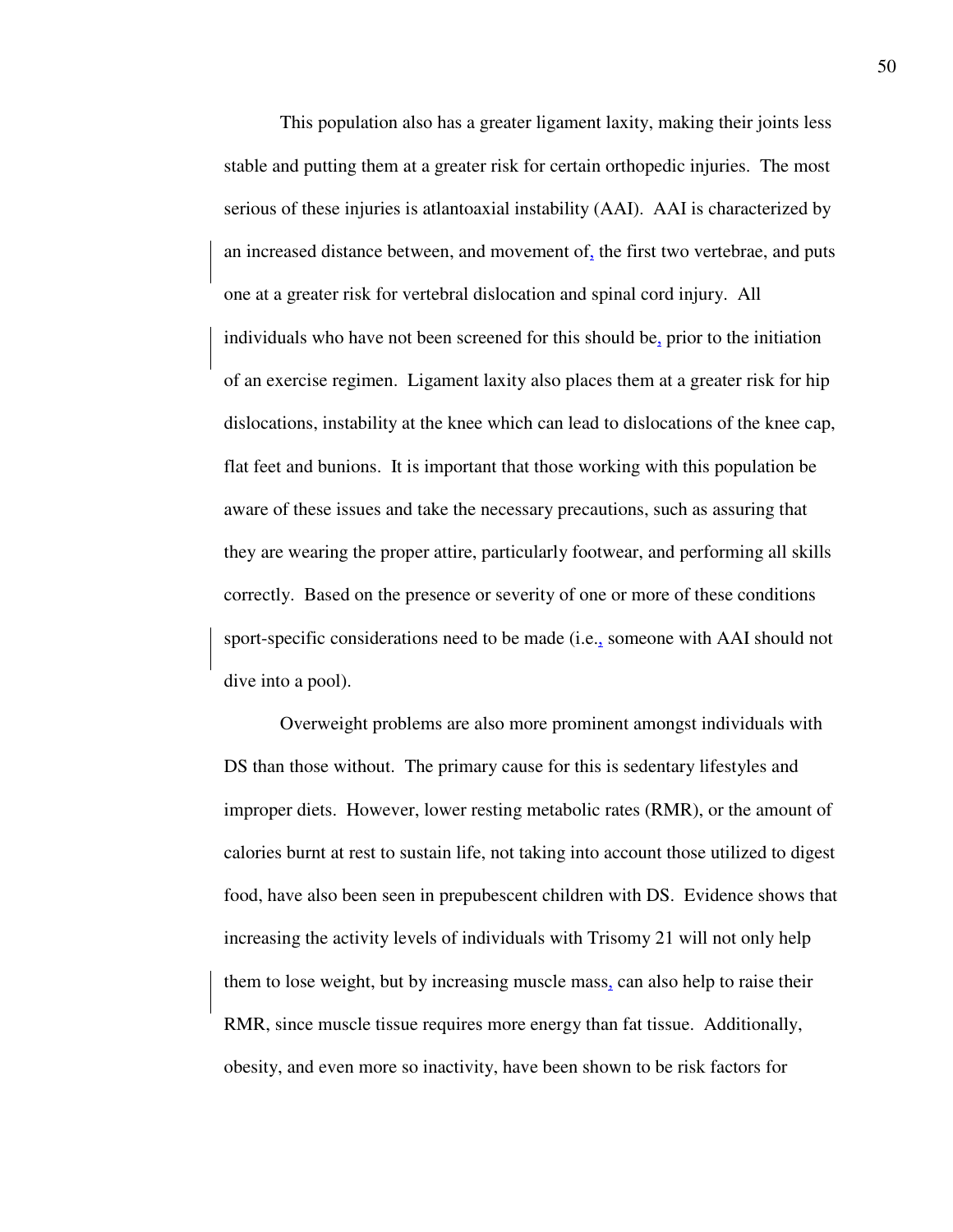This population also has a greater ligament laxity, making their joints less stable and putting them at a greater risk for certain orthopedic injuries. The most serious of these injuries is atlantoaxial instability (AAI). AAI is characterized by an increased distance between, and movement of, the first two vertebrae, and puts one at a greater risk for vertebral dislocation and spinal cord injury. All individuals who have not been screened for this should be, prior to the initiation of an exercise regimen. Ligament laxity also places them at a greater risk for hip dislocations, instability at the knee which can lead to dislocations of the knee cap, flat feet and bunions. It is important that those working with this population be aware of these issues and take the necessary precautions, such as assuring that they are wearing the proper attire, particularly footwear, and performing all skills correctly. Based on the presence or severity of one or more of these conditions sport-specific considerations need to be made (i.e., someone with AAI should not dive into a pool).

Overweight problems are also more prominent amongst individuals with DS than those without. The primary cause for this is sedentary lifestyles and improper diets. However, lower resting metabolic rates (RMR), or the amount of calories burnt at rest to sustain life, not taking into account those utilized to digest food, have also been seen in prepubescent children with DS. Evidence shows that increasing the activity levels of individuals with Trisomy 21 will not only help them to lose weight, but by increasing muscle mass, can also help to raise their RMR, since muscle tissue requires more energy than fat tissue. Additionally, obesity, and even more so inactivity, have been shown to be risk factors for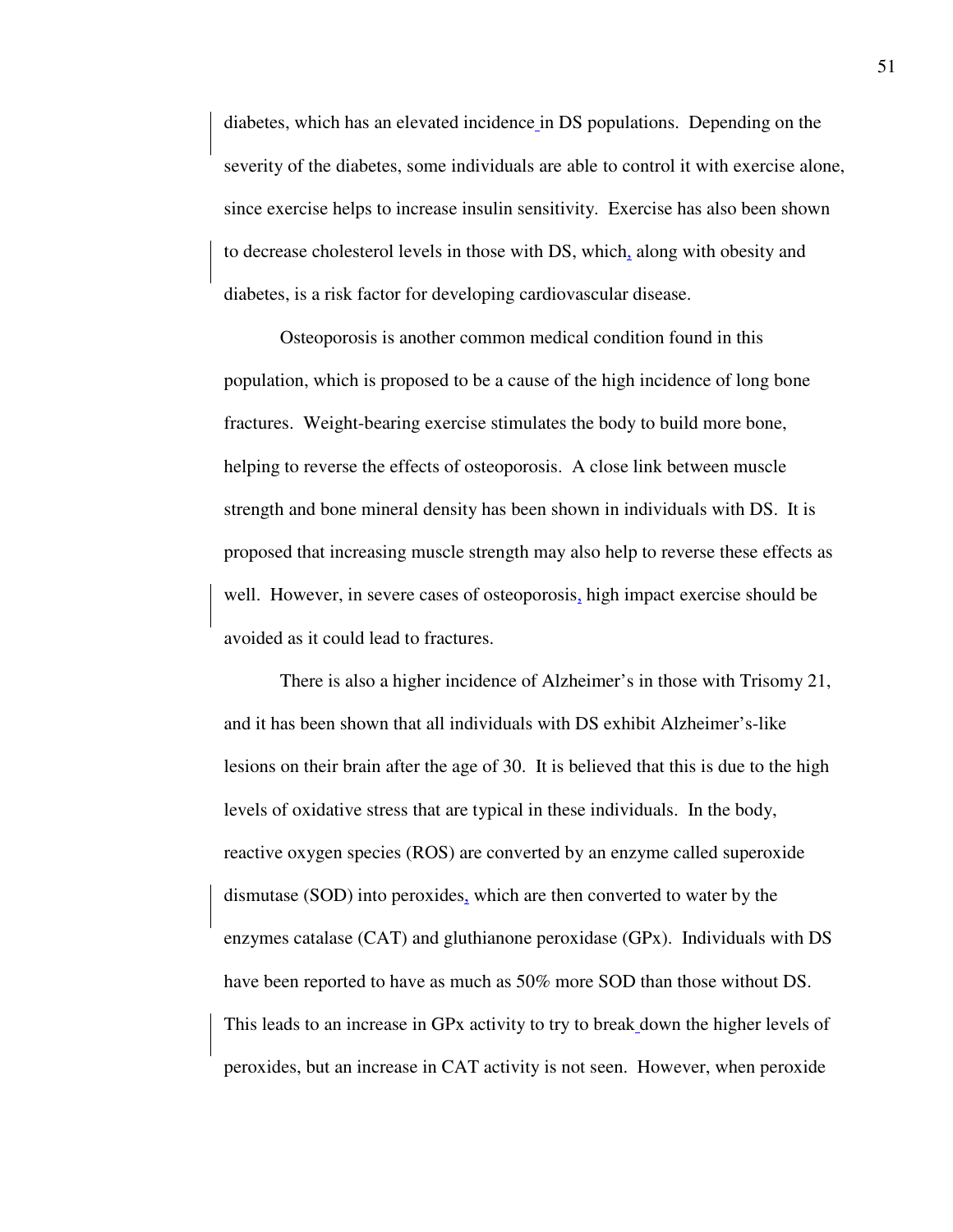diabetes, which has an elevated incidence in DS populations. Depending on the severity of the diabetes, some individuals are able to control it with exercise alone, since exercise helps to increase insulin sensitivity. Exercise has also been shown to decrease cholesterol levels in those with DS, which, along with obesity and diabetes, is a risk factor for developing cardiovascular disease.

Osteoporosis is another common medical condition found in this population, which is proposed to be a cause of the high incidence of long bone fractures. Weight-bearing exercise stimulates the body to build more bone, helping to reverse the effects of osteoporosis. A close link between muscle strength and bone mineral density has been shown in individuals with DS. It is proposed that increasing muscle strength may also help to reverse these effects as well. However, in severe cases of osteoporosis, high impact exercise should be avoided as it could lead to fractures.

There is also a higher incidence of Alzheimer's in those with Trisomy 21, and it has been shown that all individuals with DS exhibit Alzheimer's-like lesions on their brain after the age of 30. It is believed that this is due to the high levels of oxidative stress that are typical in these individuals. In the body, reactive oxygen species (ROS) are converted by an enzyme called superoxide dismutase (SOD) into peroxides, which are then converted to water by the enzymes catalase (CAT) and gluthianone peroxidase (GPx). Individuals with DS have been reported to have as much as 50% more SOD than those without DS. This leads to an increase in GPx activity to try to break down the higher levels of peroxides, but an increase in CAT activity is not seen. However, when peroxide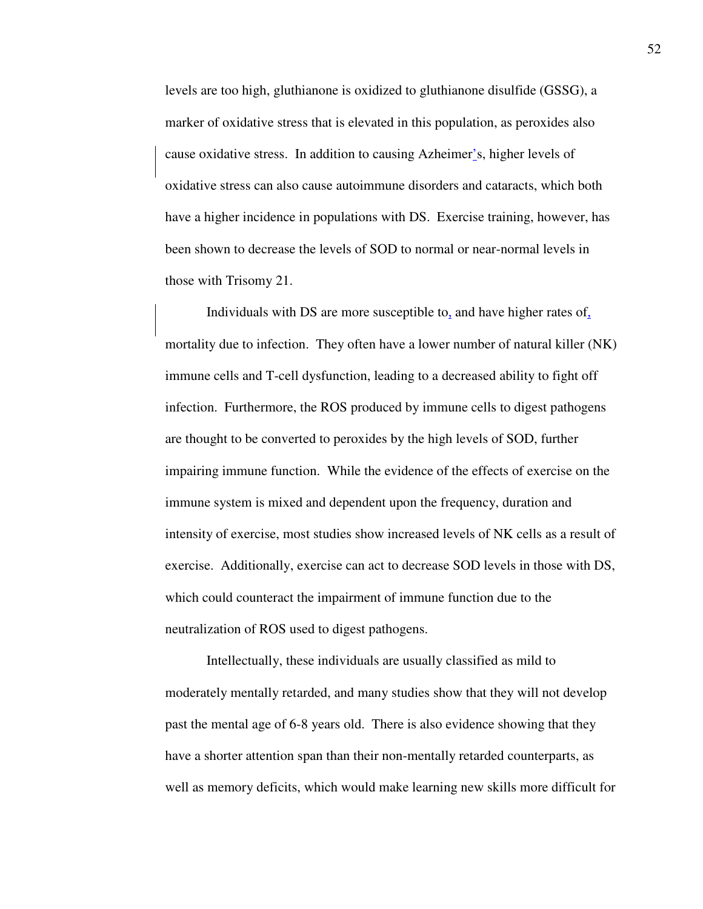levels are too high, gluthianone is oxidized to gluthianone disulfide (GSSG), a marker of oxidative stress that is elevated in this population, as peroxides also cause oxidative stress. In addition to causing Azheimer's, higher levels of oxidative stress can also cause autoimmune disorders and cataracts, which both have a higher incidence in populations with DS. Exercise training, however, has been shown to decrease the levels of SOD to normal or near-normal levels in those with Trisomy 21.

Individuals with DS are more susceptible to, and have higher rates of, mortality due to infection. They often have a lower number of natural killer (NK) immune cells and T-cell dysfunction, leading to a decreased ability to fight off infection. Furthermore, the ROS produced by immune cells to digest pathogens are thought to be converted to peroxides by the high levels of SOD, further impairing immune function. While the evidence of the effects of exercise on the immune system is mixed and dependent upon the frequency, duration and intensity of exercise, most studies show increased levels of NK cells as a result of exercise. Additionally, exercise can act to decrease SOD levels in those with DS, which could counteract the impairment of immune function due to the neutralization of ROS used to digest pathogens.

Intellectually, these individuals are usually classified as mild to moderately mentally retarded, and many studies show that they will not develop past the mental age of 6-8 years old. There is also evidence showing that they have a shorter attention span than their non-mentally retarded counterparts, as well as memory deficits, which would make learning new skills more difficult for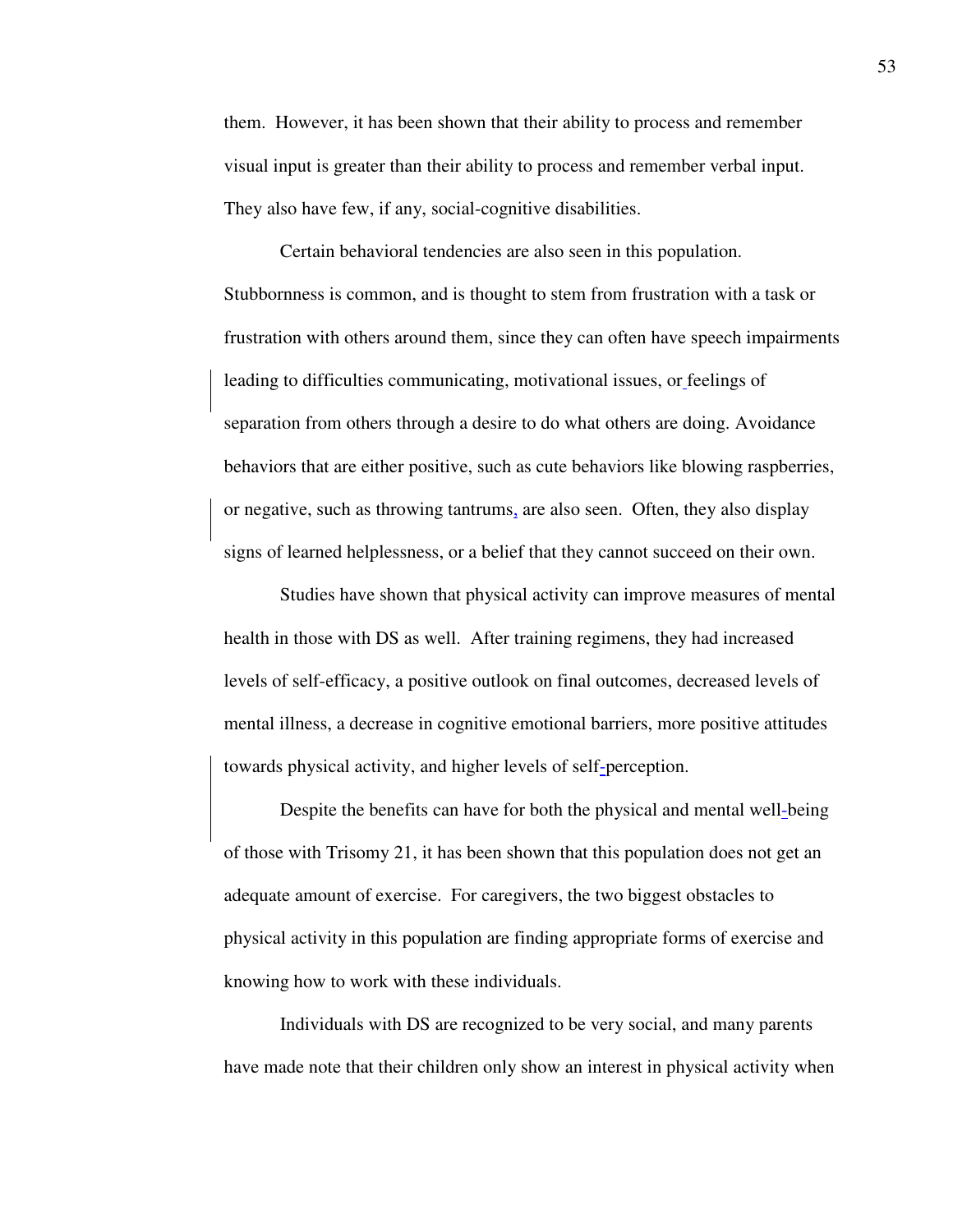them. However, it has been shown that their ability to process and remember visual input is greater than their ability to process and remember verbal input. They also have few, if any, social-cognitive disabilities.

Certain behavioral tendencies are also seen in this population. Stubbornness is common, and is thought to stem from frustration with a task or frustration with others around them, since they can often have speech impairments leading to difficulties communicating, motivational issues, or feelings of separation from others through a desire to do what others are doing. Avoidance behaviors that are either positive, such as cute behaviors like blowing raspberries, or negative, such as throwing tantrums, are also seen. Often, they also display signs of learned helplessness, or a belief that they cannot succeed on their own.

Studies have shown that physical activity can improve measures of mental health in those with DS as well. After training regimens, they had increased levels of self-efficacy, a positive outlook on final outcomes, decreased levels of mental illness, a decrease in cognitive emotional barriers, more positive attitudes towards physical activity, and higher levels of self-perception.

Despite the benefits can have for both the physical and mental well-being of those with Trisomy 21, it has been shown that this population does not get an adequate amount of exercise. For caregivers, the two biggest obstacles to physical activity in this population are finding appropriate forms of exercise and knowing how to work with these individuals.

Individuals with DS are recognized to be very social, and many parents have made note that their children only show an interest in physical activity when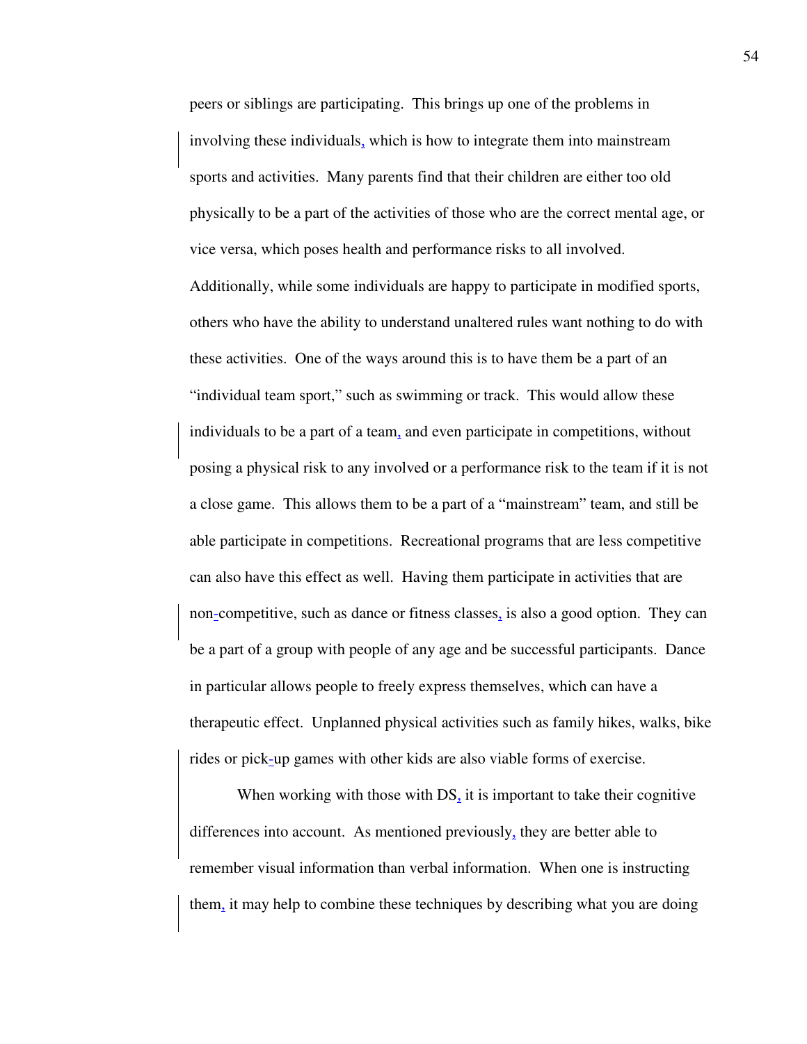peers or siblings are participating. This brings up one of the problems in involving these individuals, which is how to integrate them into mainstream sports and activities. Many parents find that their children are either too old physically to be a part of the activities of those who are the correct mental age, or vice versa, which poses health and performance risks to all involved. Additionally, while some individuals are happy to participate in modified sports, others who have the ability to understand unaltered rules want nothing to do with these activities. One of the ways around this is to have them be a part of an "individual team sport," such as swimming or track. This would allow these individuals to be a part of a team, and even participate in competitions, without posing a physical risk to any involved or a performance risk to the team if it is not a close game. This allows them to be a part of a "mainstream" team, and still be able participate in competitions. Recreational programs that are less competitive can also have this effect as well. Having them participate in activities that are non-competitive, such as dance or fitness classes, is also a good option. They can be a part of a group with people of any age and be successful participants. Dance in particular allows people to freely express themselves, which can have a therapeutic effect. Unplanned physical activities such as family hikes, walks, bike rides or pick-up games with other kids are also viable forms of exercise.

When working with those with DS, it is important to take their cognitive differences into account. As mentioned previously, they are better able to remember visual information than verbal information. When one is instructing them, it may help to combine these techniques by describing what you are doing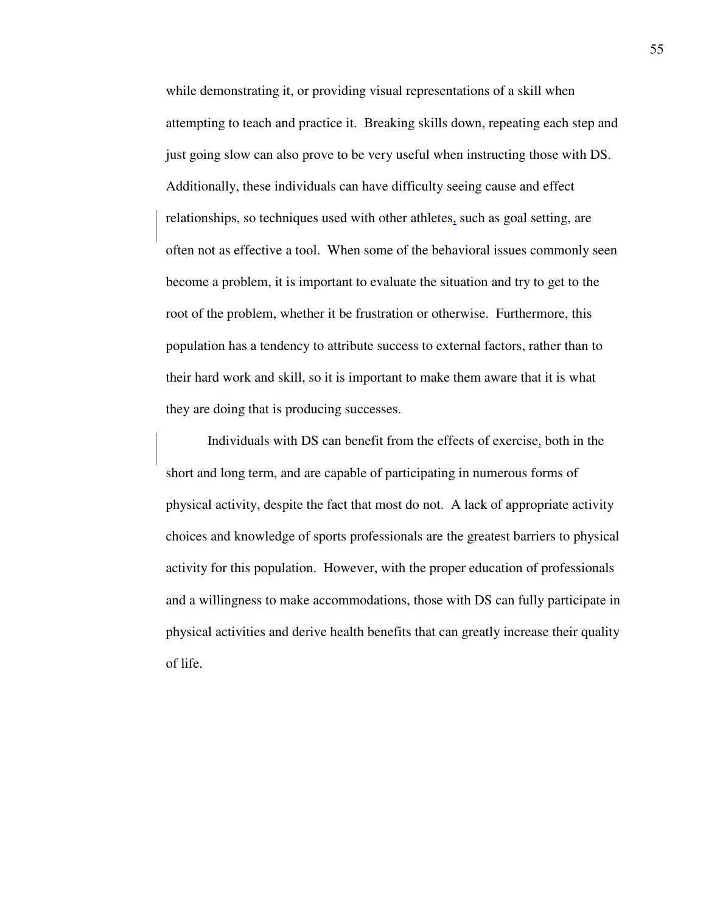while demonstrating it, or providing visual representations of a skill when attempting to teach and practice it. Breaking skills down, repeating each step and just going slow can also prove to be very useful when instructing those with DS. Additionally, these individuals can have difficulty seeing cause and effect relationships, so techniques used with other athletes, such as goal setting, are often not as effective a tool. When some of the behavioral issues commonly seen become a problem, it is important to evaluate the situation and try to get to the root of the problem, whether it be frustration or otherwise. Furthermore, this population has a tendency to attribute success to external factors, rather than to their hard work and skill, so it is important to make them aware that it is what they are doing that is producing successes.

Individuals with DS can benefit from the effects of exercise, both in the short and long term, and are capable of participating in numerous forms of physical activity, despite the fact that most do not. A lack of appropriate activity choices and knowledge of sports professionals are the greatest barriers to physical activity for this population. However, with the proper education of professionals and a willingness to make accommodations, those with DS can fully participate in physical activities and derive health benefits that can greatly increase their quality of life.